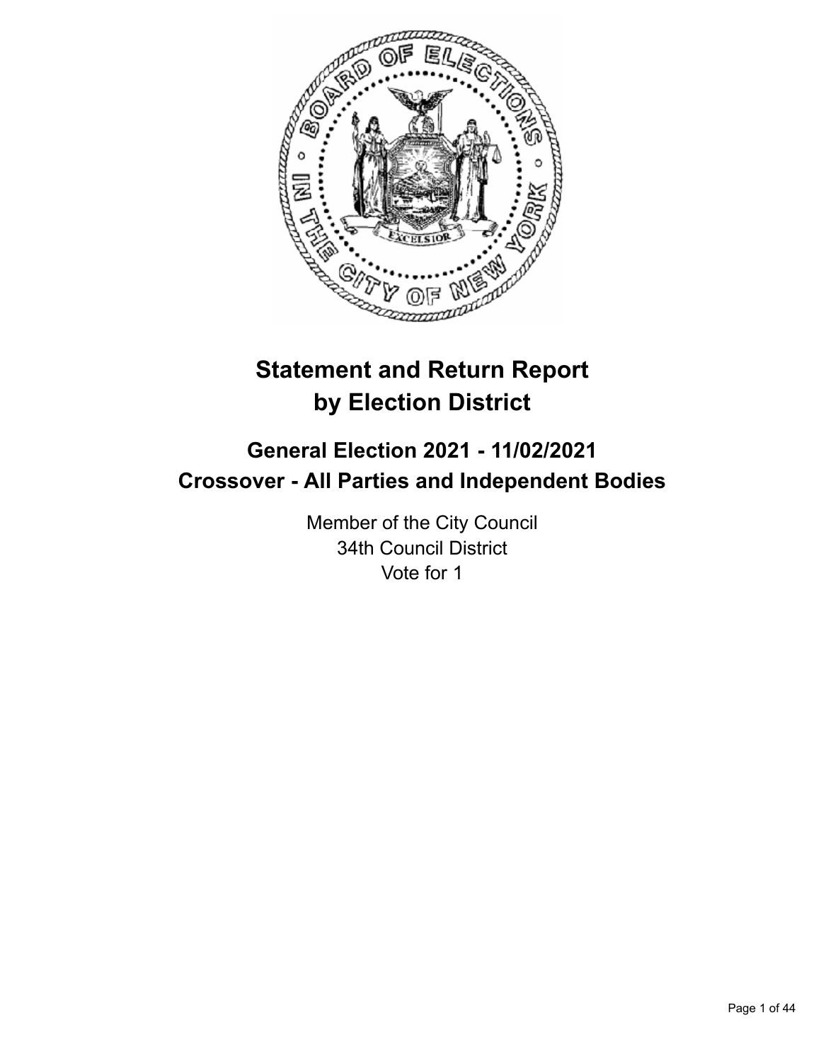# Statement and Return Report by Election District

## General Election 2021 - 11/02/2021
## Crossover - All Parties and Independent Bodies

Member of the City Council
34th Council District
Vote for 1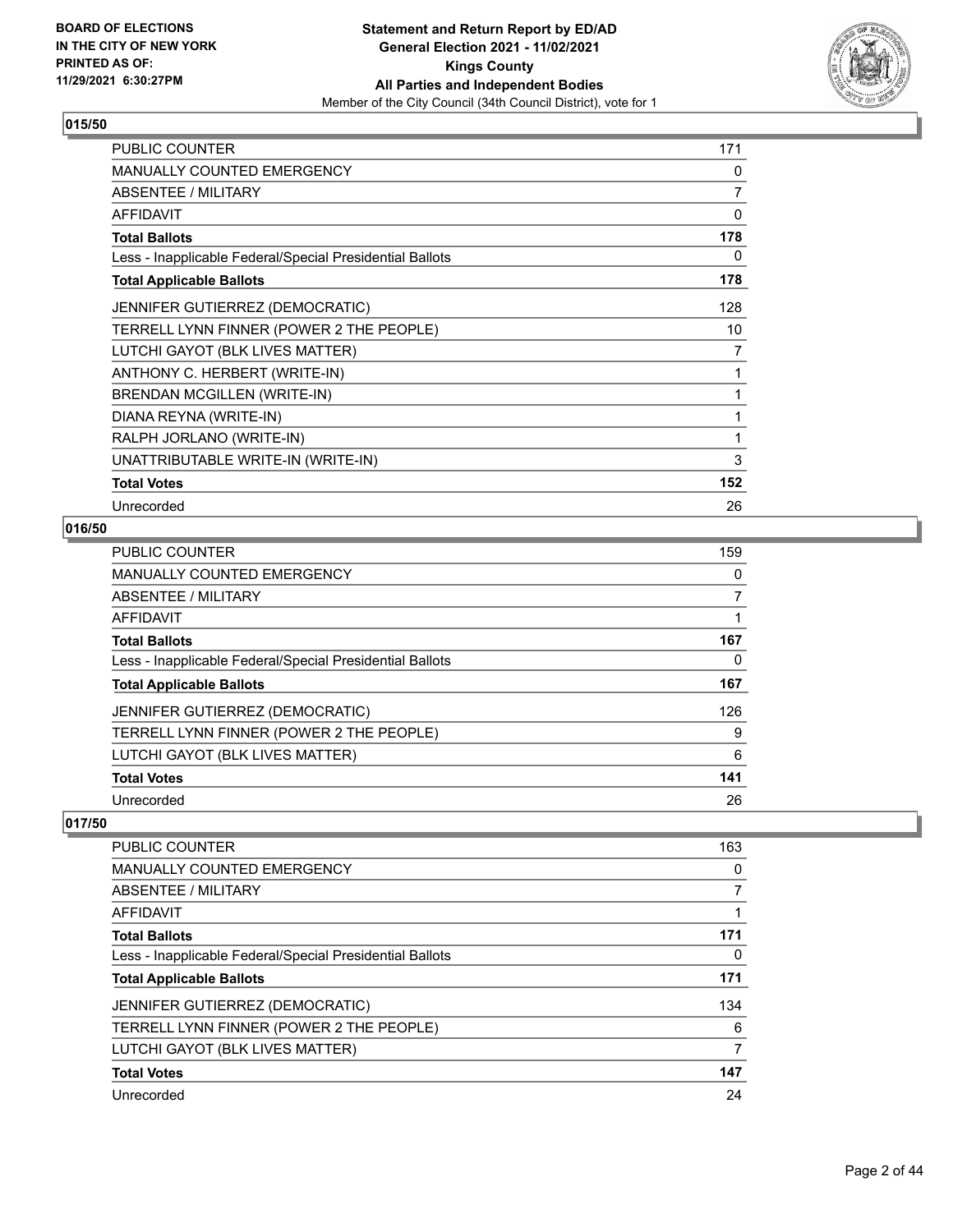## 015/50

| | |
|---|---|
| PUBLIC COUNTER | 171 |
| MANUALLY COUNTED EMERGENCY | 0 |
| ABSENTEE / MILITARY | 7 |
| AFFIDAVIT | 0 |
| **Total Ballots** | **178** |
| Less - Inapplicable Federal/Special Presidential Ballots | 0 |
| **Total Applicable Ballots** | **178** |
| JENNIFER GUTIERREZ (DEMOCRATIC) | 128 |
| TERRELL LYNN FINNER (POWER 2 THE PEOPLE) | 10 |
| LUTCHI GAYOT (BLK LIVES MATTER) | 7 |
| ANTHONY C. HERBERT (WRITE-IN) | 1 |
| BRENDAN MCGILLEN (WRITE-IN) | 1 |
| DIANA REYNA (WRITE-IN) | 1 |
| RALPH JORLANO (WRITE-IN) | 1 |
| UNATTRIBUTABLE WRITE-IN (WRITE-IN) | 3 |
| **Total Votes** | **152** |
| Unrecorded | 26 |

## 016/50

| | |
|---|---|
| PUBLIC COUNTER | 159 |
| MANUALLY COUNTED EMERGENCY | 0 |
| ABSENTEE / MILITARY | 7 |
| AFFIDAVIT | 1 |
| **Total Ballots** | **167** |
| Less - Inapplicable Federal/Special Presidential Ballots | 0 |
| **Total Applicable Ballots** | **167** |
| JENNIFER GUTIERREZ (DEMOCRATIC) | 126 |
| TERRELL LYNN FINNER (POWER 2 THE PEOPLE) | 9 |
| LUTCHI GAYOT (BLK LIVES MATTER) | 6 |
| **Total Votes** | **141** |
| Unrecorded | 26 |

## 017/50

| | |
|---|---|
| PUBLIC COUNTER | 163 |
| MANUALLY COUNTED EMERGENCY | 0 |
| ABSENTEE / MILITARY | 7 |
| AFFIDAVIT | 1 |
| **Total Ballots** | **171** |
| Less - Inapplicable Federal/Special Presidential Ballots | 0 |
| **Total Applicable Ballots** | **171** |
| JENNIFER GUTIERREZ (DEMOCRATIC) | 134 |
| TERRELL LYNN FINNER (POWER 2 THE PEOPLE) | 6 |
| LUTCHI GAYOT (BLK LIVES MATTER) | 7 |
| **Total Votes** | **147** |
| Unrecorded | 24 |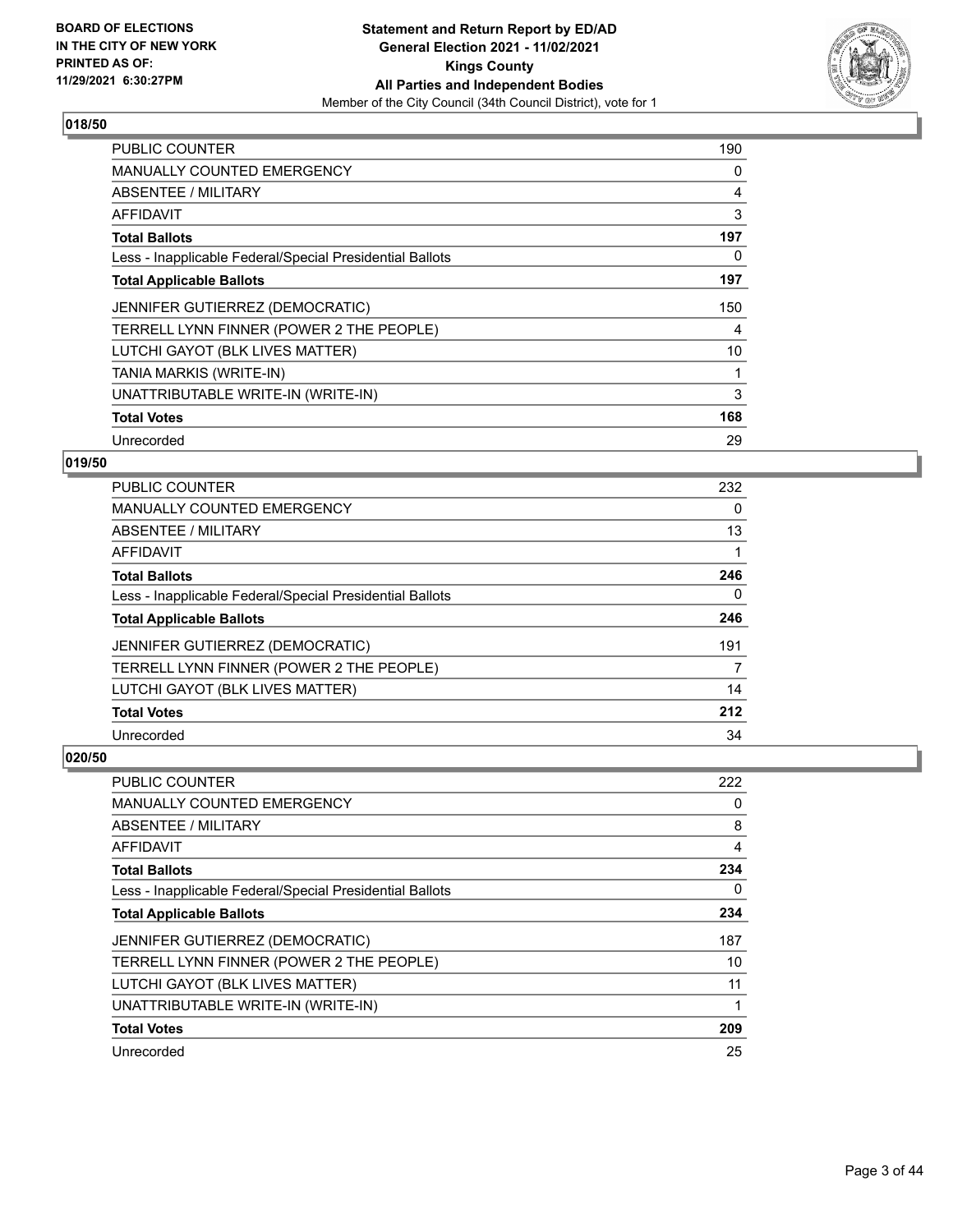**BOARD OF ELECTIONS IN THE CITY OF NEW YORK PRINTED AS OF: 11/29/2021 6:30:27PM**

**Statement and Return Report by ED/AD**
**General Election 2021 - 11/02/2021**
**Kings County**
**All Parties and Independent Bodies**
Member of the City Council (34th Council District), vote for 1

### 018/50

| | |
|---|---|
| PUBLIC COUNTER | 190 |
| MANUALLY COUNTED EMERGENCY | 0 |
| ABSENTEE / MILITARY | 4 |
| AFFIDAVIT | 3 |
| **Total Ballots** | **197** |
| Less - Inapplicable Federal/Special Presidential Ballots | 0 |
| **Total Applicable Ballots** | **197** |
| JENNIFER GUTIERREZ (DEMOCRATIC) | 150 |
| TERRELL LYNN FINNER (POWER 2 THE PEOPLE) | 4 |
| LUTCHI GAYOT (BLK LIVES MATTER) | 10 |
| TANIA MARKIS (WRITE-IN) | 1 |
| UNATTRIBUTABLE WRITE-IN (WRITE-IN) | 3 |
| **Total Votes** | **168** |
| Unrecorded | 29 |

### 019/50

| | |
|---|---|
| PUBLIC COUNTER | 232 |
| MANUALLY COUNTED EMERGENCY | 0 |
| ABSENTEE / MILITARY | 13 |
| AFFIDAVIT | 1 |
| **Total Ballots** | **246** |
| Less - Inapplicable Federal/Special Presidential Ballots | 0 |
| **Total Applicable Ballots** | **246** |
| JENNIFER GUTIERREZ (DEMOCRATIC) | 191 |
| TERRELL LYNN FINNER (POWER 2 THE PEOPLE) | 7 |
| LUTCHI GAYOT (BLK LIVES MATTER) | 14 |
| **Total Votes** | **212** |
| Unrecorded | 34 |

### 020/50

| | |
|---|---|
| PUBLIC COUNTER | 222 |
| MANUALLY COUNTED EMERGENCY | 0 |
| ABSENTEE / MILITARY | 8 |
| AFFIDAVIT | 4 |
| **Total Ballots** | **234** |
| Less - Inapplicable Federal/Special Presidential Ballots | 0 |
| **Total Applicable Ballots** | **234** |
| JENNIFER GUTIERREZ (DEMOCRATIC) | 187 |
| TERRELL LYNN FINNER (POWER 2 THE PEOPLE) | 10 |
| LUTCHI GAYOT (BLK LIVES MATTER) | 11 |
| UNATTRIBUTABLE WRITE-IN (WRITE-IN) | 1 |
| **Total Votes** | **209** |
| Unrecorded | 25 |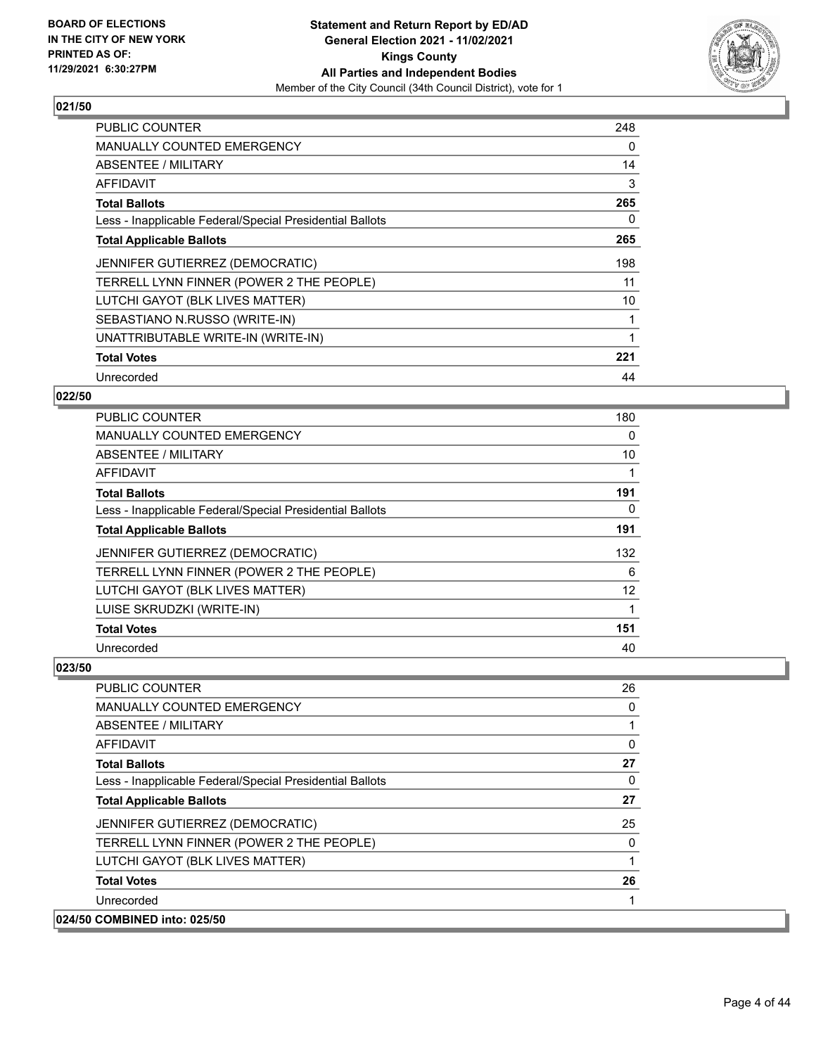**BOARD OF ELECTIONS IN THE CITY OF NEW YORK PRINTED AS OF: 11/29/2021 6:30:27PM**

**Statement and Return Report by ED/AD General Election 2021 - 11/02/2021 Kings County All Parties and Independent Bodies**

Member of the City Council (34th Council District), vote for 1

## 021/50

| | |
|---|---|
| PUBLIC COUNTER | 248 |
| MANUALLY COUNTED EMERGENCY | 0 |
| ABSENTEE / MILITARY | 14 |
| AFFIDAVIT | 3 |
| **Total Ballots** | **265** |
| Less - Inapplicable Federal/Special Presidential Ballots | 0 |
| **Total Applicable Ballots** | **265** |
| JENNIFER GUTIERREZ (DEMOCRATIC) | 198 |
| TERRELL LYNN FINNER (POWER 2 THE PEOPLE) | 11 |
| LUTCHI GAYOT (BLK LIVES MATTER) | 10 |
| SEBASTIANO N.RUSSO (WRITE-IN) | 1 |
| UNATTRIBUTABLE WRITE-IN (WRITE-IN) | 1 |
| **Total Votes** | **221** |
| Unrecorded | 44 |

## 022/50

| | |
|---|---|
| PUBLIC COUNTER | 180 |
| MANUALLY COUNTED EMERGENCY | 0 |
| ABSENTEE / MILITARY | 10 |
| AFFIDAVIT | 1 |
| **Total Ballots** | **191** |
| Less - Inapplicable Federal/Special Presidential Ballots | 0 |
| **Total Applicable Ballots** | **191** |
| JENNIFER GUTIERREZ (DEMOCRATIC) | 132 |
| TERRELL LYNN FINNER (POWER 2 THE PEOPLE) | 6 |
| LUTCHI GAYOT (BLK LIVES MATTER) | 12 |
| LUISE SKRUDZKI (WRITE-IN) | 1 |
| **Total Votes** | **151** |
| Unrecorded | 40 |

## 023/50

| | |
|---|---|
| PUBLIC COUNTER | 26 |
| MANUALLY COUNTED EMERGENCY | 0 |
| ABSENTEE / MILITARY | 1 |
| AFFIDAVIT | 0 |
| **Total Ballots** | **27** |
| Less - Inapplicable Federal/Special Presidential Ballots | 0 |
| **Total Applicable Ballots** | **27** |
| JENNIFER GUTIERREZ (DEMOCRATIC) | 25 |
| TERRELL LYNN FINNER (POWER 2 THE PEOPLE) | 0 |
| LUTCHI GAYOT (BLK LIVES MATTER) | 1 |
| **Total Votes** | **26** |
| Unrecorded | 1 |

## 024/50 COMBINED into: 025/50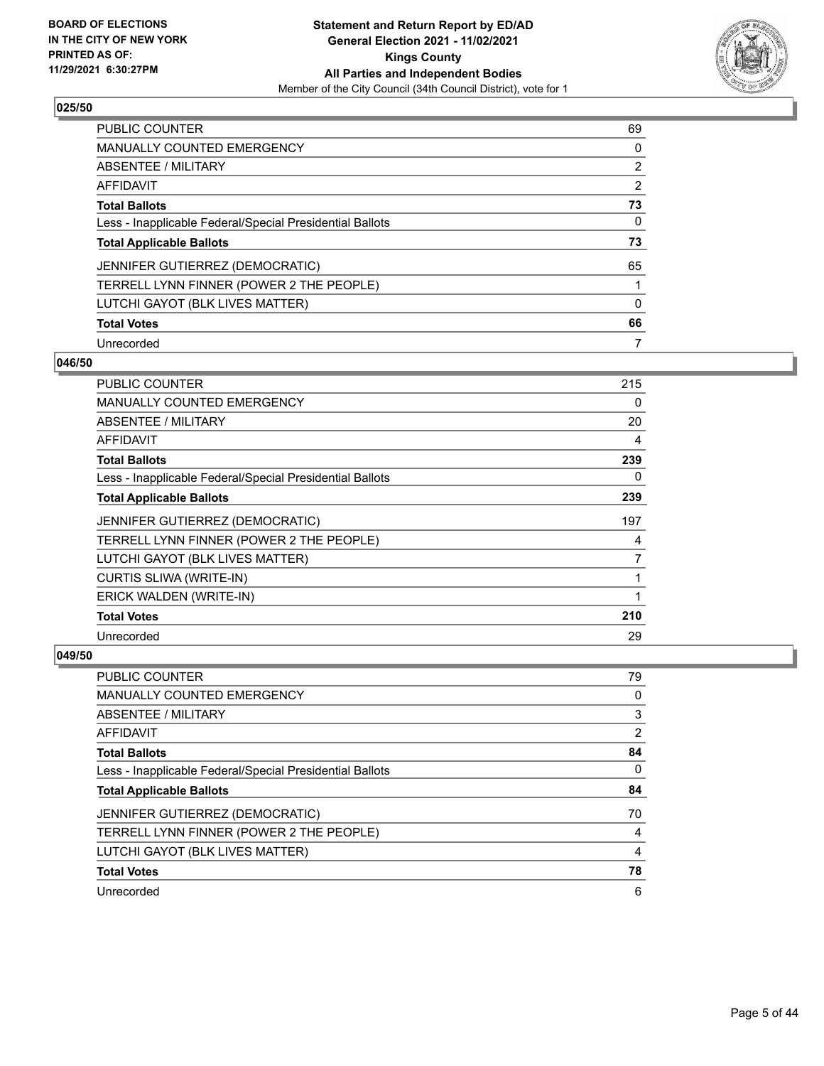## 025/50

| | |
|---|---|
| PUBLIC COUNTER | 69 |
| MANUALLY COUNTED EMERGENCY | 0 |
| ABSENTEE / MILITARY | 2 |
| AFFIDAVIT | 2 |
| **Total Ballots** | **73** |
| Less - Inapplicable Federal/Special Presidential Ballots | 0 |
| **Total Applicable Ballots** | **73** |
| JENNIFER GUTIERREZ (DEMOCRATIC) | 65 |
| TERRELL LYNN FINNER (POWER 2 THE PEOPLE) | 1 |
| LUTCHI GAYOT (BLK LIVES MATTER) | 0 |
| **Total Votes** | **66** |
| Unrecorded | 7 |

## 046/50

| | |
|---|---|
| PUBLIC COUNTER | 215 |
| MANUALLY COUNTED EMERGENCY | 0 |
| ABSENTEE / MILITARY | 20 |
| AFFIDAVIT | 4 |
| **Total Ballots** | **239** |
| Less - Inapplicable Federal/Special Presidential Ballots | 0 |
| **Total Applicable Ballots** | **239** |
| JENNIFER GUTIERREZ (DEMOCRATIC) | 197 |
| TERRELL LYNN FINNER (POWER 2 THE PEOPLE) | 4 |
| LUTCHI GAYOT (BLK LIVES MATTER) | 7 |
| CURTIS SLIWA (WRITE-IN) | 1 |
| ERICK WALDEN (WRITE-IN) | 1 |
| **Total Votes** | **210** |
| Unrecorded | 29 |

## 049/50

| | |
|---|---|
| PUBLIC COUNTER | 79 |
| MANUALLY COUNTED EMERGENCY | 0 |
| ABSENTEE / MILITARY | 3 |
| AFFIDAVIT | 2 |
| **Total Ballots** | **84** |
| Less - Inapplicable Federal/Special Presidential Ballots | 0 |
| **Total Applicable Ballots** | **84** |
| JENNIFER GUTIERREZ (DEMOCRATIC) | 70 |
| TERRELL LYNN FINNER (POWER 2 THE PEOPLE) | 4 |
| LUTCHI GAYOT (BLK LIVES MATTER) | 4 |
| **Total Votes** | **78** |
| Unrecorded | 6 |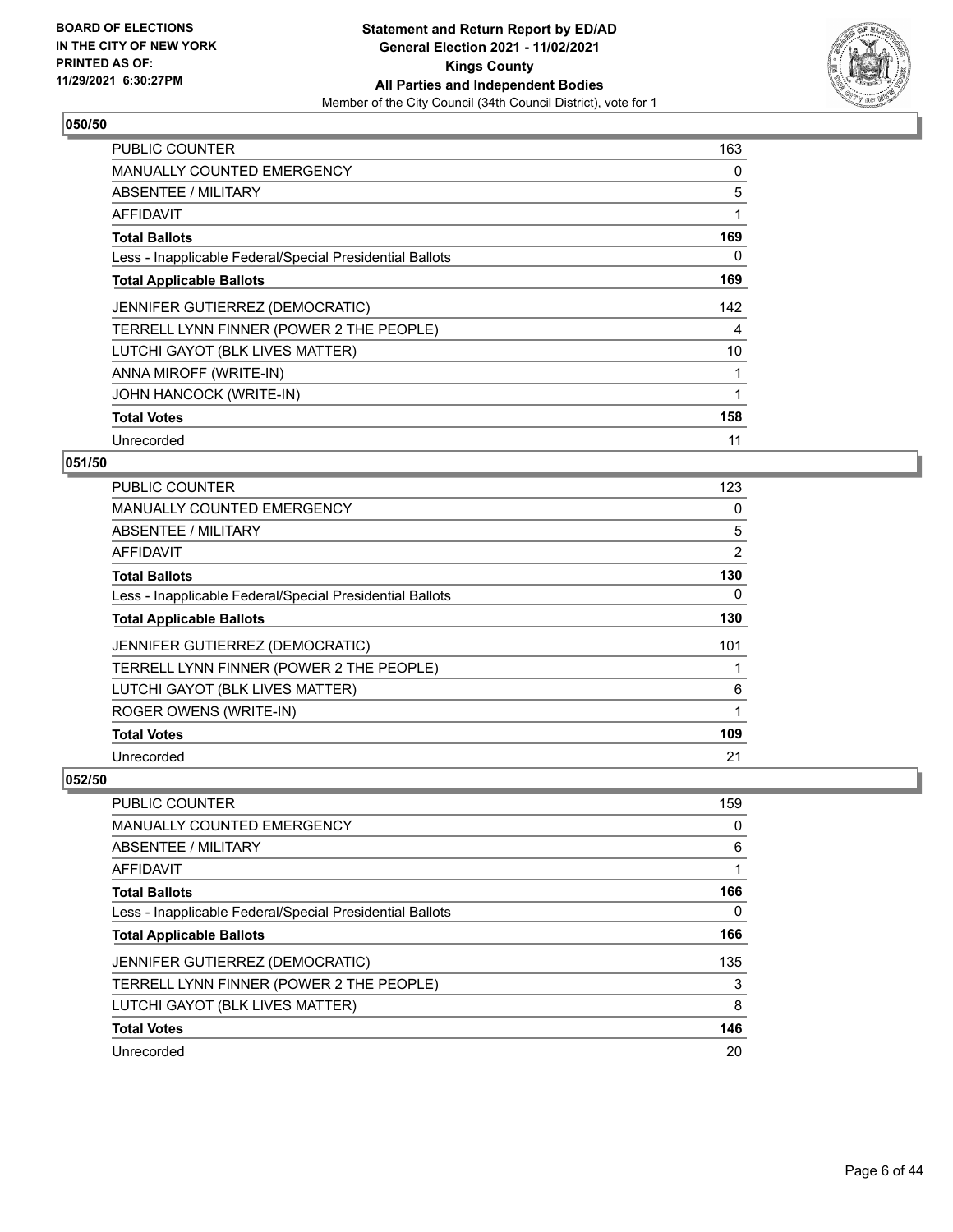**BOARD OF ELECTIONS IN THE CITY OF NEW YORK PRINTED AS OF: 11/29/2021 6:30:27PM**

**Statement and Return Report by ED/AD General Election 2021 - 11/02/2021 Kings County All Parties and Independent Bodies**

Member of the City Council (34th Council District), vote for 1

## 050/50

| | |
|---|---|
| PUBLIC COUNTER | 163 |
| MANUALLY COUNTED EMERGENCY | 0 |
| ABSENTEE / MILITARY | 5 |
| AFFIDAVIT | 1 |
| **Total Ballots** | **169** |
| Less - Inapplicable Federal/Special Presidential Ballots | 0 |
| **Total Applicable Ballots** | **169** |
| JENNIFER GUTIERREZ (DEMOCRATIC) | 142 |
| TERRELL LYNN FINNER (POWER 2 THE PEOPLE) | 4 |
| LUTCHI GAYOT (BLK LIVES MATTER) | 10 |
| ANNA MIROFF (WRITE-IN) | 1 |
| JOHN HANCOCK (WRITE-IN) | 1 |
| **Total Votes** | **158** |
| Unrecorded | 11 |

## 051/50

| | |
|---|---|
| PUBLIC COUNTER | 123 |
| MANUALLY COUNTED EMERGENCY | 0 |
| ABSENTEE / MILITARY | 5 |
| AFFIDAVIT | 2 |
| **Total Ballots** | **130** |
| Less - Inapplicable Federal/Special Presidential Ballots | 0 |
| **Total Applicable Ballots** | **130** |
| JENNIFER GUTIERREZ (DEMOCRATIC) | 101 |
| TERRELL LYNN FINNER (POWER 2 THE PEOPLE) | 1 |
| LUTCHI GAYOT (BLK LIVES MATTER) | 6 |
| ROGER OWENS (WRITE-IN) | 1 |
| **Total Votes** | **109** |
| Unrecorded | 21 |

## 052/50

| | |
|---|---|
| PUBLIC COUNTER | 159 |
| MANUALLY COUNTED EMERGENCY | 0 |
| ABSENTEE / MILITARY | 6 |
| AFFIDAVIT | 1 |
| **Total Ballots** | **166** |
| Less - Inapplicable Federal/Special Presidential Ballots | 0 |
| **Total Applicable Ballots** | **166** |
| JENNIFER GUTIERREZ (DEMOCRATIC) | 135 |
| TERRELL LYNN FINNER (POWER 2 THE PEOPLE) | 3 |
| LUTCHI GAYOT (BLK LIVES MATTER) | 8 |
| **Total Votes** | **146** |
| Unrecorded | 20 |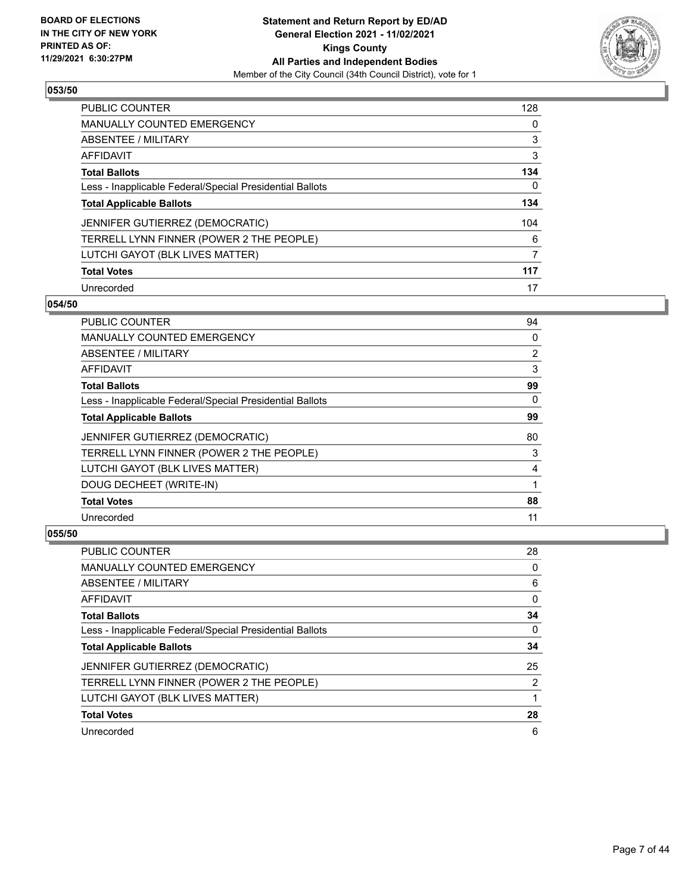**BOARD OF ELECTIONS IN THE CITY OF NEW YORK PRINTED AS OF: 11/29/2021 6:30:27PM**

**Statement and Return Report by ED/AD General Election 2021 - 11/02/2021 Kings County All Parties and Independent Bodies**
Member of the City Council (34th Council District), vote for 1

## 053/50

| | |
|---|---|
| PUBLIC COUNTER | 128 |
| MANUALLY COUNTED EMERGENCY | 0 |
| ABSENTEE / MILITARY | 3 |
| AFFIDAVIT | 3 |
| **Total Ballots** | **134** |
| Less - Inapplicable Federal/Special Presidential Ballots | 0 |
| **Total Applicable Ballots** | **134** |
| JENNIFER GUTIERREZ (DEMOCRATIC) | 104 |
| TERRELL LYNN FINNER (POWER 2 THE PEOPLE) | 6 |
| LUTCHI GAYOT (BLK LIVES MATTER) | 7 |
| **Total Votes** | **117** |
| Unrecorded | 17 |

## 054/50

| | |
|---|---|
| PUBLIC COUNTER | 94 |
| MANUALLY COUNTED EMERGENCY | 0 |
| ABSENTEE / MILITARY | 2 |
| AFFIDAVIT | 3 |
| **Total Ballots** | **99** |
| Less - Inapplicable Federal/Special Presidential Ballots | 0 |
| **Total Applicable Ballots** | **99** |
| JENNIFER GUTIERREZ (DEMOCRATIC) | 80 |
| TERRELL LYNN FINNER (POWER 2 THE PEOPLE) | 3 |
| LUTCHI GAYOT (BLK LIVES MATTER) | 4 |
| DOUG DECHEET (WRITE-IN) | 1 |
| **Total Votes** | **88** |
| Unrecorded | 11 |

## 055/50

| | |
|---|---|
| PUBLIC COUNTER | 28 |
| MANUALLY COUNTED EMERGENCY | 0 |
| ABSENTEE / MILITARY | 6 |
| AFFIDAVIT | 0 |
| **Total Ballots** | **34** |
| Less - Inapplicable Federal/Special Presidential Ballots | 0 |
| **Total Applicable Ballots** | **34** |
| JENNIFER GUTIERREZ (DEMOCRATIC) | 25 |
| TERRELL LYNN FINNER (POWER 2 THE PEOPLE) | 2 |
| LUTCHI GAYOT (BLK LIVES MATTER) | 1 |
| **Total Votes** | **28** |
| Unrecorded | 6 |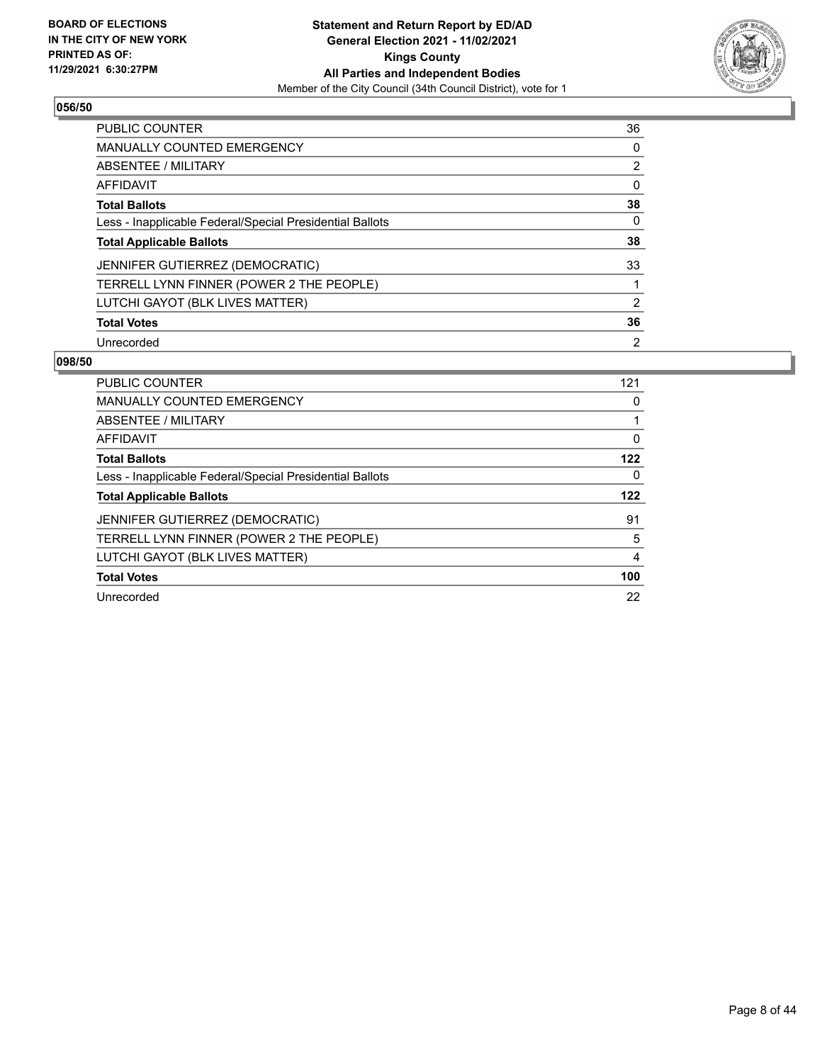**BOARD OF ELECTIONS IN THE CITY OF NEW YORK PRINTED AS OF: 11/29/2021 6:30:27PM**

**Statement and Return Report by ED/AD General Election 2021 - 11/02/2021 Kings County All Parties and Independent Bodies**

Member of the City Council (34th Council District), vote for 1

### 056/50

| | |
|---|---|
| PUBLIC COUNTER | 36 |
| MANUALLY COUNTED EMERGENCY | 0 |
| ABSENTEE / MILITARY | 2 |
| AFFIDAVIT | 0 |
| **Total Ballots** | **38** |
| Less - Inapplicable Federal/Special Presidential Ballots | 0 |
| **Total Applicable Ballots** | **38** |
| JENNIFER GUTIERREZ (DEMOCRATIC) | 33 |
| TERRELL LYNN FINNER (POWER 2 THE PEOPLE) | 1 |
| LUTCHI GAYOT (BLK LIVES MATTER) | 2 |
| **Total Votes** | **36** |
| Unrecorded | 2 |

### 098/50

| | |
|---|---|
| PUBLIC COUNTER | 121 |
| MANUALLY COUNTED EMERGENCY | 0 |
| ABSENTEE / MILITARY | 1 |
| AFFIDAVIT | 0 |
| **Total Ballots** | **122** |
| Less - Inapplicable Federal/Special Presidential Ballots | 0 |
| **Total Applicable Ballots** | **122** |
| JENNIFER GUTIERREZ (DEMOCRATIC) | 91 |
| TERRELL LYNN FINNER (POWER 2 THE PEOPLE) | 5 |
| LUTCHI GAYOT (BLK LIVES MATTER) | 4 |
| **Total Votes** | **100** |
| Unrecorded | 22 |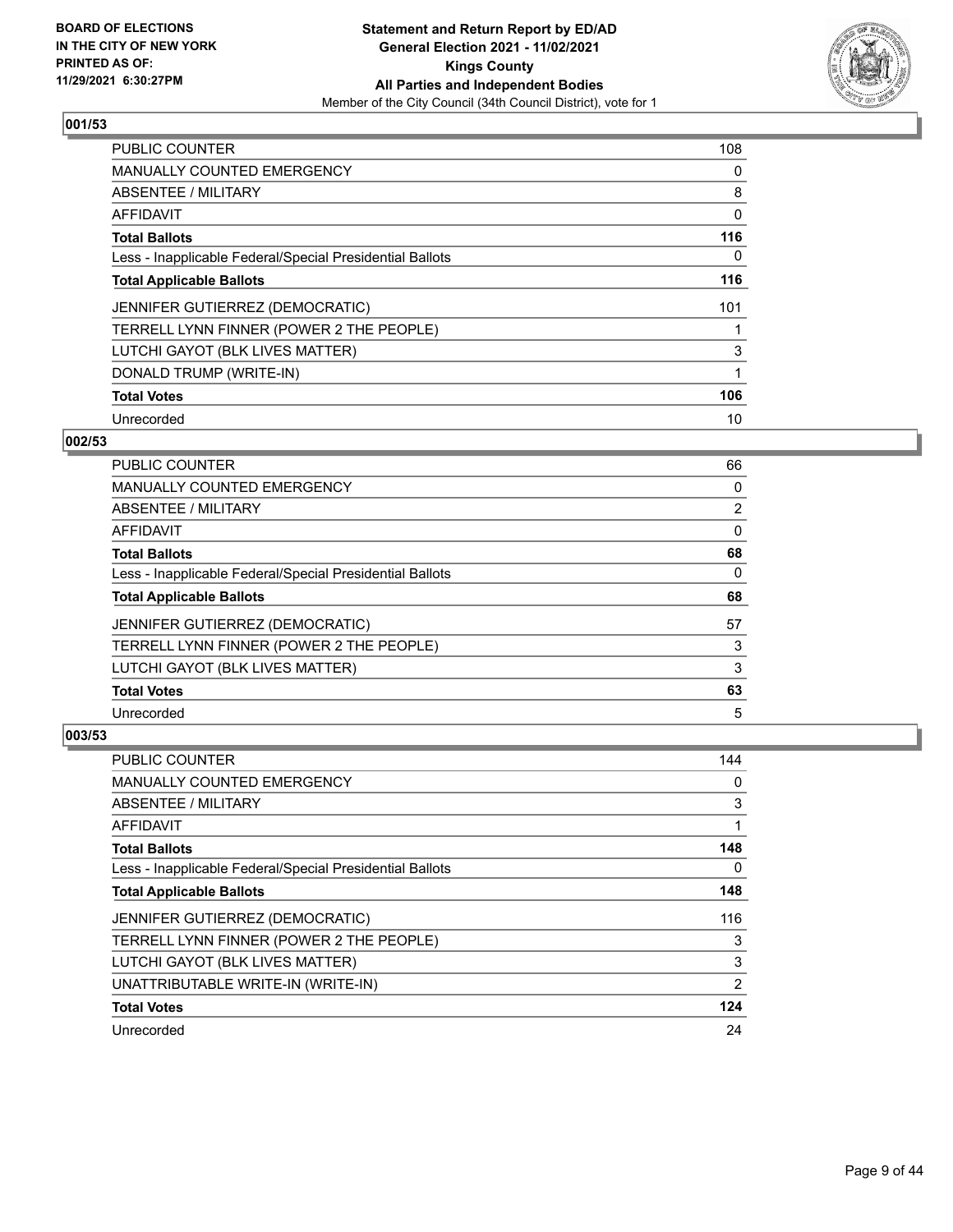**Statement and Return Report by ED/AD**
**General Election 2021 - 11/02/2021**
**Kings County**
**All Parties and Independent Bodies**
Member of the City Council (34th Council District), vote for 1

BOARD OF ELECTIONS
IN THE CITY OF NEW YORK
PRINTED AS OF:
11/29/2021 6:30:27PM

### 001/53

| | |
|---|---|
| PUBLIC COUNTER | 108 |
| MANUALLY COUNTED EMERGENCY | 0 |
| ABSENTEE / MILITARY | 8 |
| AFFIDAVIT | 0 |
| **Total Ballots** | **116** |
| Less - Inapplicable Federal/Special Presidential Ballots | 0 |
| **Total Applicable Ballots** | **116** |
| JENNIFER GUTIERREZ (DEMOCRATIC) | 101 |
| TERRELL LYNN FINNER (POWER 2 THE PEOPLE) | 1 |
| LUTCHI GAYOT (BLK LIVES MATTER) | 3 |
| DONALD TRUMP (WRITE-IN) | 1 |
| **Total Votes** | **106** |
| Unrecorded | 10 |

### 002/53

| | |
|---|---|
| PUBLIC COUNTER | 66 |
| MANUALLY COUNTED EMERGENCY | 0 |
| ABSENTEE / MILITARY | 2 |
| AFFIDAVIT | 0 |
| **Total Ballots** | **68** |
| Less - Inapplicable Federal/Special Presidential Ballots | 0 |
| **Total Applicable Ballots** | **68** |
| JENNIFER GUTIERREZ (DEMOCRATIC) | 57 |
| TERRELL LYNN FINNER (POWER 2 THE PEOPLE) | 3 |
| LUTCHI GAYOT (BLK LIVES MATTER) | 3 |
| **Total Votes** | **63** |
| Unrecorded | 5 |

### 003/53

| | |
|---|---|
| PUBLIC COUNTER | 144 |
| MANUALLY COUNTED EMERGENCY | 0 |
| ABSENTEE / MILITARY | 3 |
| AFFIDAVIT | 1 |
| **Total Ballots** | **148** |
| Less - Inapplicable Federal/Special Presidential Ballots | 0 |
| **Total Applicable Ballots** | **148** |
| JENNIFER GUTIERREZ (DEMOCRATIC) | 116 |
| TERRELL LYNN FINNER (POWER 2 THE PEOPLE) | 3 |
| LUTCHI GAYOT (BLK LIVES MATTER) | 3 |
| UNATTRIBUTABLE WRITE-IN (WRITE-IN) | 2 |
| **Total Votes** | **124** |
| Unrecorded | 24 |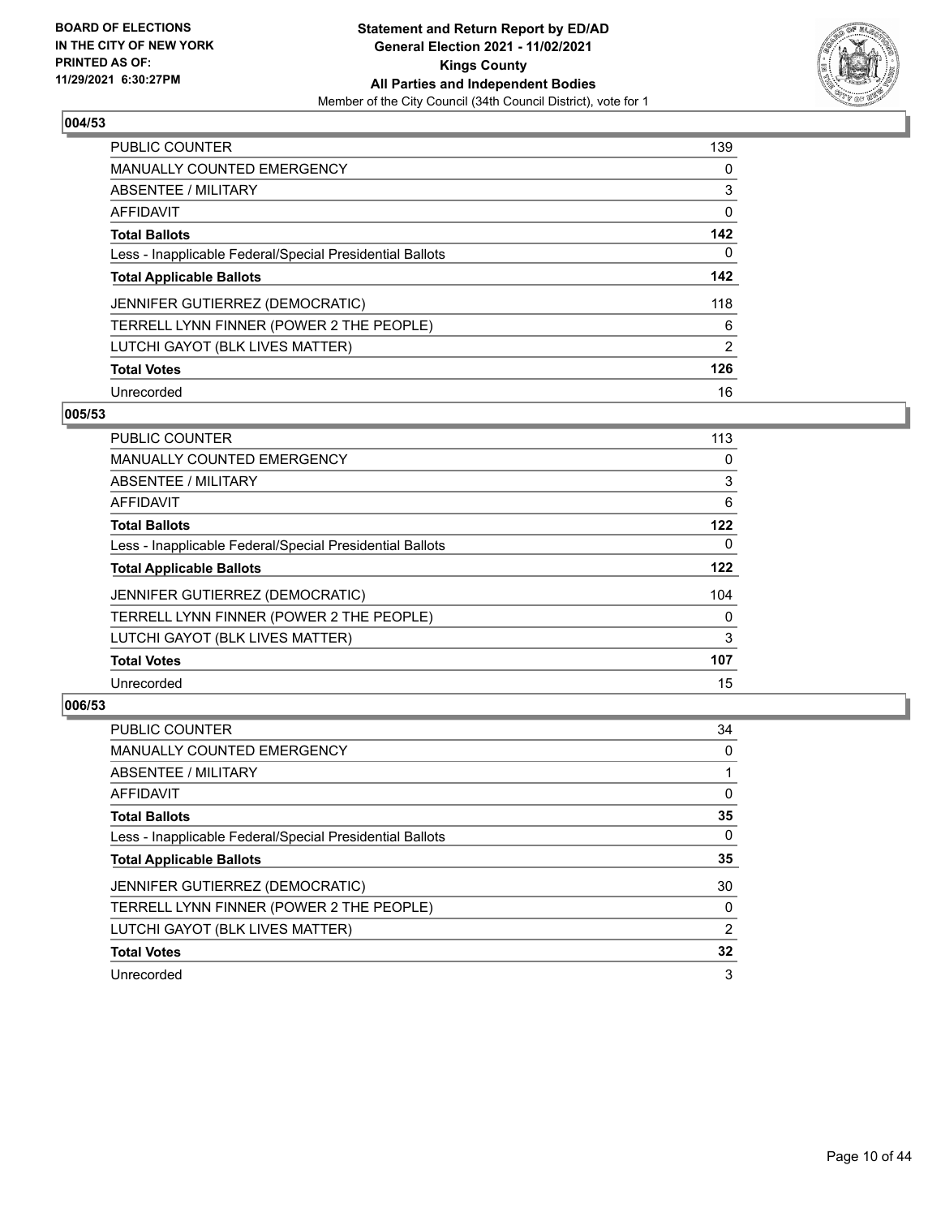### 004/53

| | |
|---|---|
| PUBLIC COUNTER | 139 |
| MANUALLY COUNTED EMERGENCY | 0 |
| ABSENTEE / MILITARY | 3 |
| AFFIDAVIT | 0 |
| **Total Ballots** | **142** |
| Less - Inapplicable Federal/Special Presidential Ballots | 0 |
| **Total Applicable Ballots** | **142** |
| JENNIFER GUTIERREZ (DEMOCRATIC) | 118 |
| TERRELL LYNN FINNER (POWER 2 THE PEOPLE) | 6 |
| LUTCHI GAYOT (BLK LIVES MATTER) | 2 |
| **Total Votes** | **126** |
| Unrecorded | 16 |

### 005/53

| | |
|---|---|
| PUBLIC COUNTER | 113 |
| MANUALLY COUNTED EMERGENCY | 0 |
| ABSENTEE / MILITARY | 3 |
| AFFIDAVIT | 6 |
| **Total Ballots** | **122** |
| Less - Inapplicable Federal/Special Presidential Ballots | 0 |
| **Total Applicable Ballots** | **122** |
| JENNIFER GUTIERREZ (DEMOCRATIC) | 104 |
| TERRELL LYNN FINNER (POWER 2 THE PEOPLE) | 0 |
| LUTCHI GAYOT (BLK LIVES MATTER) | 3 |
| **Total Votes** | **107** |
| Unrecorded | 15 |

### 006/53

| | |
|---|---|
| PUBLIC COUNTER | 34 |
| MANUALLY COUNTED EMERGENCY | 0 |
| ABSENTEE / MILITARY | 1 |
| AFFIDAVIT | 0 |
| **Total Ballots** | **35** |
| Less - Inapplicable Federal/Special Presidential Ballots | 0 |
| **Total Applicable Ballots** | **35** |
| JENNIFER GUTIERREZ (DEMOCRATIC) | 30 |
| TERRELL LYNN FINNER (POWER 2 THE PEOPLE) | 0 |
| LUTCHI GAYOT (BLK LIVES MATTER) | 2 |
| **Total Votes** | **32** |
| Unrecorded | 3 |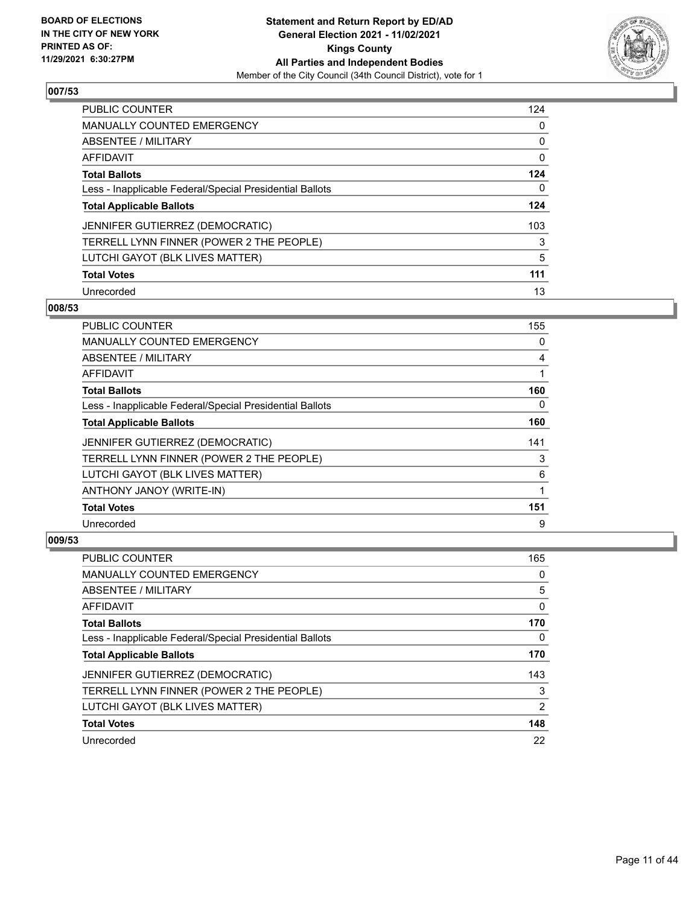**BOARD OF ELECTIONS IN THE CITY OF NEW YORK PRINTED AS OF: 11/29/2021 6:30:27PM**

**Statement and Return Report by ED/AD General Election 2021 - 11/02/2021 Kings County All Parties and Independent Bodies**

Member of the City Council (34th Council District), vote for 1

### 007/53

| | |
|---|---|
| PUBLIC COUNTER | 124 |
| MANUALLY COUNTED EMERGENCY | 0 |
| ABSENTEE / MILITARY | 0 |
| AFFIDAVIT | 0 |
| **Total Ballots** | **124** |
| Less - Inapplicable Federal/Special Presidential Ballots | 0 |
| **Total Applicable Ballots** | **124** |
| JENNIFER GUTIERREZ (DEMOCRATIC) | 103 |
| TERRELL LYNN FINNER (POWER 2 THE PEOPLE) | 3 |
| LUTCHI GAYOT (BLK LIVES MATTER) | 5 |
| **Total Votes** | **111** |
| Unrecorded | 13 |

### 008/53

| | |
|---|---|
| PUBLIC COUNTER | 155 |
| MANUALLY COUNTED EMERGENCY | 0 |
| ABSENTEE / MILITARY | 4 |
| AFFIDAVIT | 1 |
| **Total Ballots** | **160** |
| Less - Inapplicable Federal/Special Presidential Ballots | 0 |
| **Total Applicable Ballots** | **160** |
| JENNIFER GUTIERREZ (DEMOCRATIC) | 141 |
| TERRELL LYNN FINNER (POWER 2 THE PEOPLE) | 3 |
| LUTCHI GAYOT (BLK LIVES MATTER) | 6 |
| ANTHONY JANOY (WRITE-IN) | 1 |
| **Total Votes** | **151** |
| Unrecorded | 9 |

### 009/53

| | |
|---|---|
| PUBLIC COUNTER | 165 |
| MANUALLY COUNTED EMERGENCY | 0 |
| ABSENTEE / MILITARY | 5 |
| AFFIDAVIT | 0 |
| **Total Ballots** | **170** |
| Less - Inapplicable Federal/Special Presidential Ballots | 0 |
| **Total Applicable Ballots** | **170** |
| JENNIFER GUTIERREZ (DEMOCRATIC) | 143 |
| TERRELL LYNN FINNER (POWER 2 THE PEOPLE) | 3 |
| LUTCHI GAYOT (BLK LIVES MATTER) | 2 |
| **Total Votes** | **148** |
| Unrecorded | 22 |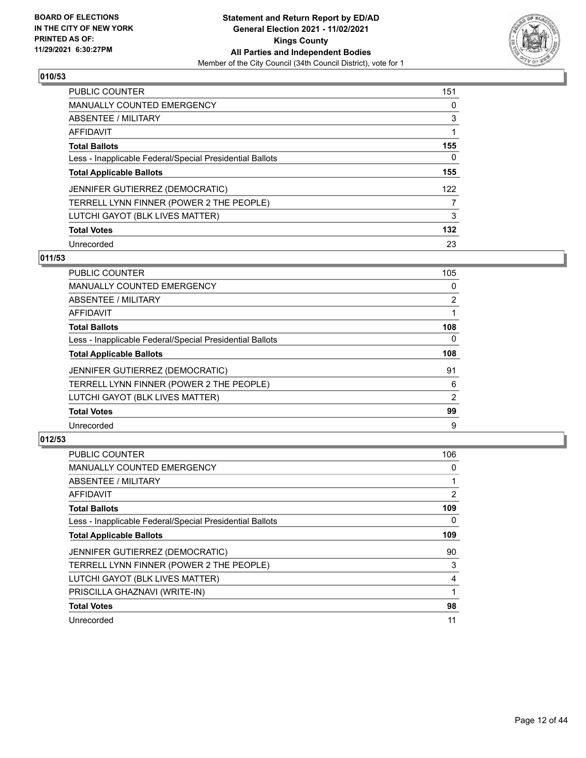## 010/53

| | |
|---|---|
| PUBLIC COUNTER | 151 |
| MANUALLY COUNTED EMERGENCY | 0 |
| ABSENTEE / MILITARY | 3 |
| AFFIDAVIT | 1 |
| **Total Ballots** | **155** |
| Less - Inapplicable Federal/Special Presidential Ballots | 0 |
| **Total Applicable Ballots** | **155** |
| JENNIFER GUTIERREZ (DEMOCRATIC) | 122 |
| TERRELL LYNN FINNER (POWER 2 THE PEOPLE) | 7 |
| LUTCHI GAYOT (BLK LIVES MATTER) | 3 |
| **Total Votes** | **132** |
| Unrecorded | 23 |

## 011/53

| | |
|---|---|
| PUBLIC COUNTER | 105 |
| MANUALLY COUNTED EMERGENCY | 0 |
| ABSENTEE / MILITARY | 2 |
| AFFIDAVIT | 1 |
| **Total Ballots** | **108** |
| Less - Inapplicable Federal/Special Presidential Ballots | 0 |
| **Total Applicable Ballots** | **108** |
| JENNIFER GUTIERREZ (DEMOCRATIC) | 91 |
| TERRELL LYNN FINNER (POWER 2 THE PEOPLE) | 6 |
| LUTCHI GAYOT (BLK LIVES MATTER) | 2 |
| **Total Votes** | **99** |
| Unrecorded | 9 |

## 012/53

| | |
|---|---|
| PUBLIC COUNTER | 106 |
| MANUALLY COUNTED EMERGENCY | 0 |
| ABSENTEE / MILITARY | 1 |
| AFFIDAVIT | 2 |
| **Total Ballots** | **109** |
| Less - Inapplicable Federal/Special Presidential Ballots | 0 |
| **Total Applicable Ballots** | **109** |
| JENNIFER GUTIERREZ (DEMOCRATIC) | 90 |
| TERRELL LYNN FINNER (POWER 2 THE PEOPLE) | 3 |
| LUTCHI GAYOT (BLK LIVES MATTER) | 4 |
| PRISCILLA GHAZNAVI (WRITE-IN) | 1 |
| **Total Votes** | **98** |
| Unrecorded | 11 |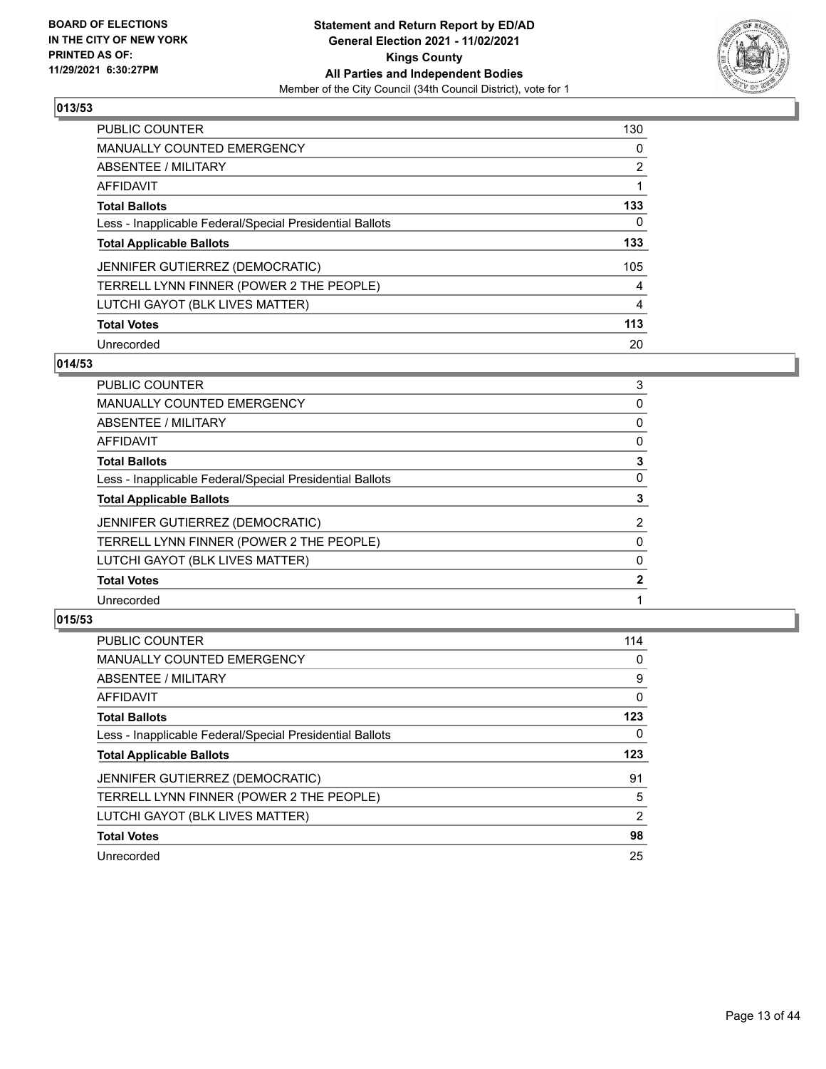## 013/53

| | |
|---|---|
| PUBLIC COUNTER | 130 |
| MANUALLY COUNTED EMERGENCY | 0 |
| ABSENTEE / MILITARY | 2 |
| AFFIDAVIT | 1 |
| **Total Ballots** | **133** |
| Less - Inapplicable Federal/Special Presidential Ballots | 0 |
| **Total Applicable Ballots** | **133** |
| JENNIFER GUTIERREZ (DEMOCRATIC) | 105 |
| TERRELL LYNN FINNER (POWER 2 THE PEOPLE) | 4 |
| LUTCHI GAYOT (BLK LIVES MATTER) | 4 |
| **Total Votes** | **113** |
| Unrecorded | 20 |

## 014/53

| | |
|---|---|
| PUBLIC COUNTER | 3 |
| MANUALLY COUNTED EMERGENCY | 0 |
| ABSENTEE / MILITARY | 0 |
| AFFIDAVIT | 0 |
| **Total Ballots** | **3** |
| Less - Inapplicable Federal/Special Presidential Ballots | 0 |
| **Total Applicable Ballots** | **3** |
| JENNIFER GUTIERREZ (DEMOCRATIC) | 2 |
| TERRELL LYNN FINNER (POWER 2 THE PEOPLE) | 0 |
| LUTCHI GAYOT (BLK LIVES MATTER) | 0 |
| **Total Votes** | **2** |
| Unrecorded | 1 |

## 015/53

| | |
|---|---|
| PUBLIC COUNTER | 114 |
| MANUALLY COUNTED EMERGENCY | 0 |
| ABSENTEE / MILITARY | 9 |
| AFFIDAVIT | 0 |
| **Total Ballots** | **123** |
| Less - Inapplicable Federal/Special Presidential Ballots | 0 |
| **Total Applicable Ballots** | **123** |
| JENNIFER GUTIERREZ (DEMOCRATIC) | 91 |
| TERRELL LYNN FINNER (POWER 2 THE PEOPLE) | 5 |
| LUTCHI GAYOT (BLK LIVES MATTER) | 2 |
| **Total Votes** | **98** |
| Unrecorded | 25 |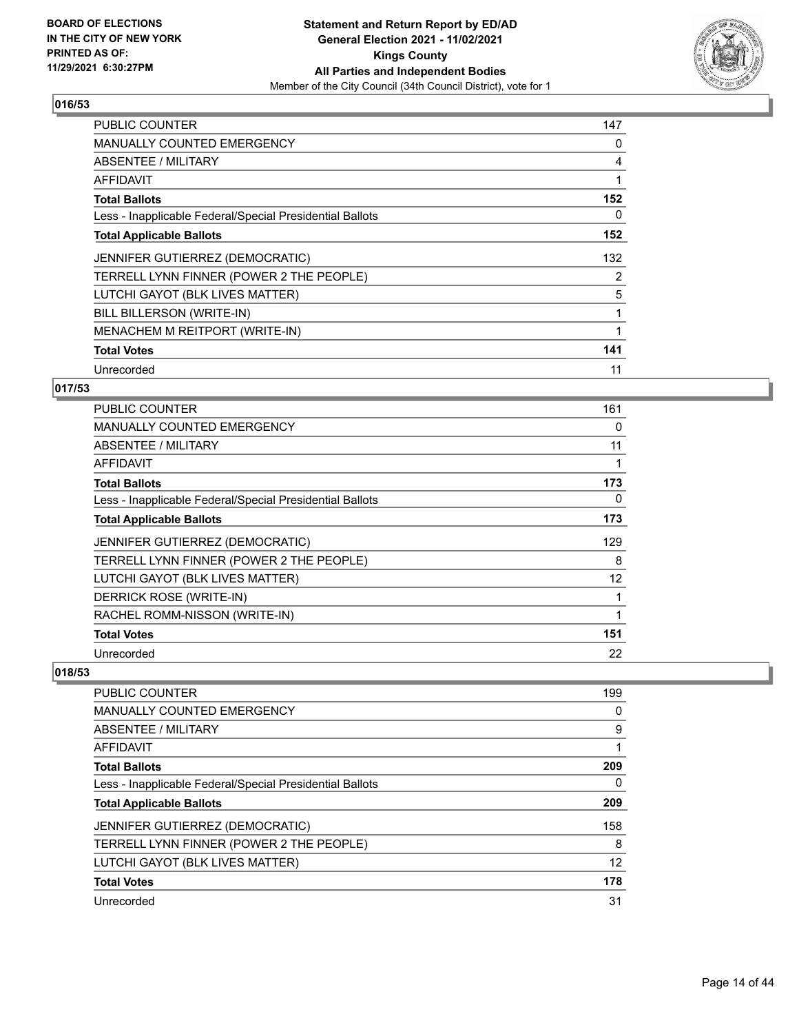# Statement and Return Report by ED/AD
## General Election 2021 - 11/02/2021
## Kings County
## All Parties and Independent Bodies
Member of the City Council (34th Council District), vote for 1

BOARD OF ELECTIONS IN THE CITY OF NEW YORK PRINTED AS OF: 11/29/2021 6:30:27PM

### 016/53

| | |
|---|---|
| PUBLIC COUNTER | 147 |
| MANUALLY COUNTED EMERGENCY | 0 |
| ABSENTEE / MILITARY | 4 |
| AFFIDAVIT | 1 |
| **Total Ballots** | **152** |
| Less - Inapplicable Federal/Special Presidential Ballots | 0 |
| **Total Applicable Ballots** | **152** |
| JENNIFER GUTIERREZ (DEMOCRATIC) | 132 |
| TERRELL LYNN FINNER (POWER 2 THE PEOPLE) | 2 |
| LUTCHI GAYOT (BLK LIVES MATTER) | 5 |
| BILL BILLERSON (WRITE-IN) | 1 |
| MENACHEM M REITPORT (WRITE-IN) | 1 |
| **Total Votes** | **141** |
| Unrecorded | 11 |

### 017/53

| | |
|---|---|
| PUBLIC COUNTER | 161 |
| MANUALLY COUNTED EMERGENCY | 0 |
| ABSENTEE / MILITARY | 11 |
| AFFIDAVIT | 1 |
| **Total Ballots** | **173** |
| Less - Inapplicable Federal/Special Presidential Ballots | 0 |
| **Total Applicable Ballots** | **173** |
| JENNIFER GUTIERREZ (DEMOCRATIC) | 129 |
| TERRELL LYNN FINNER (POWER 2 THE PEOPLE) | 8 |
| LUTCHI GAYOT (BLK LIVES MATTER) | 12 |
| DERRICK ROSE (WRITE-IN) | 1 |
| RACHEL ROMM-NISSON (WRITE-IN) | 1 |
| **Total Votes** | **151** |
| Unrecorded | 22 |

### 018/53

| | |
|---|---|
| PUBLIC COUNTER | 199 |
| MANUALLY COUNTED EMERGENCY | 0 |
| ABSENTEE / MILITARY | 9 |
| AFFIDAVIT | 1 |
| **Total Ballots** | **209** |
| Less - Inapplicable Federal/Special Presidential Ballots | 0 |
| **Total Applicable Ballots** | **209** |
| JENNIFER GUTIERREZ (DEMOCRATIC) | 158 |
| TERRELL LYNN FINNER (POWER 2 THE PEOPLE) | 8 |
| LUTCHI GAYOT (BLK LIVES MATTER) | 12 |
| **Total Votes** | **178** |
| Unrecorded | 31 |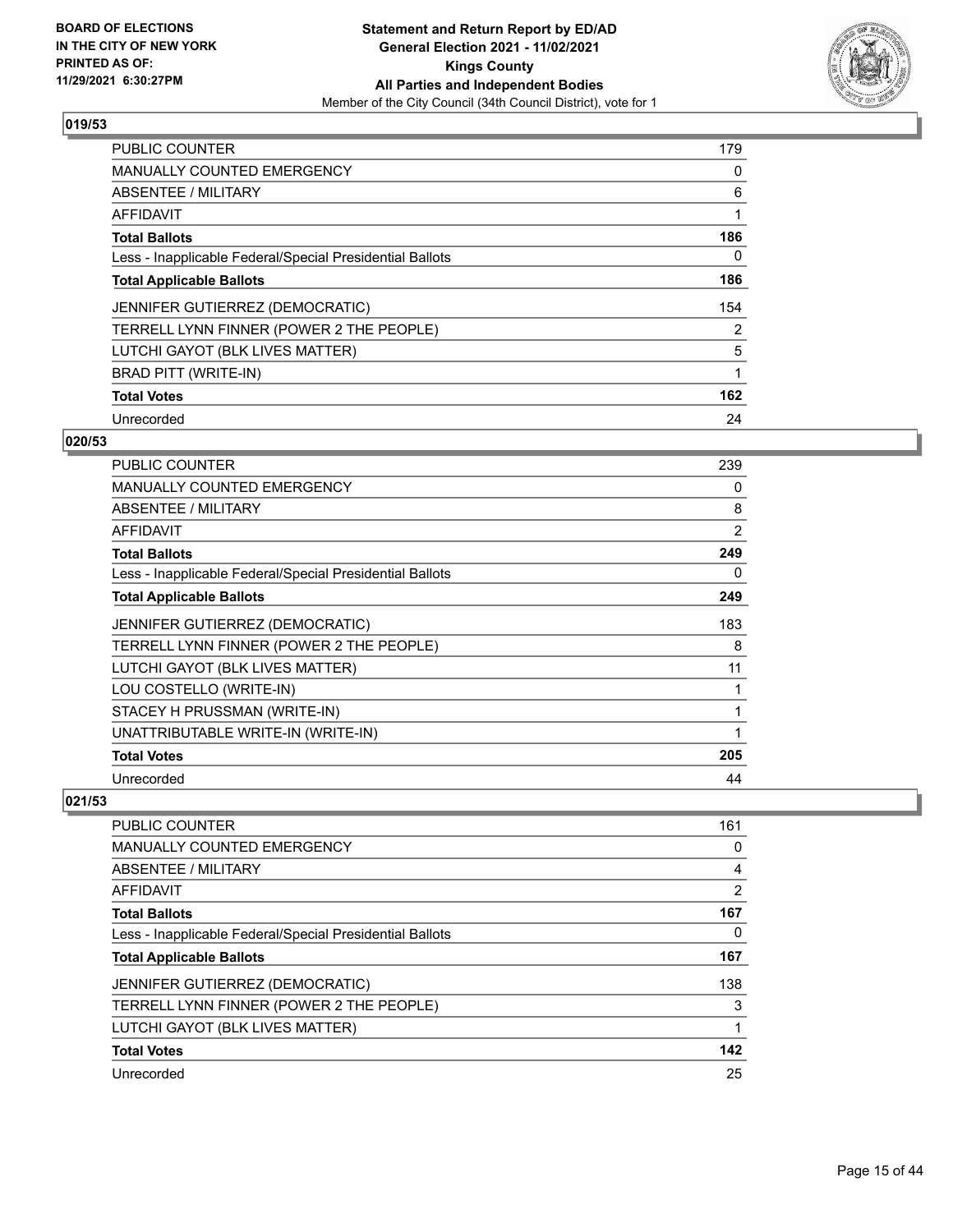## 019/53

| | |
|---|---|
| PUBLIC COUNTER | 179 |
| MANUALLY COUNTED EMERGENCY | 0 |
| ABSENTEE / MILITARY | 6 |
| AFFIDAVIT | 1 |
| **Total Ballots** | **186** |
| Less - Inapplicable Federal/Special Presidential Ballots | 0 |
| **Total Applicable Ballots** | **186** |
| JENNIFER GUTIERREZ (DEMOCRATIC) | 154 |
| TERRELL LYNN FINNER (POWER 2 THE PEOPLE) | 2 |
| LUTCHI GAYOT (BLK LIVES MATTER) | 5 |
| BRAD PITT (WRITE-IN) | 1 |
| **Total Votes** | **162** |
| Unrecorded | 24 |

## 020/53

| | |
|---|---|
| PUBLIC COUNTER | 239 |
| MANUALLY COUNTED EMERGENCY | 0 |
| ABSENTEE / MILITARY | 8 |
| AFFIDAVIT | 2 |
| **Total Ballots** | **249** |
| Less - Inapplicable Federal/Special Presidential Ballots | 0 |
| **Total Applicable Ballots** | **249** |
| JENNIFER GUTIERREZ (DEMOCRATIC) | 183 |
| TERRELL LYNN FINNER (POWER 2 THE PEOPLE) | 8 |
| LUTCHI GAYOT (BLK LIVES MATTER) | 11 |
| LOU COSTELLO (WRITE-IN) | 1 |
| STACEY H PRUSSMAN (WRITE-IN) | 1 |
| UNATTRIBUTABLE WRITE-IN (WRITE-IN) | 1 |
| **Total Votes** | **205** |
| Unrecorded | 44 |

## 021/53

| | |
|---|---|
| PUBLIC COUNTER | 161 |
| MANUALLY COUNTED EMERGENCY | 0 |
| ABSENTEE / MILITARY | 4 |
| AFFIDAVIT | 2 |
| **Total Ballots** | **167** |
| Less - Inapplicable Federal/Special Presidential Ballots | 0 |
| **Total Applicable Ballots** | **167** |
| JENNIFER GUTIERREZ (DEMOCRATIC) | 138 |
| TERRELL LYNN FINNER (POWER 2 THE PEOPLE) | 3 |
| LUTCHI GAYOT (BLK LIVES MATTER) | 1 |
| **Total Votes** | **142** |
| Unrecorded | 25 |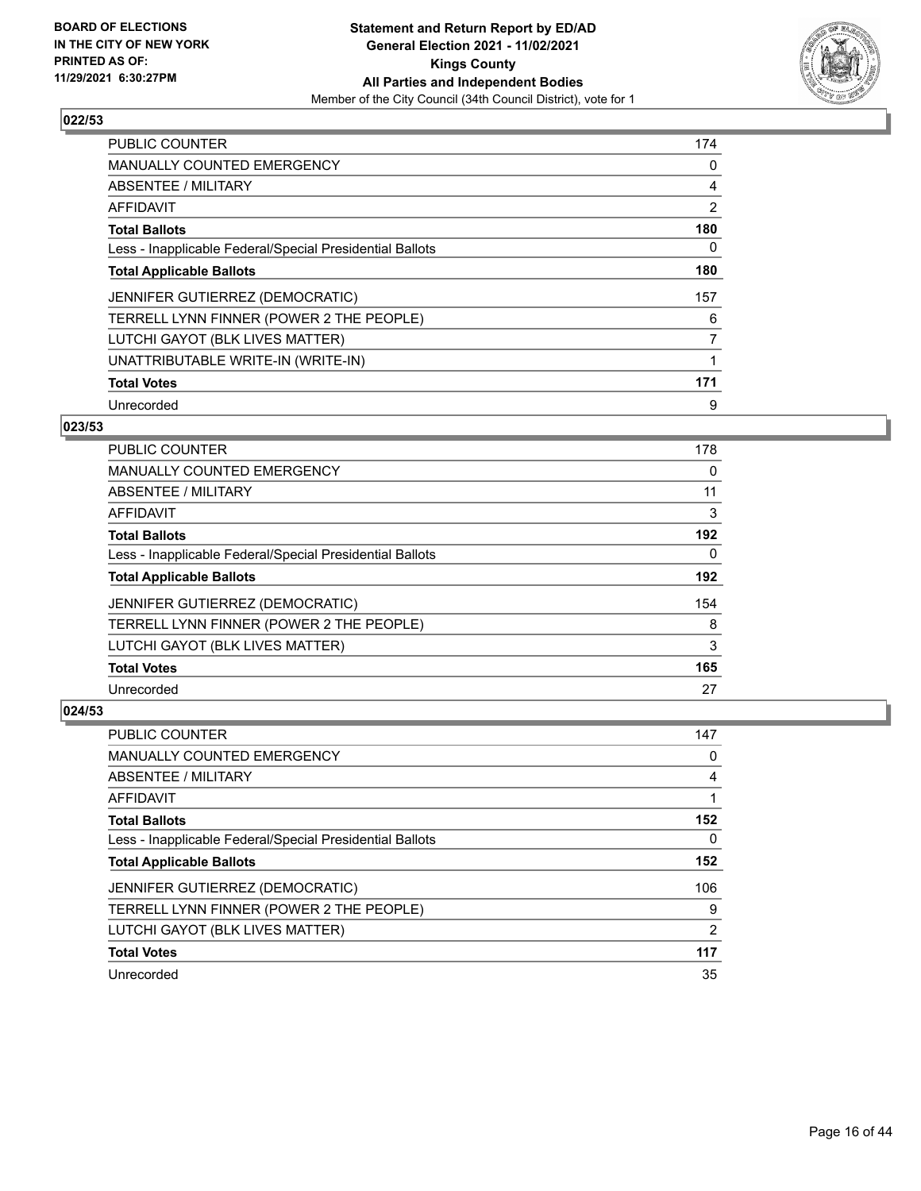**BOARD OF ELECTIONS IN THE CITY OF NEW YORK PRINTED AS OF: 11/29/2021 6:30:27PM**

**Statement and Return Report by ED/AD General Election 2021 - 11/02/2021 Kings County All Parties and Independent Bodies**

Member of the City Council (34th Council District), vote for 1

## 022/53

| | |
|---|---|
| PUBLIC COUNTER | 174 |
| MANUALLY COUNTED EMERGENCY | 0 |
| ABSENTEE / MILITARY | 4 |
| AFFIDAVIT | 2 |
| **Total Ballots** | **180** |
| Less - Inapplicable Federal/Special Presidential Ballots | 0 |
| **Total Applicable Ballots** | **180** |
| JENNIFER GUTIERREZ (DEMOCRATIC) | 157 |
| TERRELL LYNN FINNER (POWER 2 THE PEOPLE) | 6 |
| LUTCHI GAYOT (BLK LIVES MATTER) | 7 |
| UNATTRIBUTABLE WRITE-IN (WRITE-IN) | 1 |
| **Total Votes** | **171** |
| Unrecorded | 9 |

## 023/53

| | |
|---|---|
| PUBLIC COUNTER | 178 |
| MANUALLY COUNTED EMERGENCY | 0 |
| ABSENTEE / MILITARY | 11 |
| AFFIDAVIT | 3 |
| **Total Ballots** | **192** |
| Less - Inapplicable Federal/Special Presidential Ballots | 0 |
| **Total Applicable Ballots** | **192** |
| JENNIFER GUTIERREZ (DEMOCRATIC) | 154 |
| TERRELL LYNN FINNER (POWER 2 THE PEOPLE) | 8 |
| LUTCHI GAYOT (BLK LIVES MATTER) | 3 |
| **Total Votes** | **165** |
| Unrecorded | 27 |

## 024/53

| | |
|---|---|
| PUBLIC COUNTER | 147 |
| MANUALLY COUNTED EMERGENCY | 0 |
| ABSENTEE / MILITARY | 4 |
| AFFIDAVIT | 1 |
| **Total Ballots** | **152** |
| Less - Inapplicable Federal/Special Presidential Ballots | 0 |
| **Total Applicable Ballots** | **152** |
| JENNIFER GUTIERREZ (DEMOCRATIC) | 106 |
| TERRELL LYNN FINNER (POWER 2 THE PEOPLE) | 9 |
| LUTCHI GAYOT (BLK LIVES MATTER) | 2 |
| **Total Votes** | **117** |
| Unrecorded | 35 |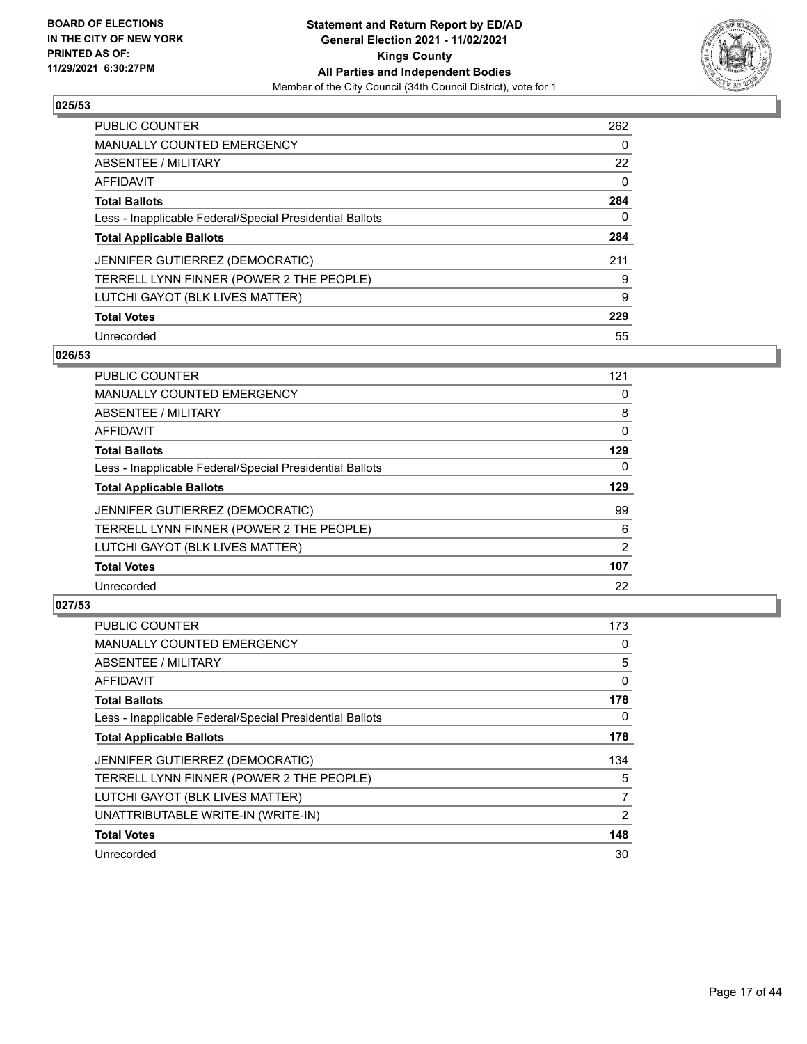**BOARD OF ELECTIONS IN THE CITY OF NEW YORK PRINTED AS OF: 11/29/2021 6:30:27PM**

**Statement and Return Report by ED/AD General Election 2021 - 11/02/2021 Kings County All Parties and Independent Bodies**
Member of the City Council (34th Council District), vote for 1

### 025/53

| | |
|---|---|
| PUBLIC COUNTER | 262 |
| MANUALLY COUNTED EMERGENCY | 0 |
| ABSENTEE / MILITARY | 22 |
| AFFIDAVIT | 0 |
| **Total Ballots** | **284** |
| Less - Inapplicable Federal/Special Presidential Ballots | 0 |
| **Total Applicable Ballots** | **284** |
| JENNIFER GUTIERREZ (DEMOCRATIC) | 211 |
| TERRELL LYNN FINNER (POWER 2 THE PEOPLE) | 9 |
| LUTCHI GAYOT (BLK LIVES MATTER) | 9 |
| **Total Votes** | **229** |
| Unrecorded | 55 |

### 026/53

| | |
|---|---|
| PUBLIC COUNTER | 121 |
| MANUALLY COUNTED EMERGENCY | 0 |
| ABSENTEE / MILITARY | 8 |
| AFFIDAVIT | 0 |
| **Total Ballots** | **129** |
| Less - Inapplicable Federal/Special Presidential Ballots | 0 |
| **Total Applicable Ballots** | **129** |
| JENNIFER GUTIERREZ (DEMOCRATIC) | 99 |
| TERRELL LYNN FINNER (POWER 2 THE PEOPLE) | 6 |
| LUTCHI GAYOT (BLK LIVES MATTER) | 2 |
| **Total Votes** | **107** |
| Unrecorded | 22 |

### 027/53

| | |
|---|---|
| PUBLIC COUNTER | 173 |
| MANUALLY COUNTED EMERGENCY | 0 |
| ABSENTEE / MILITARY | 5 |
| AFFIDAVIT | 0 |
| **Total Ballots** | **178** |
| Less - Inapplicable Federal/Special Presidential Ballots | 0 |
| **Total Applicable Ballots** | **178** |
| JENNIFER GUTIERREZ (DEMOCRATIC) | 134 |
| TERRELL LYNN FINNER (POWER 2 THE PEOPLE) | 5 |
| LUTCHI GAYOT (BLK LIVES MATTER) | 7 |
| UNATTRIBUTABLE WRITE-IN (WRITE-IN) | 2 |
| **Total Votes** | **148** |
| Unrecorded | 30 |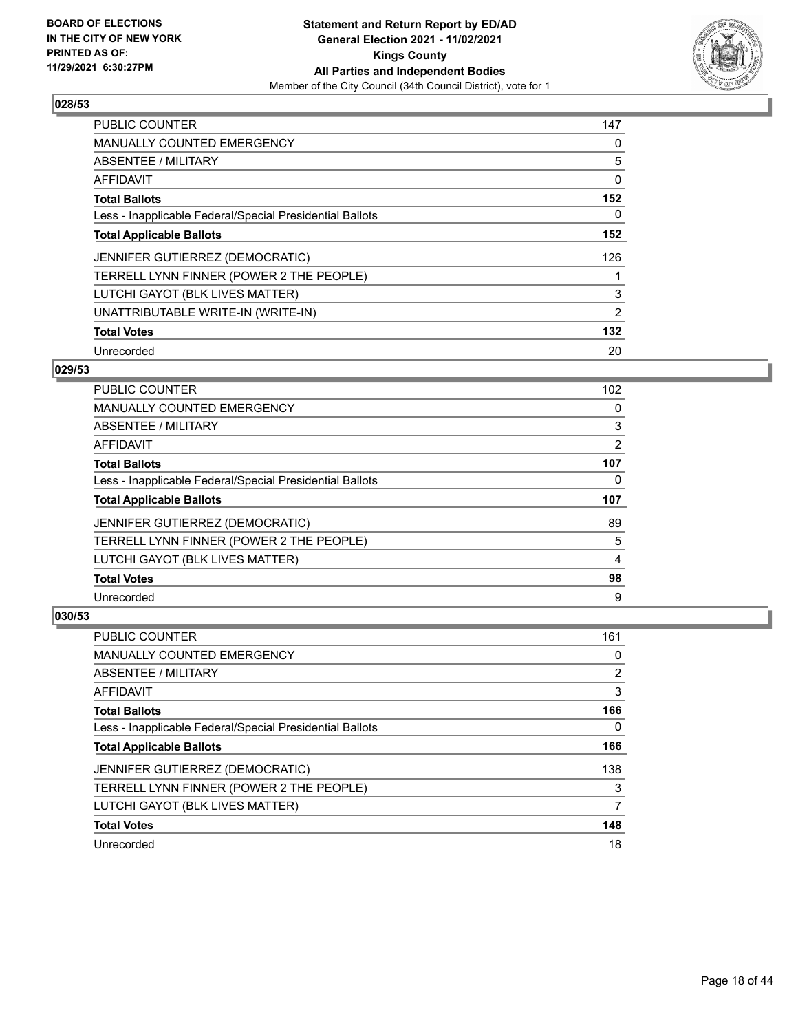**BOARD OF ELECTIONS IN THE CITY OF NEW YORK PRINTED AS OF: 11/29/2021 6:30:27PM**

**Statement and Return Report by ED/AD**
**General Election 2021 - 11/02/2021**
**Kings County**
**All Parties and Independent Bodies**
Member of the City Council (34th Council District), vote for 1

### 028/53

| | |
|---|---|
| PUBLIC COUNTER | 147 |
| MANUALLY COUNTED EMERGENCY | 0 |
| ABSENTEE / MILITARY | 5 |
| AFFIDAVIT | 0 |
| **Total Ballots** | **152** |
| Less - Inapplicable Federal/Special Presidential Ballots | 0 |
| **Total Applicable Ballots** | **152** |
| JENNIFER GUTIERREZ (DEMOCRATIC) | 126 |
| TERRELL LYNN FINNER (POWER 2 THE PEOPLE) | 1 |
| LUTCHI GAYOT (BLK LIVES MATTER) | 3 |
| UNATTRIBUTABLE WRITE-IN (WRITE-IN) | 2 |
| **Total Votes** | **132** |
| Unrecorded | 20 |

### 029/53

| | |
|---|---|
| PUBLIC COUNTER | 102 |
| MANUALLY COUNTED EMERGENCY | 0 |
| ABSENTEE / MILITARY | 3 |
| AFFIDAVIT | 2 |
| **Total Ballots** | **107** |
| Less - Inapplicable Federal/Special Presidential Ballots | 0 |
| **Total Applicable Ballots** | **107** |
| JENNIFER GUTIERREZ (DEMOCRATIC) | 89 |
| TERRELL LYNN FINNER (POWER 2 THE PEOPLE) | 5 |
| LUTCHI GAYOT (BLK LIVES MATTER) | 4 |
| **Total Votes** | **98** |
| Unrecorded | 9 |

### 030/53

| | |
|---|---|
| PUBLIC COUNTER | 161 |
| MANUALLY COUNTED EMERGENCY | 0 |
| ABSENTEE / MILITARY | 2 |
| AFFIDAVIT | 3 |
| **Total Ballots** | **166** |
| Less - Inapplicable Federal/Special Presidential Ballots | 0 |
| **Total Applicable Ballots** | **166** |
| JENNIFER GUTIERREZ (DEMOCRATIC) | 138 |
| TERRELL LYNN FINNER (POWER 2 THE PEOPLE) | 3 |
| LUTCHI GAYOT (BLK LIVES MATTER) | 7 |
| **Total Votes** | **148** |
| Unrecorded | 18 |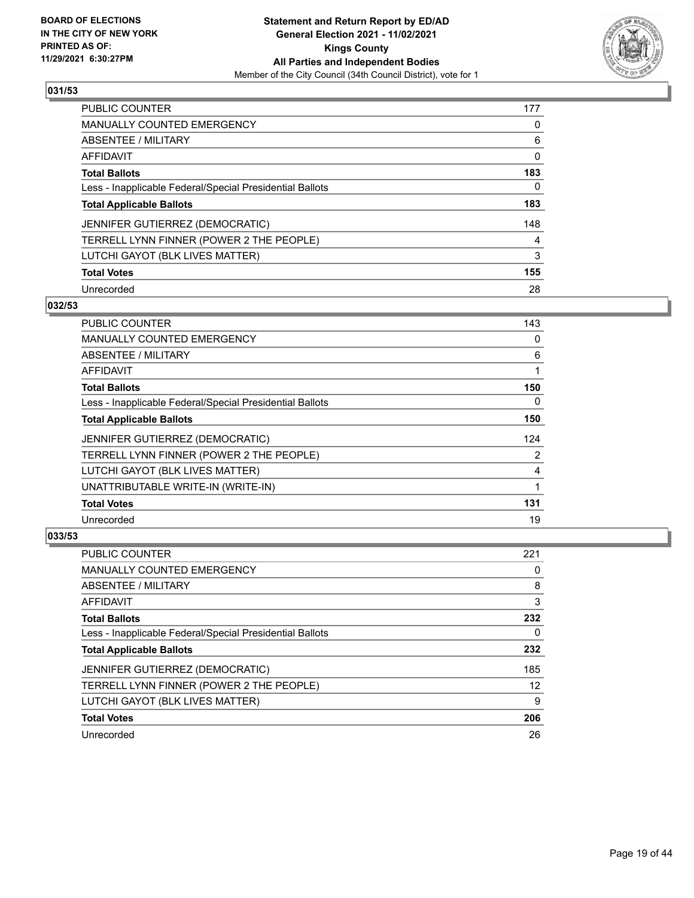BOARD OF ELECTIONS
IN THE CITY OF NEW YORK
PRINTED AS OF:
11/29/2021 6:30:27PM

**Statement and Return Report by ED/AD**
**General Election 2021 - 11/02/2021**
**Kings County**
**All Parties and Independent Bodies**
Member of the City Council (34th Council District), vote for 1

### 031/53

| | |
|---|---|
| PUBLIC COUNTER | 177 |
| MANUALLY COUNTED EMERGENCY | 0 |
| ABSENTEE / MILITARY | 6 |
| AFFIDAVIT | 0 |
| **Total Ballots** | **183** |
| Less - Inapplicable Federal/Special Presidential Ballots | 0 |
| **Total Applicable Ballots** | **183** |
| JENNIFER GUTIERREZ (DEMOCRATIC) | 148 |
| TERRELL LYNN FINNER (POWER 2 THE PEOPLE) | 4 |
| LUTCHI GAYOT (BLK LIVES MATTER) | 3 |
| **Total Votes** | **155** |
| Unrecorded | 28 |

### 032/53

| | |
|---|---|
| PUBLIC COUNTER | 143 |
| MANUALLY COUNTED EMERGENCY | 0 |
| ABSENTEE / MILITARY | 6 |
| AFFIDAVIT | 1 |
| **Total Ballots** | **150** |
| Less - Inapplicable Federal/Special Presidential Ballots | 0 |
| **Total Applicable Ballots** | **150** |
| JENNIFER GUTIERREZ (DEMOCRATIC) | 124 |
| TERRELL LYNN FINNER (POWER 2 THE PEOPLE) | 2 |
| LUTCHI GAYOT (BLK LIVES MATTER) | 4 |
| UNATTRIBUTABLE WRITE-IN (WRITE-IN) | 1 |
| **Total Votes** | **131** |
| Unrecorded | 19 |

### 033/53

| | |
|---|---|
| PUBLIC COUNTER | 221 |
| MANUALLY COUNTED EMERGENCY | 0 |
| ABSENTEE / MILITARY | 8 |
| AFFIDAVIT | 3 |
| **Total Ballots** | **232** |
| Less - Inapplicable Federal/Special Presidential Ballots | 0 |
| **Total Applicable Ballots** | **232** |
| JENNIFER GUTIERREZ (DEMOCRATIC) | 185 |
| TERRELL LYNN FINNER (POWER 2 THE PEOPLE) | 12 |
| LUTCHI GAYOT (BLK LIVES MATTER) | 9 |
| **Total Votes** | **206** |
| Unrecorded | 26 |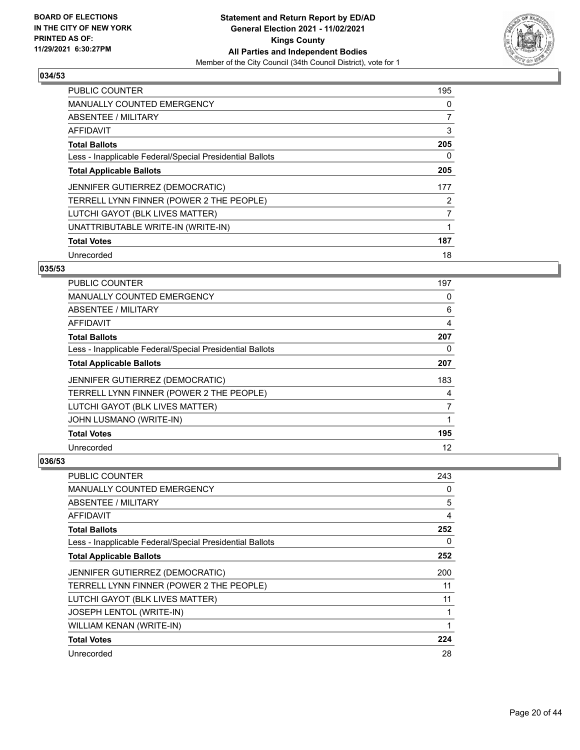## 034/53

| | |
|---|---|
| PUBLIC COUNTER | 195 |
| MANUALLY COUNTED EMERGENCY | 0 |
| ABSENTEE / MILITARY | 7 |
| AFFIDAVIT | 3 |
| **Total Ballots** | **205** |
| Less - Inapplicable Federal/Special Presidential Ballots | 0 |
| **Total Applicable Ballots** | **205** |
| JENNIFER GUTIERREZ (DEMOCRATIC) | 177 |
| TERRELL LYNN FINNER (POWER 2 THE PEOPLE) | 2 |
| LUTCHI GAYOT (BLK LIVES MATTER) | 7 |
| UNATTRIBUTABLE WRITE-IN (WRITE-IN) | 1 |
| **Total Votes** | **187** |
| Unrecorded | 18 |

## 035/53

| | |
|---|---|
| PUBLIC COUNTER | 197 |
| MANUALLY COUNTED EMERGENCY | 0 |
| ABSENTEE / MILITARY | 6 |
| AFFIDAVIT | 4 |
| **Total Ballots** | **207** |
| Less - Inapplicable Federal/Special Presidential Ballots | 0 |
| **Total Applicable Ballots** | **207** |
| JENNIFER GUTIERREZ (DEMOCRATIC) | 183 |
| TERRELL LYNN FINNER (POWER 2 THE PEOPLE) | 4 |
| LUTCHI GAYOT (BLK LIVES MATTER) | 7 |
| JOHN LUSMANO (WRITE-IN) | 1 |
| **Total Votes** | **195** |
| Unrecorded | 12 |

## 036/53

| | |
|---|---|
| PUBLIC COUNTER | 243 |
| MANUALLY COUNTED EMERGENCY | 0 |
| ABSENTEE / MILITARY | 5 |
| AFFIDAVIT | 4 |
| **Total Ballots** | **252** |
| Less - Inapplicable Federal/Special Presidential Ballots | 0 |
| **Total Applicable Ballots** | **252** |
| JENNIFER GUTIERREZ (DEMOCRATIC) | 200 |
| TERRELL LYNN FINNER (POWER 2 THE PEOPLE) | 11 |
| LUTCHI GAYOT (BLK LIVES MATTER) | 11 |
| JOSEPH LENTOL (WRITE-IN) | 1 |
| WILLIAM KENAN (WRITE-IN) | 1 |
| **Total Votes** | **224** |
| Unrecorded | 28 |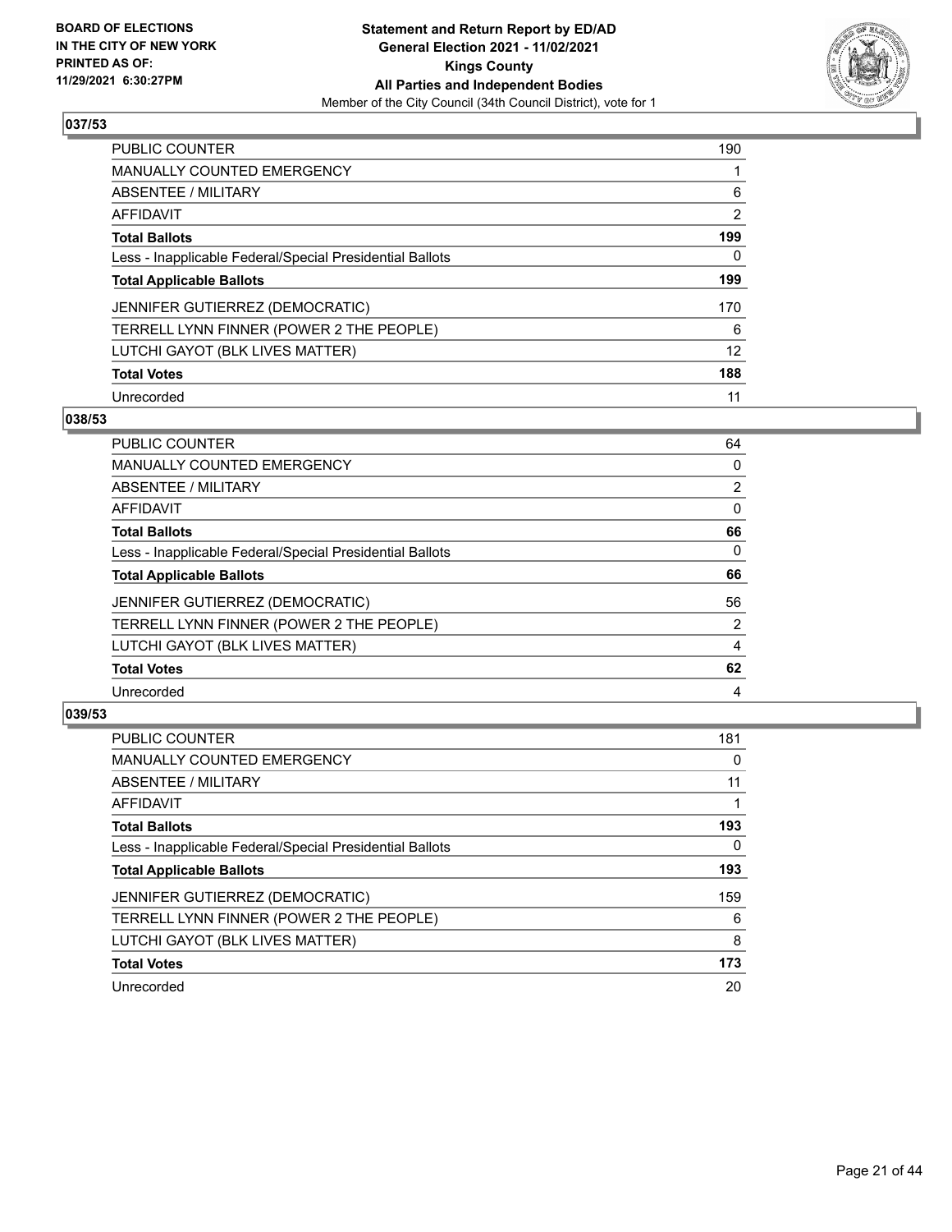**BOARD OF ELECTIONS IN THE CITY OF NEW YORK PRINTED AS OF: 11/29/2021 6:30:27PM**

**Statement and Return Report by ED/AD**
**General Election 2021 - 11/02/2021**
**Kings County**
**All Parties and Independent Bodies**
Member of the City Council (34th Council District), vote for 1

### 037/53

| | |
|---|---|
| PUBLIC COUNTER | 190 |
| MANUALLY COUNTED EMERGENCY | 1 |
| ABSENTEE / MILITARY | 6 |
| AFFIDAVIT | 2 |
| **Total Ballots** | **199** |
| Less - Inapplicable Federal/Special Presidential Ballots | 0 |
| **Total Applicable Ballots** | **199** |
| JENNIFER GUTIERREZ (DEMOCRATIC) | 170 |
| TERRELL LYNN FINNER (POWER 2 THE PEOPLE) | 6 |
| LUTCHI GAYOT (BLK LIVES MATTER) | 12 |
| **Total Votes** | **188** |
| Unrecorded | 11 |

### 038/53

| | |
|---|---|
| PUBLIC COUNTER | 64 |
| MANUALLY COUNTED EMERGENCY | 0 |
| ABSENTEE / MILITARY | 2 |
| AFFIDAVIT | 0 |
| **Total Ballots** | **66** |
| Less - Inapplicable Federal/Special Presidential Ballots | 0 |
| **Total Applicable Ballots** | **66** |
| JENNIFER GUTIERREZ (DEMOCRATIC) | 56 |
| TERRELL LYNN FINNER (POWER 2 THE PEOPLE) | 2 |
| LUTCHI GAYOT (BLK LIVES MATTER) | 4 |
| **Total Votes** | **62** |
| Unrecorded | 4 |

### 039/53

| | |
|---|---|
| PUBLIC COUNTER | 181 |
| MANUALLY COUNTED EMERGENCY | 0 |
| ABSENTEE / MILITARY | 11 |
| AFFIDAVIT | 1 |
| **Total Ballots** | **193** |
| Less - Inapplicable Federal/Special Presidential Ballots | 0 |
| **Total Applicable Ballots** | **193** |
| JENNIFER GUTIERREZ (DEMOCRATIC) | 159 |
| TERRELL LYNN FINNER (POWER 2 THE PEOPLE) | 6 |
| LUTCHI GAYOT (BLK LIVES MATTER) | 8 |
| **Total Votes** | **173** |
| Unrecorded | 20 |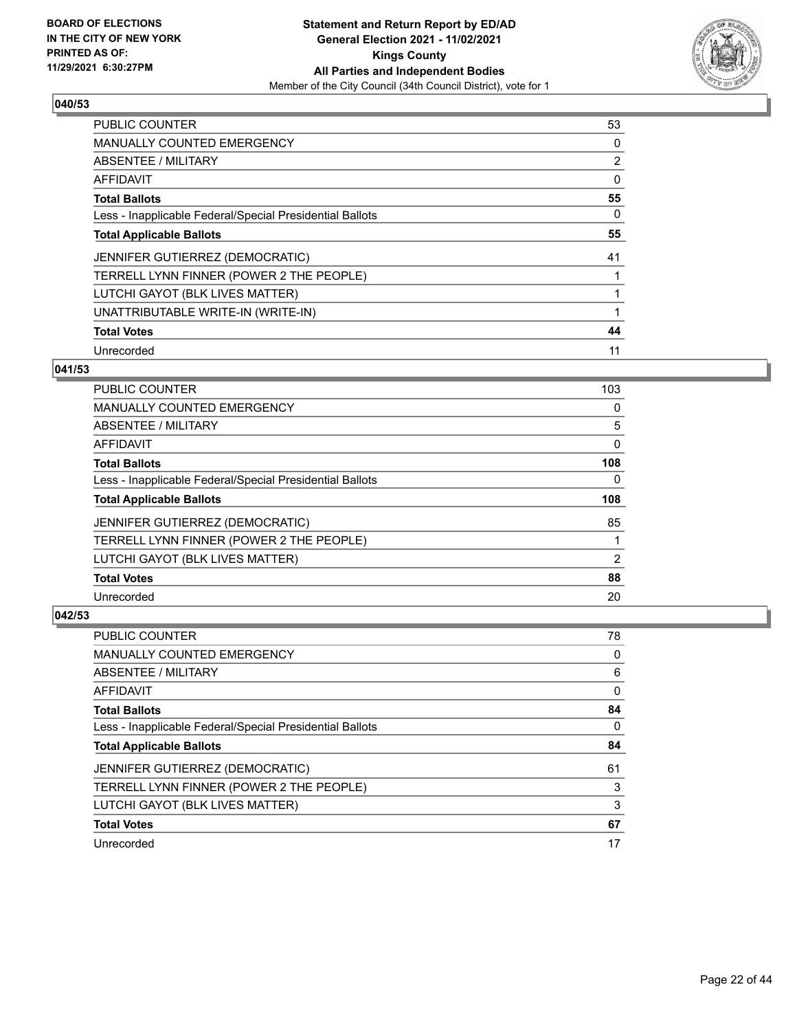**BOARD OF ELECTIONS IN THE CITY OF NEW YORK PRINTED AS OF: 11/29/2021 6:30:27PM**

**Statement and Return Report by ED/AD General Election 2021 - 11/02/2021 Kings County All Parties and Independent Bodies**
Member of the City Council (34th Council District), vote for 1

### 040/53

| | |
|---|---|
| PUBLIC COUNTER | 53 |
| MANUALLY COUNTED EMERGENCY | 0 |
| ABSENTEE / MILITARY | 2 |
| AFFIDAVIT | 0 |
| **Total Ballots** | **55** |
| Less - Inapplicable Federal/Special Presidential Ballots | 0 |
| **Total Applicable Ballots** | **55** |
| JENNIFER GUTIERREZ (DEMOCRATIC) | 41 |
| TERRELL LYNN FINNER (POWER 2 THE PEOPLE) | 1 |
| LUTCHI GAYOT (BLK LIVES MATTER) | 1 |
| UNATTRIBUTABLE WRITE-IN (WRITE-IN) | 1 |
| **Total Votes** | **44** |
| Unrecorded | 11 |

### 041/53

| | |
|---|---|
| PUBLIC COUNTER | 103 |
| MANUALLY COUNTED EMERGENCY | 0 |
| ABSENTEE / MILITARY | 5 |
| AFFIDAVIT | 0 |
| **Total Ballots** | **108** |
| Less - Inapplicable Federal/Special Presidential Ballots | 0 |
| **Total Applicable Ballots** | **108** |
| JENNIFER GUTIERREZ (DEMOCRATIC) | 85 |
| TERRELL LYNN FINNER (POWER 2 THE PEOPLE) | 1 |
| LUTCHI GAYOT (BLK LIVES MATTER) | 2 |
| **Total Votes** | **88** |
| Unrecorded | 20 |

### 042/53

| | |
|---|---|
| PUBLIC COUNTER | 78 |
| MANUALLY COUNTED EMERGENCY | 0 |
| ABSENTEE / MILITARY | 6 |
| AFFIDAVIT | 0 |
| **Total Ballots** | **84** |
| Less - Inapplicable Federal/Special Presidential Ballots | 0 |
| **Total Applicable Ballots** | **84** |
| JENNIFER GUTIERREZ (DEMOCRATIC) | 61 |
| TERRELL LYNN FINNER (POWER 2 THE PEOPLE) | 3 |
| LUTCHI GAYOT (BLK LIVES MATTER) | 3 |
| **Total Votes** | **67** |
| Unrecorded | 17 |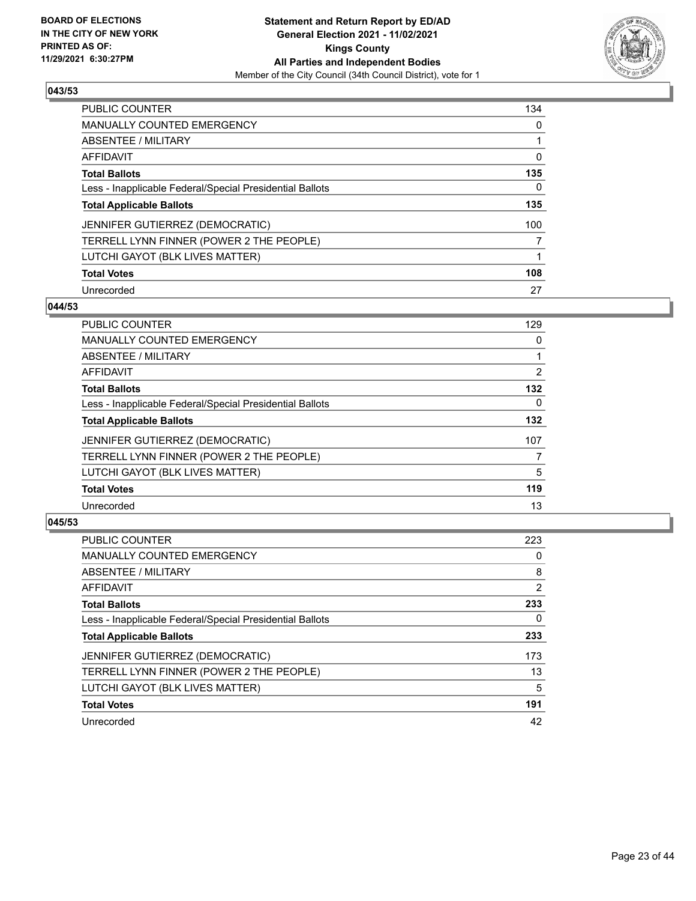## 043/53

| | |
|---|---|
| PUBLIC COUNTER | 134 |
| MANUALLY COUNTED EMERGENCY | 0 |
| ABSENTEE / MILITARY | 1 |
| AFFIDAVIT | 0 |
| **Total Ballots** | **135** |
| Less - Inapplicable Federal/Special Presidential Ballots | 0 |
| **Total Applicable Ballots** | **135** |
| JENNIFER GUTIERREZ (DEMOCRATIC) | 100 |
| TERRELL LYNN FINNER (POWER 2 THE PEOPLE) | 7 |
| LUTCHI GAYOT (BLK LIVES MATTER) | 1 |
| **Total Votes** | **108** |
| Unrecorded | 27 |

## 044/53

| | |
|---|---|
| PUBLIC COUNTER | 129 |
| MANUALLY COUNTED EMERGENCY | 0 |
| ABSENTEE / MILITARY | 1 |
| AFFIDAVIT | 2 |
| **Total Ballots** | **132** |
| Less - Inapplicable Federal/Special Presidential Ballots | 0 |
| **Total Applicable Ballots** | **132** |
| JENNIFER GUTIERREZ (DEMOCRATIC) | 107 |
| TERRELL LYNN FINNER (POWER 2 THE PEOPLE) | 7 |
| LUTCHI GAYOT (BLK LIVES MATTER) | 5 |
| **Total Votes** | **119** |
| Unrecorded | 13 |

## 045/53

| | |
|---|---|
| PUBLIC COUNTER | 223 |
| MANUALLY COUNTED EMERGENCY | 0 |
| ABSENTEE / MILITARY | 8 |
| AFFIDAVIT | 2 |
| **Total Ballots** | **233** |
| Less - Inapplicable Federal/Special Presidential Ballots | 0 |
| **Total Applicable Ballots** | **233** |
| JENNIFER GUTIERREZ (DEMOCRATIC) | 173 |
| TERRELL LYNN FINNER (POWER 2 THE PEOPLE) | 13 |
| LUTCHI GAYOT (BLK LIVES MATTER) | 5 |
| **Total Votes** | **191** |
| Unrecorded | 42 |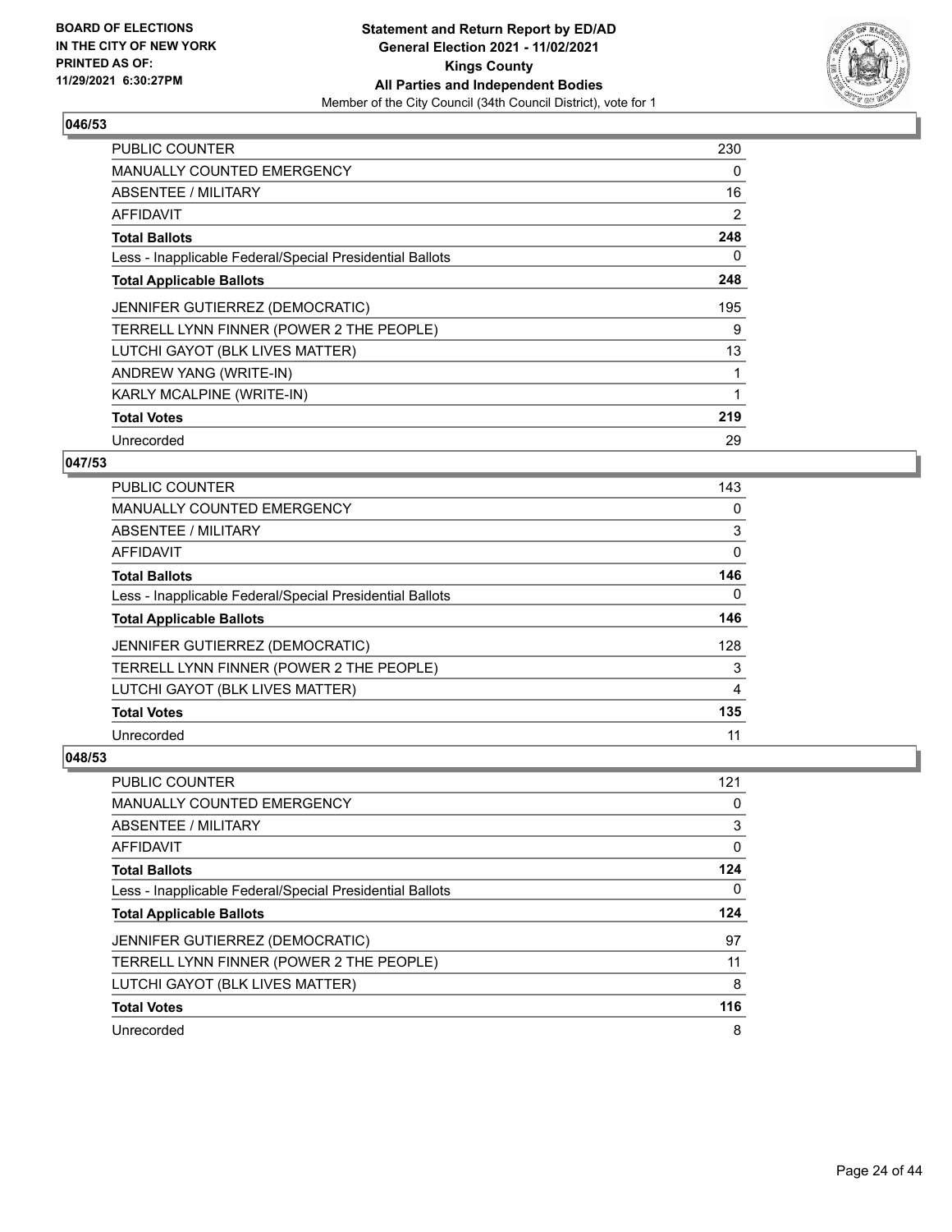## 046/53

| | |
|---|---|
| PUBLIC COUNTER | 230 |
| MANUALLY COUNTED EMERGENCY | 0 |
| ABSENTEE / MILITARY | 16 |
| AFFIDAVIT | 2 |
| **Total Ballots** | **248** |
| Less - Inapplicable Federal/Special Presidential Ballots | 0 |
| **Total Applicable Ballots** | **248** |
| JENNIFER GUTIERREZ (DEMOCRATIC) | 195 |
| TERRELL LYNN FINNER (POWER 2 THE PEOPLE) | 9 |
| LUTCHI GAYOT (BLK LIVES MATTER) | 13 |
| ANDREW YANG (WRITE-IN) | 1 |
| KARLY MCALPINE (WRITE-IN) | 1 |
| **Total Votes** | **219** |
| Unrecorded | 29 |

## 047/53

| | |
|---|---|
| PUBLIC COUNTER | 143 |
| MANUALLY COUNTED EMERGENCY | 0 |
| ABSENTEE / MILITARY | 3 |
| AFFIDAVIT | 0 |
| **Total Ballots** | **146** |
| Less - Inapplicable Federal/Special Presidential Ballots | 0 |
| **Total Applicable Ballots** | **146** |
| JENNIFER GUTIERREZ (DEMOCRATIC) | 128 |
| TERRELL LYNN FINNER (POWER 2 THE PEOPLE) | 3 |
| LUTCHI GAYOT (BLK LIVES MATTER) | 4 |
| **Total Votes** | **135** |
| Unrecorded | 11 |

## 048/53

| | |
|---|---|
| PUBLIC COUNTER | 121 |
| MANUALLY COUNTED EMERGENCY | 0 |
| ABSENTEE / MILITARY | 3 |
| AFFIDAVIT | 0 |
| **Total Ballots** | **124** |
| Less - Inapplicable Federal/Special Presidential Ballots | 0 |
| **Total Applicable Ballots** | **124** |
| JENNIFER GUTIERREZ (DEMOCRATIC) | 97 |
| TERRELL LYNN FINNER (POWER 2 THE PEOPLE) | 11 |
| LUTCHI GAYOT (BLK LIVES MATTER) | 8 |
| **Total Votes** | **116** |
| Unrecorded | 8 |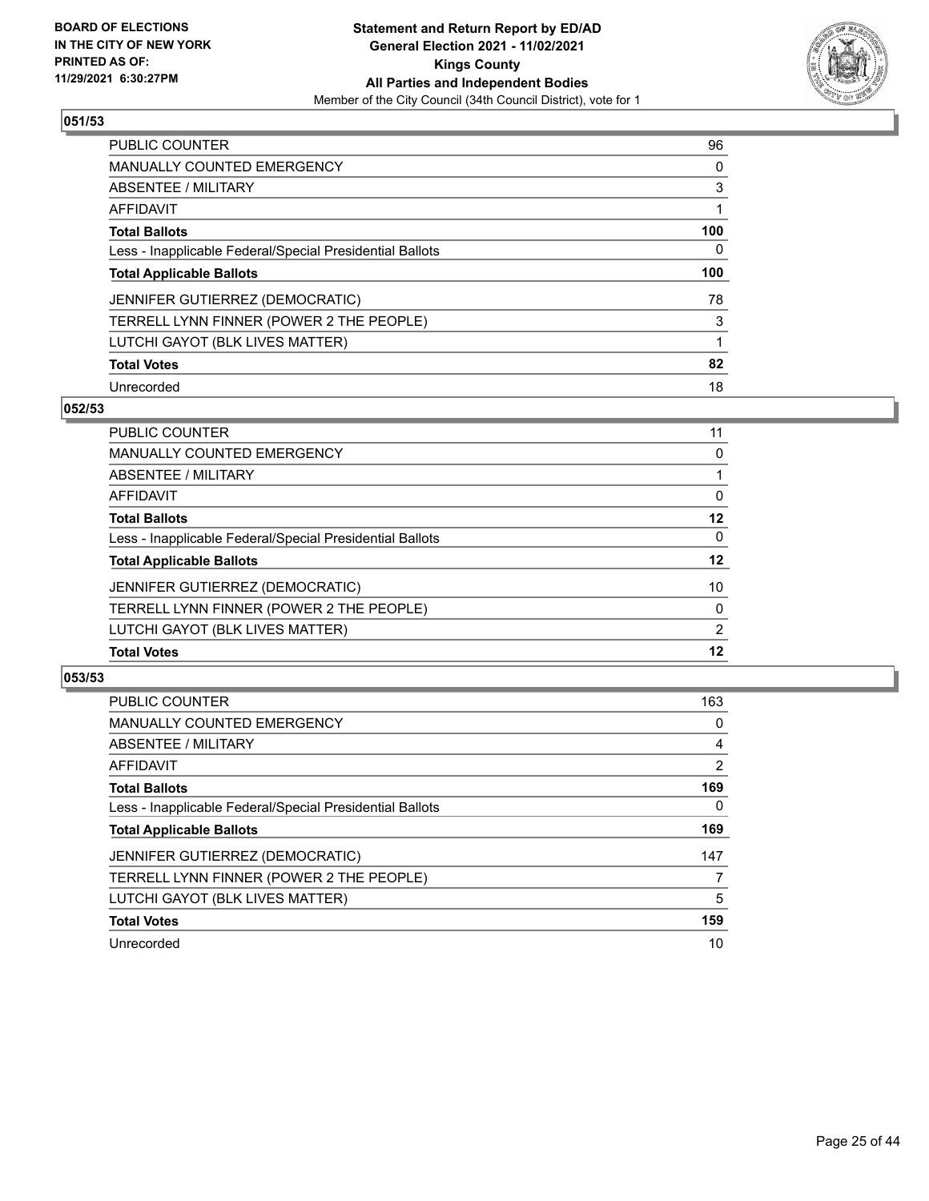**BOARD OF ELECTIONS IN THE CITY OF NEW YORK PRINTED AS OF: 11/29/2021 6:30:27PM**

**Statement and Return Report by ED/AD General Election 2021 - 11/02/2021 Kings County All Parties and Independent Bodies**
Member of the City Council (34th Council District), vote for 1

### 051/53

| | |
|---|---|
| PUBLIC COUNTER | 96 |
| MANUALLY COUNTED EMERGENCY | 0 |
| ABSENTEE / MILITARY | 3 |
| AFFIDAVIT | 1 |
| **Total Ballots** | **100** |
| Less - Inapplicable Federal/Special Presidential Ballots | 0 |
| **Total Applicable Ballots** | **100** |
| JENNIFER GUTIERREZ (DEMOCRATIC) | 78 |
| TERRELL LYNN FINNER (POWER 2 THE PEOPLE) | 3 |
| LUTCHI GAYOT (BLK LIVES MATTER) | 1 |
| **Total Votes** | **82** |
| Unrecorded | 18 |

### 052/53

| | |
|---|---|
| PUBLIC COUNTER | 11 |
| MANUALLY COUNTED EMERGENCY | 0 |
| ABSENTEE / MILITARY | 1 |
| AFFIDAVIT | 0 |
| **Total Ballots** | **12** |
| Less - Inapplicable Federal/Special Presidential Ballots | 0 |
| **Total Applicable Ballots** | **12** |
| JENNIFER GUTIERREZ (DEMOCRATIC) | 10 |
| TERRELL LYNN FINNER (POWER 2 THE PEOPLE) | 0 |
| LUTCHI GAYOT (BLK LIVES MATTER) | 2 |
| **Total Votes** | **12** |

### 053/53

| | |
|---|---|
| PUBLIC COUNTER | 163 |
| MANUALLY COUNTED EMERGENCY | 0 |
| ABSENTEE / MILITARY | 4 |
| AFFIDAVIT | 2 |
| **Total Ballots** | **169** |
| Less - Inapplicable Federal/Special Presidential Ballots | 0 |
| **Total Applicable Ballots** | **169** |
| JENNIFER GUTIERREZ (DEMOCRATIC) | 147 |
| TERRELL LYNN FINNER (POWER 2 THE PEOPLE) | 7 |
| LUTCHI GAYOT (BLK LIVES MATTER) | 5 |
| **Total Votes** | **159** |
| Unrecorded | 10 |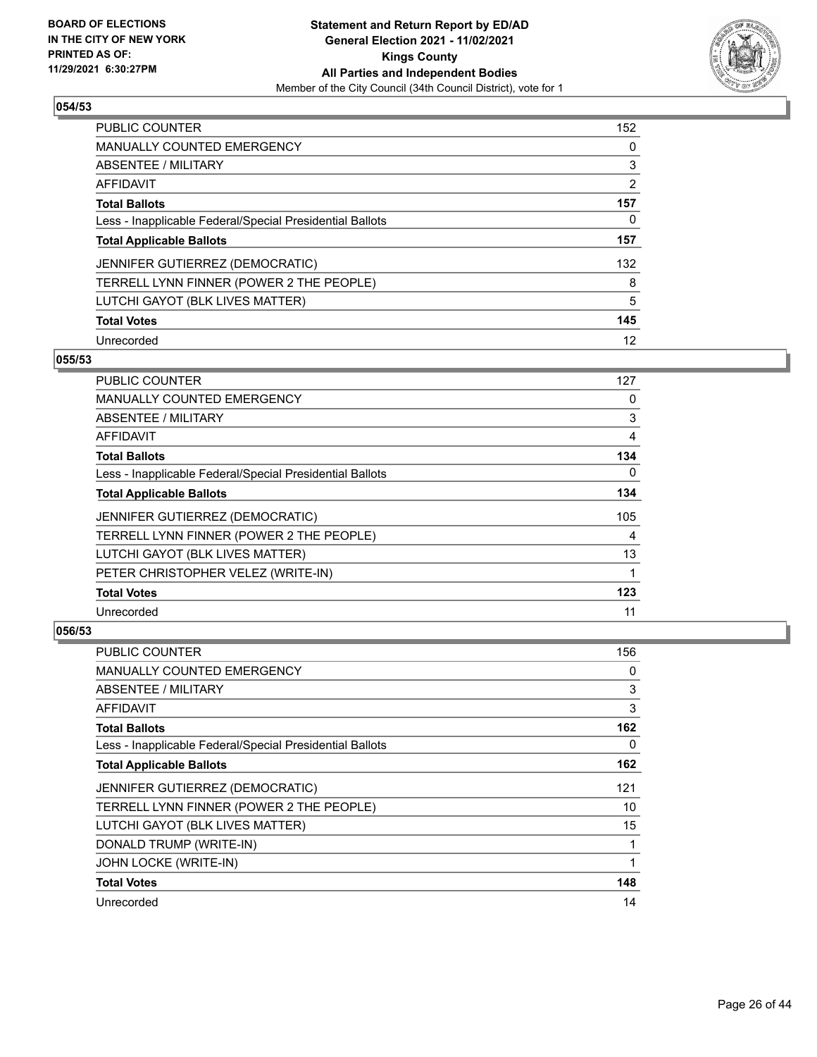**BOARD OF ELECTIONS IN THE CITY OF NEW YORK PRINTED AS OF: 11/29/2021 6:30:27PM**

**Statement and Return Report by ED/AD**
**General Election 2021 - 11/02/2021**
**Kings County**
**All Parties and Independent Bodies**
Member of the City Council (34th Council District), vote for 1

### 054/53

| | |
|---|---|
| PUBLIC COUNTER | 152 |
| MANUALLY COUNTED EMERGENCY | 0 |
| ABSENTEE / MILITARY | 3 |
| AFFIDAVIT | 2 |
| **Total Ballots** | **157** |
| Less - Inapplicable Federal/Special Presidential Ballots | 0 |
| **Total Applicable Ballots** | **157** |
| JENNIFER GUTIERREZ (DEMOCRATIC) | 132 |
| TERRELL LYNN FINNER (POWER 2 THE PEOPLE) | 8 |
| LUTCHI GAYOT (BLK LIVES MATTER) | 5 |
| **Total Votes** | **145** |
| Unrecorded | 12 |

### 055/53

| | |
|---|---|
| PUBLIC COUNTER | 127 |
| MANUALLY COUNTED EMERGENCY | 0 |
| ABSENTEE / MILITARY | 3 |
| AFFIDAVIT | 4 |
| **Total Ballots** | **134** |
| Less - Inapplicable Federal/Special Presidential Ballots | 0 |
| **Total Applicable Ballots** | **134** |
| JENNIFER GUTIERREZ (DEMOCRATIC) | 105 |
| TERRELL LYNN FINNER (POWER 2 THE PEOPLE) | 4 |
| LUTCHI GAYOT (BLK LIVES MATTER) | 13 |
| PETER CHRISTOPHER VELEZ (WRITE-IN) | 1 |
| **Total Votes** | **123** |
| Unrecorded | 11 |

### 056/53

| | |
|---|---|
| PUBLIC COUNTER | 156 |
| MANUALLY COUNTED EMERGENCY | 0 |
| ABSENTEE / MILITARY | 3 |
| AFFIDAVIT | 3 |
| **Total Ballots** | **162** |
| Less - Inapplicable Federal/Special Presidential Ballots | 0 |
| **Total Applicable Ballots** | **162** |
| JENNIFER GUTIERREZ (DEMOCRATIC) | 121 |
| TERRELL LYNN FINNER (POWER 2 THE PEOPLE) | 10 |
| LUTCHI GAYOT (BLK LIVES MATTER) | 15 |
| DONALD TRUMP (WRITE-IN) | 1 |
| JOHN LOCKE (WRITE-IN) | 1 |
| **Total Votes** | **148** |
| Unrecorded | 14 |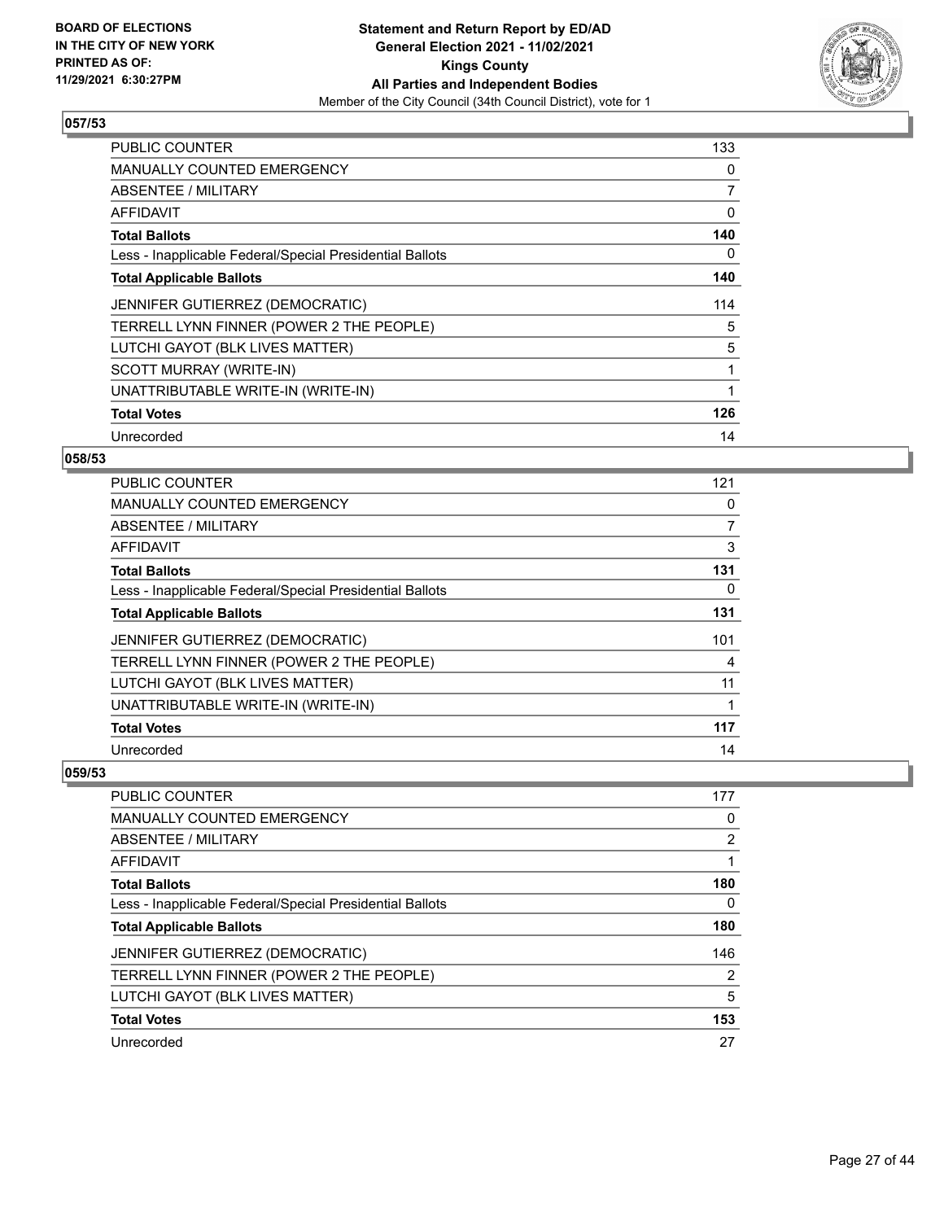## 057/53

| | |
|---|---|
| PUBLIC COUNTER | 133 |
| MANUALLY COUNTED EMERGENCY | 0 |
| ABSENTEE / MILITARY | 7 |
| AFFIDAVIT | 0 |
| **Total Ballots** | **140** |
| Less - Inapplicable Federal/Special Presidential Ballots | 0 |
| **Total Applicable Ballots** | **140** |
| JENNIFER GUTIERREZ (DEMOCRATIC) | 114 |
| TERRELL LYNN FINNER (POWER 2 THE PEOPLE) | 5 |
| LUTCHI GAYOT (BLK LIVES MATTER) | 5 |
| SCOTT MURRAY (WRITE-IN) | 1 |
| UNATTRIBUTABLE WRITE-IN (WRITE-IN) | 1 |
| **Total Votes** | **126** |
| Unrecorded | 14 |

## 058/53

| | |
|---|---|
| PUBLIC COUNTER | 121 |
| MANUALLY COUNTED EMERGENCY | 0 |
| ABSENTEE / MILITARY | 7 |
| AFFIDAVIT | 3 |
| **Total Ballots** | **131** |
| Less - Inapplicable Federal/Special Presidential Ballots | 0 |
| **Total Applicable Ballots** | **131** |
| JENNIFER GUTIERREZ (DEMOCRATIC) | 101 |
| TERRELL LYNN FINNER (POWER 2 THE PEOPLE) | 4 |
| LUTCHI GAYOT (BLK LIVES MATTER) | 11 |
| UNATTRIBUTABLE WRITE-IN (WRITE-IN) | 1 |
| **Total Votes** | **117** |
| Unrecorded | 14 |

## 059/53

| | |
|---|---|
| PUBLIC COUNTER | 177 |
| MANUALLY COUNTED EMERGENCY | 0 |
| ABSENTEE / MILITARY | 2 |
| AFFIDAVIT | 1 |
| **Total Ballots** | **180** |
| Less - Inapplicable Federal/Special Presidential Ballots | 0 |
| **Total Applicable Ballots** | **180** |
| JENNIFER GUTIERREZ (DEMOCRATIC) | 146 |
| TERRELL LYNN FINNER (POWER 2 THE PEOPLE) | 2 |
| LUTCHI GAYOT (BLK LIVES MATTER) | 5 |
| **Total Votes** | **153** |
| Unrecorded | 27 |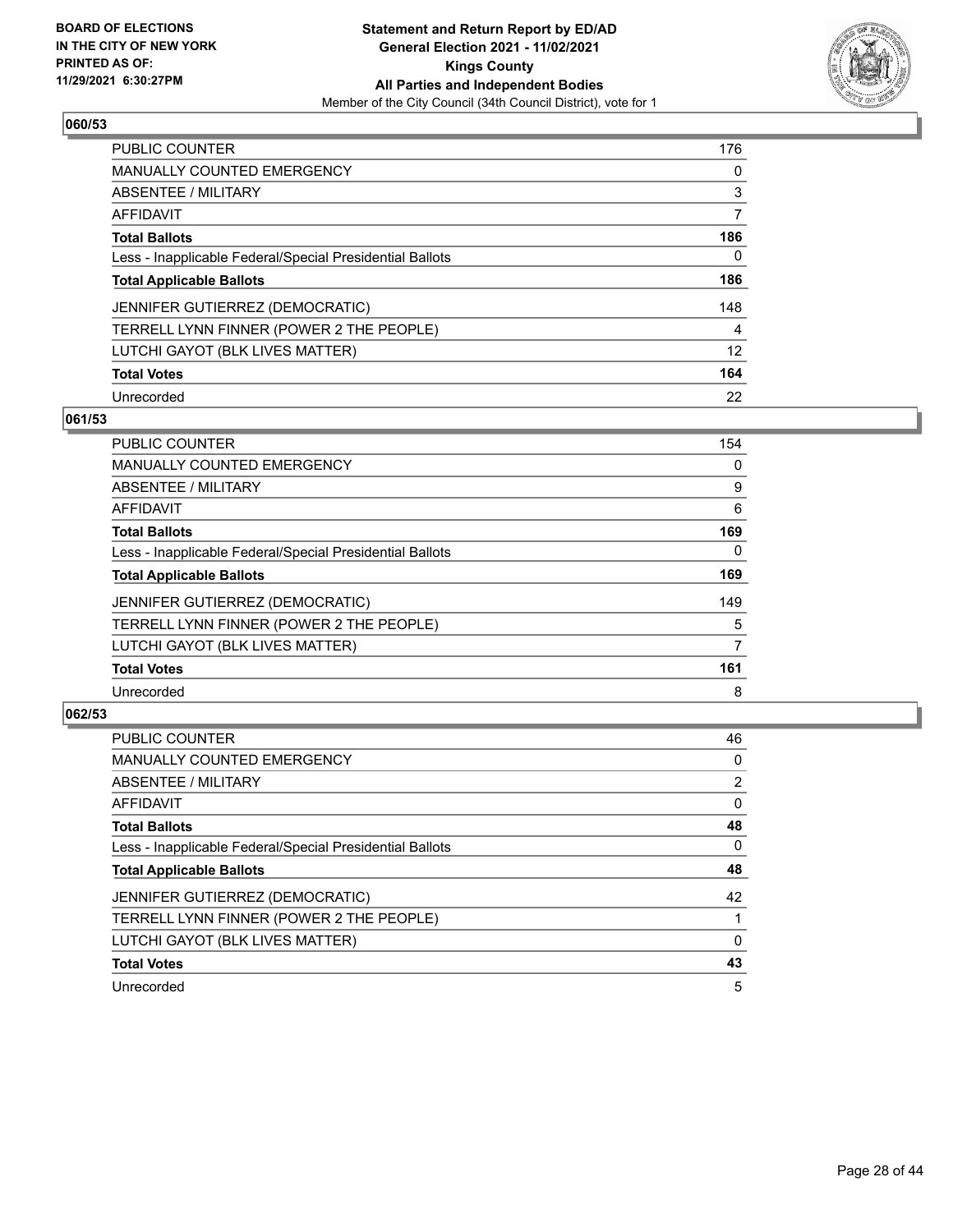**BOARD OF ELECTIONS IN THE CITY OF NEW YORK PRINTED AS OF: 11/29/2021 6:30:27PM**

**Statement and Return Report by ED/AD General Election 2021 - 11/02/2021 Kings County All Parties and Independent Bodies**

Member of the City Council (34th Council District), vote for 1

### 060/53

| | |
|---|---|
| PUBLIC COUNTER | 176 |
| MANUALLY COUNTED EMERGENCY | 0 |
| ABSENTEE / MILITARY | 3 |
| AFFIDAVIT | 7 |
| **Total Ballots** | **186** |
| Less - Inapplicable Federal/Special Presidential Ballots | 0 |
| **Total Applicable Ballots** | **186** |
| JENNIFER GUTIERREZ (DEMOCRATIC) | 148 |
| TERRELL LYNN FINNER (POWER 2 THE PEOPLE) | 4 |
| LUTCHI GAYOT (BLK LIVES MATTER) | 12 |
| **Total Votes** | **164** |
| Unrecorded | 22 |

### 061/53

| | |
|---|---|
| PUBLIC COUNTER | 154 |
| MANUALLY COUNTED EMERGENCY | 0 |
| ABSENTEE / MILITARY | 9 |
| AFFIDAVIT | 6 |
| **Total Ballots** | **169** |
| Less - Inapplicable Federal/Special Presidential Ballots | 0 |
| **Total Applicable Ballots** | **169** |
| JENNIFER GUTIERREZ (DEMOCRATIC) | 149 |
| TERRELL LYNN FINNER (POWER 2 THE PEOPLE) | 5 |
| LUTCHI GAYOT (BLK LIVES MATTER) | 7 |
| **Total Votes** | **161** |
| Unrecorded | 8 |

### 062/53

| | |
|---|---|
| PUBLIC COUNTER | 46 |
| MANUALLY COUNTED EMERGENCY | 0 |
| ABSENTEE / MILITARY | 2 |
| AFFIDAVIT | 0 |
| **Total Ballots** | **48** |
| Less - Inapplicable Federal/Special Presidential Ballots | 0 |
| **Total Applicable Ballots** | **48** |
| JENNIFER GUTIERREZ (DEMOCRATIC) | 42 |
| TERRELL LYNN FINNER (POWER 2 THE PEOPLE) | 1 |
| LUTCHI GAYOT (BLK LIVES MATTER) | 0 |
| **Total Votes** | **43** |
| Unrecorded | 5 |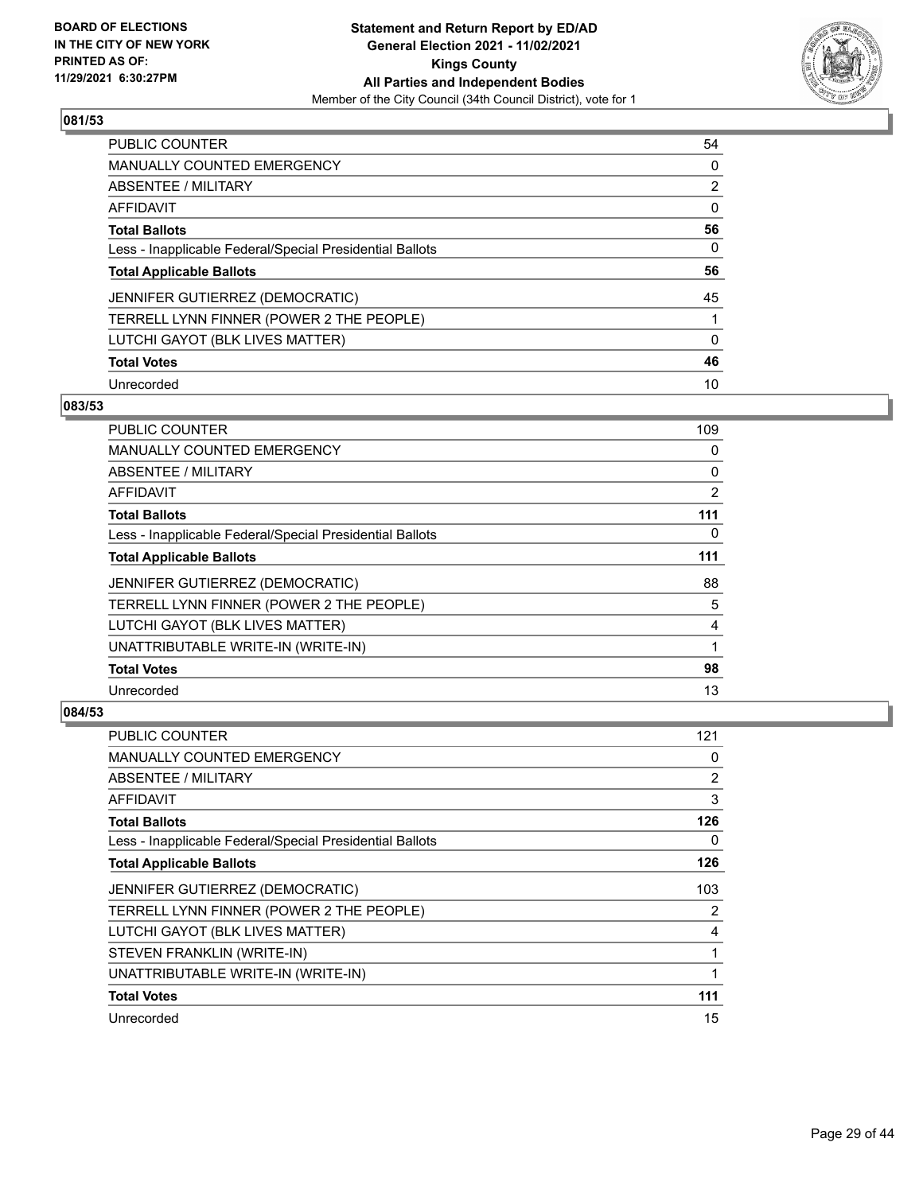**BOARD OF ELECTIONS IN THE CITY OF NEW YORK PRINTED AS OF: 11/29/2021 6:30:27PM**

**Statement and Return Report by ED/AD General Election 2021 - 11/02/2021 Kings County All Parties and Independent Bodies**

Member of the City Council (34th Council District), vote for 1

## 081/53

| | |
|---|---|
| PUBLIC COUNTER | 54 |
| MANUALLY COUNTED EMERGENCY | 0 |
| ABSENTEE / MILITARY | 2 |
| AFFIDAVIT | 0 |
| **Total Ballots** | **56** |
| Less - Inapplicable Federal/Special Presidential Ballots | 0 |
| **Total Applicable Ballots** | **56** |
| JENNIFER GUTIERREZ (DEMOCRATIC) | 45 |
| TERRELL LYNN FINNER (POWER 2 THE PEOPLE) | 1 |
| LUTCHI GAYOT (BLK LIVES MATTER) | 0 |
| **Total Votes** | **46** |
| Unrecorded | 10 |

## 083/53

| | |
|---|---|
| PUBLIC COUNTER | 109 |
| MANUALLY COUNTED EMERGENCY | 0 |
| ABSENTEE / MILITARY | 0 |
| AFFIDAVIT | 2 |
| **Total Ballots** | **111** |
| Less - Inapplicable Federal/Special Presidential Ballots | 0 |
| **Total Applicable Ballots** | **111** |
| JENNIFER GUTIERREZ (DEMOCRATIC) | 88 |
| TERRELL LYNN FINNER (POWER 2 THE PEOPLE) | 5 |
| LUTCHI GAYOT (BLK LIVES MATTER) | 4 |
| UNATTRIBUTABLE WRITE-IN (WRITE-IN) | 1 |
| **Total Votes** | **98** |
| Unrecorded | 13 |

## 084/53

| | |
|---|---|
| PUBLIC COUNTER | 121 |
| MANUALLY COUNTED EMERGENCY | 0 |
| ABSENTEE / MILITARY | 2 |
| AFFIDAVIT | 3 |
| **Total Ballots** | **126** |
| Less - Inapplicable Federal/Special Presidential Ballots | 0 |
| **Total Applicable Ballots** | **126** |
| JENNIFER GUTIERREZ (DEMOCRATIC) | 103 |
| TERRELL LYNN FINNER (POWER 2 THE PEOPLE) | 2 |
| LUTCHI GAYOT (BLK LIVES MATTER) | 4 |
| STEVEN FRANKLIN (WRITE-IN) | 1 |
| UNATTRIBUTABLE WRITE-IN (WRITE-IN) | 1 |
| **Total Votes** | **111** |
| Unrecorded | 15 |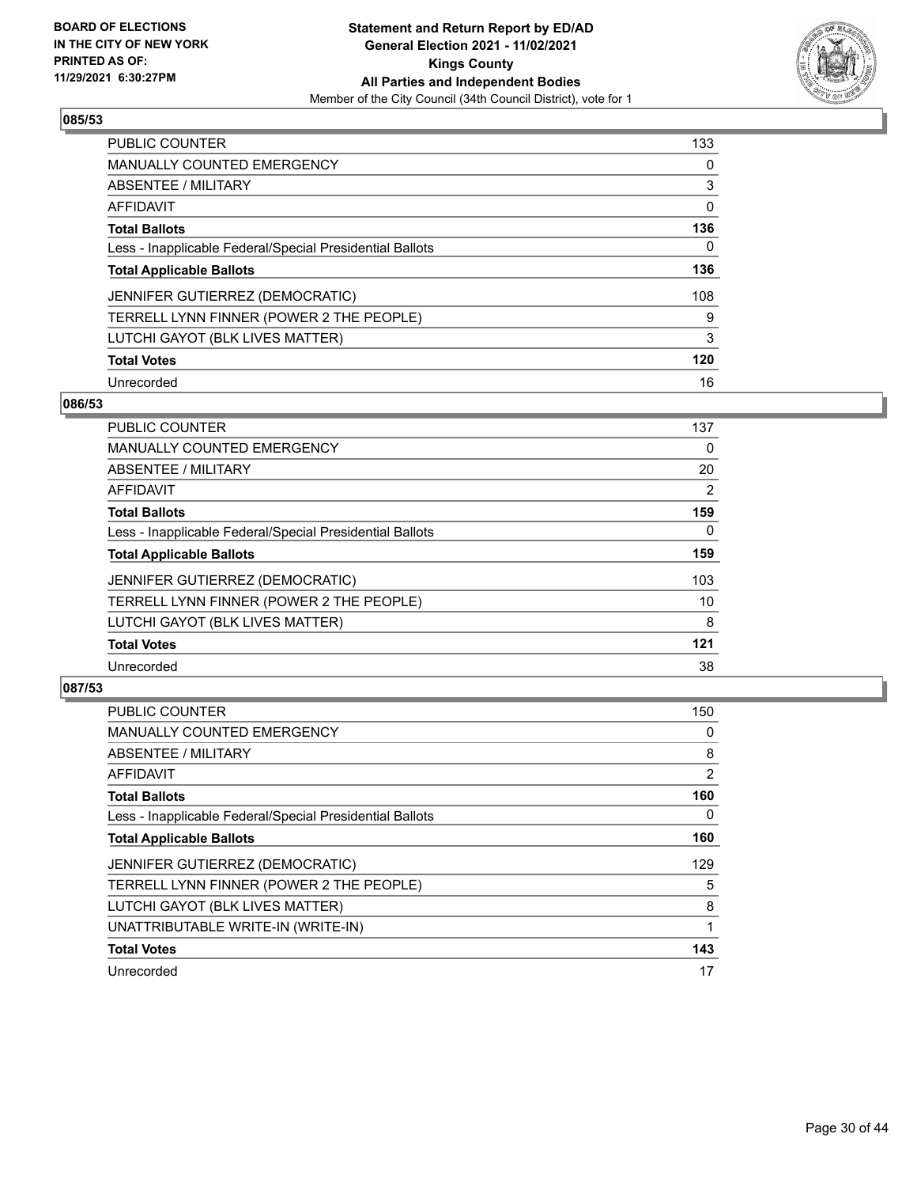**BOARD OF ELECTIONS IN THE CITY OF NEW YORK PRINTED AS OF: 11/29/2021 6:30:27PM**

**Statement and Return Report by ED/AD General Election 2021 - 11/02/2021 Kings County All Parties and Independent Bodies**

Member of the City Council (34th Council District), vote for 1

### 085/53

| | |
|---|---|
| PUBLIC COUNTER | 133 |
| MANUALLY COUNTED EMERGENCY | 0 |
| ABSENTEE / MILITARY | 3 |
| AFFIDAVIT | 0 |
| **Total Ballots** | **136** |
| Less - Inapplicable Federal/Special Presidential Ballots | 0 |
| **Total Applicable Ballots** | **136** |
| JENNIFER GUTIERREZ (DEMOCRATIC) | 108 |
| TERRELL LYNN FINNER (POWER 2 THE PEOPLE) | 9 |
| LUTCHI GAYOT (BLK LIVES MATTER) | 3 |
| **Total Votes** | **120** |
| Unrecorded | 16 |

### 086/53

| | |
|---|---|
| PUBLIC COUNTER | 137 |
| MANUALLY COUNTED EMERGENCY | 0 |
| ABSENTEE / MILITARY | 20 |
| AFFIDAVIT | 2 |
| **Total Ballots** | **159** |
| Less - Inapplicable Federal/Special Presidential Ballots | 0 |
| **Total Applicable Ballots** | **159** |
| JENNIFER GUTIERREZ (DEMOCRATIC) | 103 |
| TERRELL LYNN FINNER (POWER 2 THE PEOPLE) | 10 |
| LUTCHI GAYOT (BLK LIVES MATTER) | 8 |
| **Total Votes** | **121** |
| Unrecorded | 38 |

### 087/53

| | |
|---|---|
| PUBLIC COUNTER | 150 |
| MANUALLY COUNTED EMERGENCY | 0 |
| ABSENTEE / MILITARY | 8 |
| AFFIDAVIT | 2 |
| **Total Ballots** | **160** |
| Less - Inapplicable Federal/Special Presidential Ballots | 0 |
| **Total Applicable Ballots** | **160** |
| JENNIFER GUTIERREZ (DEMOCRATIC) | 129 |
| TERRELL LYNN FINNER (POWER 2 THE PEOPLE) | 5 |
| LUTCHI GAYOT (BLK LIVES MATTER) | 8 |
| UNATTRIBUTABLE WRITE-IN (WRITE-IN) | 1 |
| **Total Votes** | **143** |
| Unrecorded | 17 |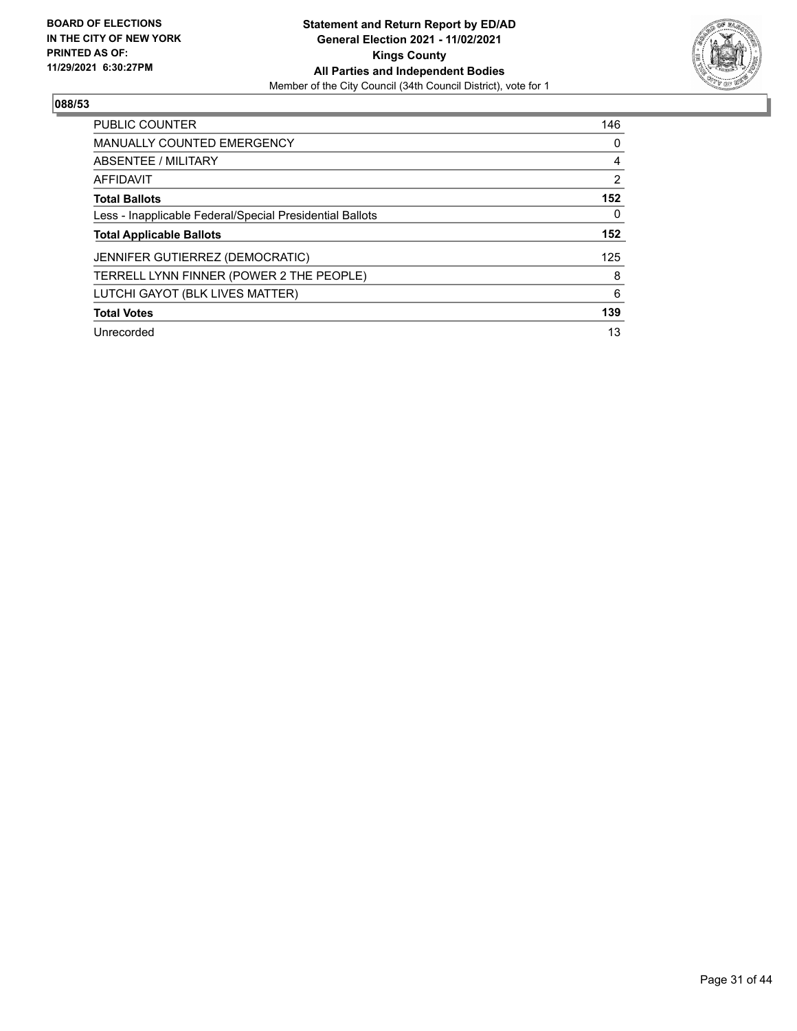BOARD OF ELECTIONS
IN THE CITY OF NEW YORK
PRINTED AS OF:
11/29/2021 6:30:27PM

**Statement and Return Report by ED/AD**
**General Election 2021 - 11/02/2021**
**Kings County**
**All Parties and Independent Bodies**
Member of the City Council (34th Council District), vote for 1

## 088/53

| | |
|---|---|
| PUBLIC COUNTER | 146 |
| MANUALLY COUNTED EMERGENCY | 0 |
| ABSENTEE / MILITARY | 4 |
| AFFIDAVIT | 2 |
| **Total Ballots** | **152** |
| Less - Inapplicable Federal/Special Presidential Ballots | 0 |
| **Total Applicable Ballots** | **152** |
| JENNIFER GUTIERREZ (DEMOCRATIC) | 125 |
| TERRELL LYNN FINNER (POWER 2 THE PEOPLE) | 8 |
| LUTCHI GAYOT (BLK LIVES MATTER) | 6 |
| **Total Votes** | **139** |
| Unrecorded | 13 |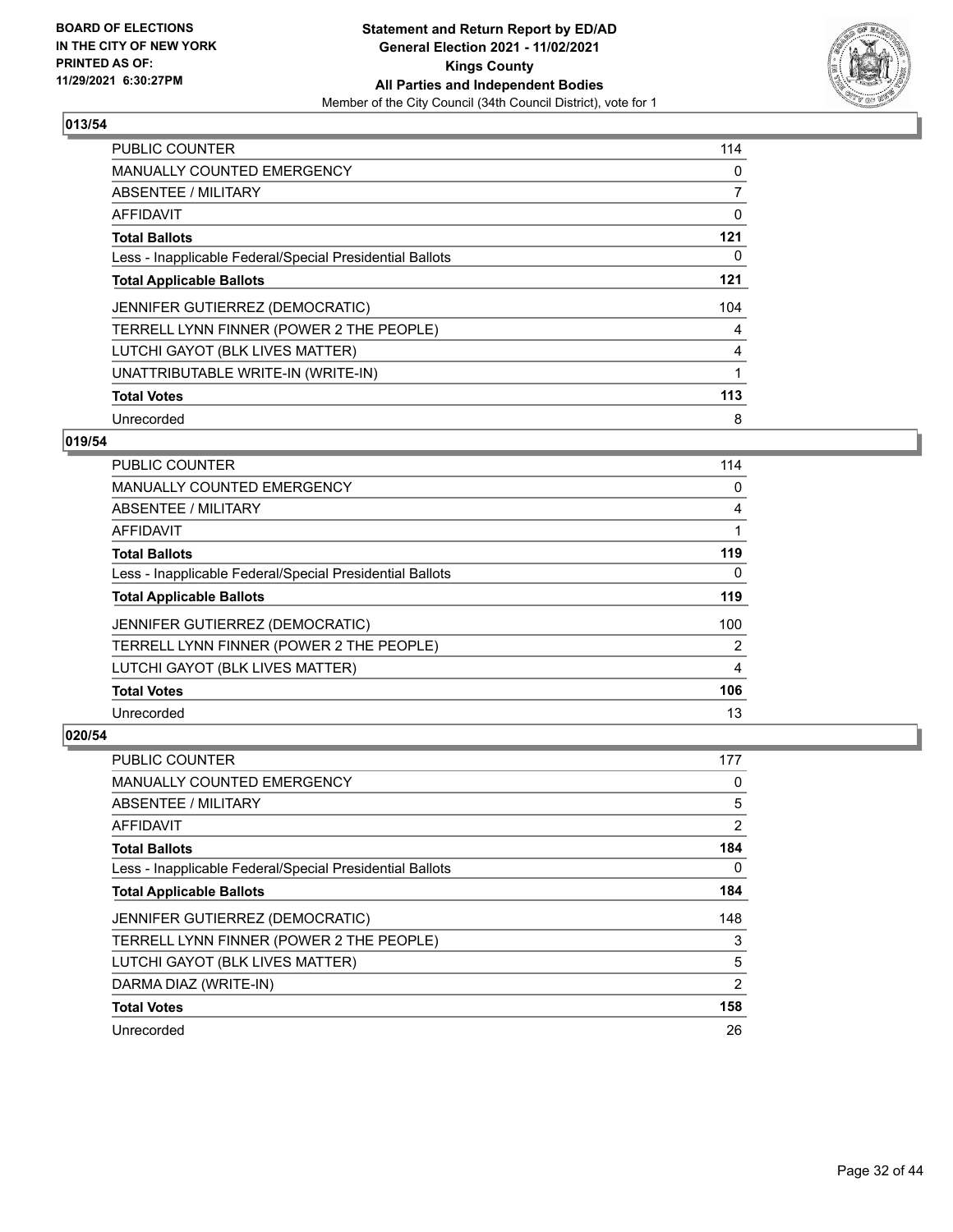## 013/54

| | |
|---|---|
| PUBLIC COUNTER | 114 |
| MANUALLY COUNTED EMERGENCY | 0 |
| ABSENTEE / MILITARY | 7 |
| AFFIDAVIT | 0 |
| **Total Ballots** | **121** |
| Less - Inapplicable Federal/Special Presidential Ballots | 0 |
| **Total Applicable Ballots** | **121** |
| JENNIFER GUTIERREZ (DEMOCRATIC) | 104 |
| TERRELL LYNN FINNER (POWER 2 THE PEOPLE) | 4 |
| LUTCHI GAYOT (BLK LIVES MATTER) | 4 |
| UNATTRIBUTABLE WRITE-IN (WRITE-IN) | 1 |
| **Total Votes** | **113** |
| Unrecorded | 8 |

## 019/54

| | |
|---|---|
| PUBLIC COUNTER | 114 |
| MANUALLY COUNTED EMERGENCY | 0 |
| ABSENTEE / MILITARY | 4 |
| AFFIDAVIT | 1 |
| **Total Ballots** | **119** |
| Less - Inapplicable Federal/Special Presidential Ballots | 0 |
| **Total Applicable Ballots** | **119** |
| JENNIFER GUTIERREZ (DEMOCRATIC) | 100 |
| TERRELL LYNN FINNER (POWER 2 THE PEOPLE) | 2 |
| LUTCHI GAYOT (BLK LIVES MATTER) | 4 |
| **Total Votes** | **106** |
| Unrecorded | 13 |

## 020/54

| | |
|---|---|
| PUBLIC COUNTER | 177 |
| MANUALLY COUNTED EMERGENCY | 0 |
| ABSENTEE / MILITARY | 5 |
| AFFIDAVIT | 2 |
| **Total Ballots** | **184** |
| Less - Inapplicable Federal/Special Presidential Ballots | 0 |
| **Total Applicable Ballots** | **184** |
| JENNIFER GUTIERREZ (DEMOCRATIC) | 148 |
| TERRELL LYNN FINNER (POWER 2 THE PEOPLE) | 3 |
| LUTCHI GAYOT (BLK LIVES MATTER) | 5 |
| DARMA DIAZ (WRITE-IN) | 2 |
| **Total Votes** | **158** |
| Unrecorded | 26 |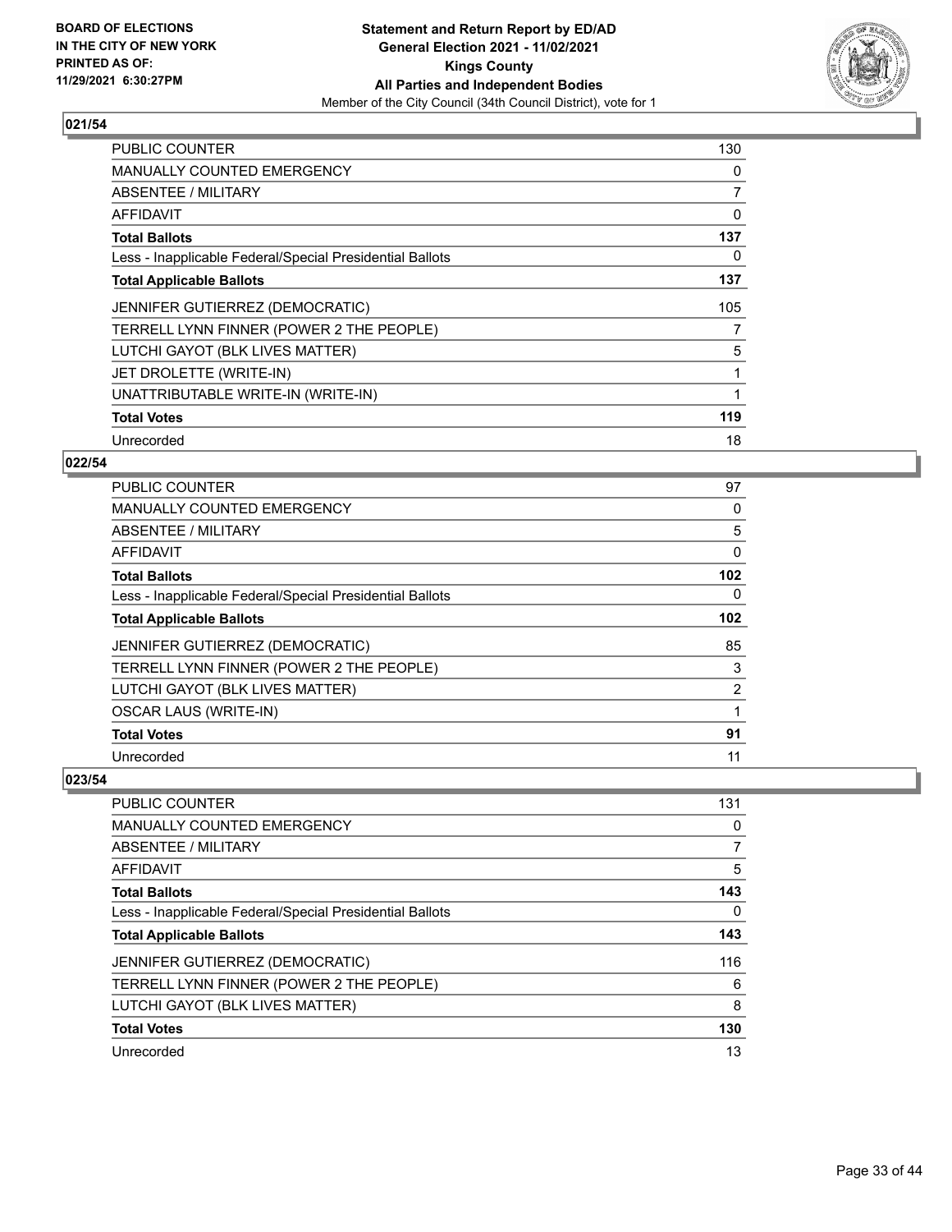**Statement and Return Report by ED/AD**
**General Election 2021 - 11/02/2021**
**Kings County**
**All Parties and Independent Bodies**
Member of the City Council (34th Council District), vote for 1

BOARD OF ELECTIONS
IN THE CITY OF NEW YORK
PRINTED AS OF:
11/29/2021 6:30:27PM

## 021/54

| | |
|---|---|
| PUBLIC COUNTER | 130 |
| MANUALLY COUNTED EMERGENCY | 0 |
| ABSENTEE / MILITARY | 7 |
| AFFIDAVIT | 0 |
| **Total Ballots** | **137** |
| Less - Inapplicable Federal/Special Presidential Ballots | 0 |
| **Total Applicable Ballots** | **137** |
| JENNIFER GUTIERREZ (DEMOCRATIC) | 105 |
| TERRELL LYNN FINNER (POWER 2 THE PEOPLE) | 7 |
| LUTCHI GAYOT (BLK LIVES MATTER) | 5 |
| JET DROLETTE (WRITE-IN) | 1 |
| UNATTRIBUTABLE WRITE-IN (WRITE-IN) | 1 |
| **Total Votes** | **119** |
| Unrecorded | 18 |

## 022/54

| | |
|---|---|
| PUBLIC COUNTER | 97 |
| MANUALLY COUNTED EMERGENCY | 0 |
| ABSENTEE / MILITARY | 5 |
| AFFIDAVIT | 0 |
| **Total Ballots** | **102** |
| Less - Inapplicable Federal/Special Presidential Ballots | 0 |
| **Total Applicable Ballots** | **102** |
| JENNIFER GUTIERREZ (DEMOCRATIC) | 85 |
| TERRELL LYNN FINNER (POWER 2 THE PEOPLE) | 3 |
| LUTCHI GAYOT (BLK LIVES MATTER) | 2 |
| OSCAR LAUS (WRITE-IN) | 1 |
| **Total Votes** | **91** |
| Unrecorded | 11 |

## 023/54

| | |
|---|---|
| PUBLIC COUNTER | 131 |
| MANUALLY COUNTED EMERGENCY | 0 |
| ABSENTEE / MILITARY | 7 |
| AFFIDAVIT | 5 |
| **Total Ballots** | **143** |
| Less - Inapplicable Federal/Special Presidential Ballots | 0 |
| **Total Applicable Ballots** | **143** |
| JENNIFER GUTIERREZ (DEMOCRATIC) | 116 |
| TERRELL LYNN FINNER (POWER 2 THE PEOPLE) | 6 |
| LUTCHI GAYOT (BLK LIVES MATTER) | 8 |
| **Total Votes** | **130** |
| Unrecorded | 13 |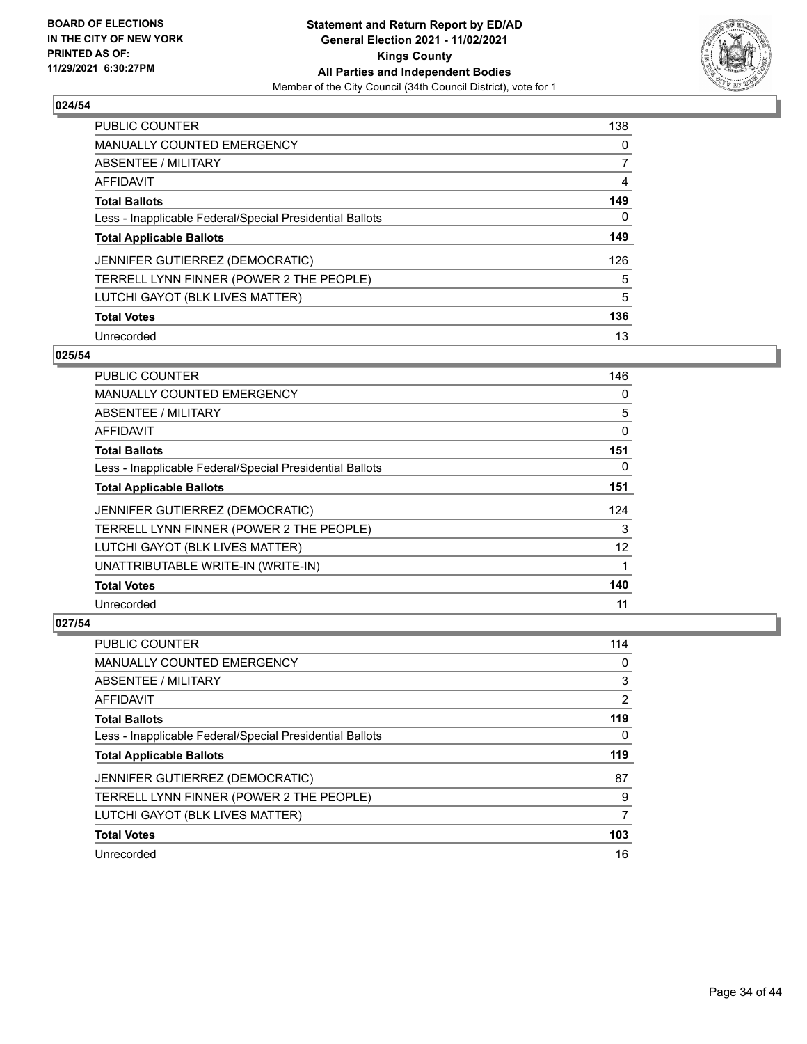**BOARD OF ELECTIONS IN THE CITY OF NEW YORK PRINTED AS OF: 11/29/2021 6:30:27PM**

**Statement and Return Report by ED/AD General Election 2021 - 11/02/2021 Kings County All Parties and Independent Bodies**
Member of the City Council (34th Council District), vote for 1

### 024/54

| | |
|---|---|
| PUBLIC COUNTER | 138 |
| MANUALLY COUNTED EMERGENCY | 0 |
| ABSENTEE / MILITARY | 7 |
| AFFIDAVIT | 4 |
| **Total Ballots** | **149** |
| Less - Inapplicable Federal/Special Presidential Ballots | 0 |
| **Total Applicable Ballots** | **149** |
| JENNIFER GUTIERREZ (DEMOCRATIC) | 126 |
| TERRELL LYNN FINNER (POWER 2 THE PEOPLE) | 5 |
| LUTCHI GAYOT (BLK LIVES MATTER) | 5 |
| **Total Votes** | **136** |
| Unrecorded | 13 |

### 025/54

| | |
|---|---|
| PUBLIC COUNTER | 146 |
| MANUALLY COUNTED EMERGENCY | 0 |
| ABSENTEE / MILITARY | 5 |
| AFFIDAVIT | 0 |
| **Total Ballots** | **151** |
| Less - Inapplicable Federal/Special Presidential Ballots | 0 |
| **Total Applicable Ballots** | **151** |
| JENNIFER GUTIERREZ (DEMOCRATIC) | 124 |
| TERRELL LYNN FINNER (POWER 2 THE PEOPLE) | 3 |
| LUTCHI GAYOT (BLK LIVES MATTER) | 12 |
| UNATTRIBUTABLE WRITE-IN (WRITE-IN) | 1 |
| **Total Votes** | **140** |
| Unrecorded | 11 |

### 027/54

| | |
|---|---|
| PUBLIC COUNTER | 114 |
| MANUALLY COUNTED EMERGENCY | 0 |
| ABSENTEE / MILITARY | 3 |
| AFFIDAVIT | 2 |
| **Total Ballots** | **119** |
| Less - Inapplicable Federal/Special Presidential Ballots | 0 |
| **Total Applicable Ballots** | **119** |
| JENNIFER GUTIERREZ (DEMOCRATIC) | 87 |
| TERRELL LYNN FINNER (POWER 2 THE PEOPLE) | 9 |
| LUTCHI GAYOT (BLK LIVES MATTER) | 7 |
| **Total Votes** | **103** |
| Unrecorded | 16 |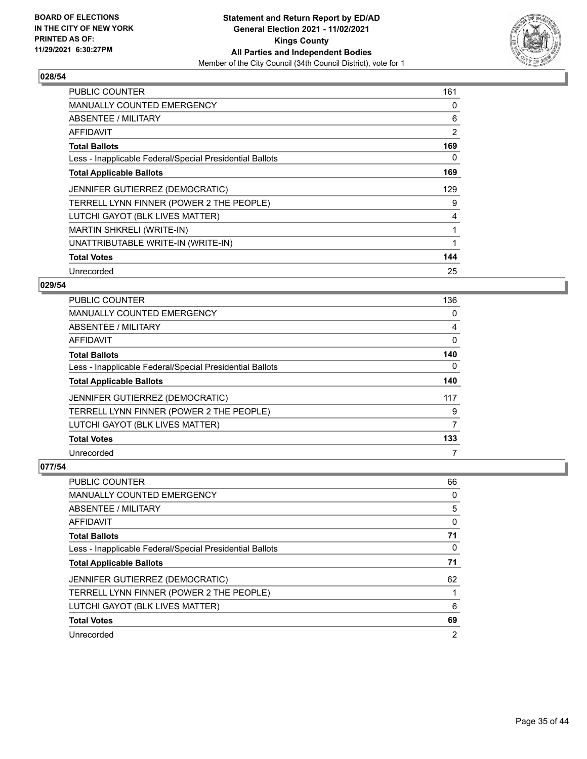### 028/54

| | |
|---|---|
| PUBLIC COUNTER | 161 |
| MANUALLY COUNTED EMERGENCY | 0 |
| ABSENTEE / MILITARY | 6 |
| AFFIDAVIT | 2 |
| **Total Ballots** | **169** |
| Less - Inapplicable Federal/Special Presidential Ballots | 0 |
| **Total Applicable Ballots** | **169** |
| JENNIFER GUTIERREZ (DEMOCRATIC) | 129 |
| TERRELL LYNN FINNER (POWER 2 THE PEOPLE) | 9 |
| LUTCHI GAYOT (BLK LIVES MATTER) | 4 |
| MARTIN SHKRELI (WRITE-IN) | 1 |
| UNATTRIBUTABLE WRITE-IN (WRITE-IN) | 1 |
| **Total Votes** | **144** |
| Unrecorded | 25 |

### 029/54

| | |
|---|---|
| PUBLIC COUNTER | 136 |
| MANUALLY COUNTED EMERGENCY | 0 |
| ABSENTEE / MILITARY | 4 |
| AFFIDAVIT | 0 |
| **Total Ballots** | **140** |
| Less - Inapplicable Federal/Special Presidential Ballots | 0 |
| **Total Applicable Ballots** | **140** |
| JENNIFER GUTIERREZ (DEMOCRATIC) | 117 |
| TERRELL LYNN FINNER (POWER 2 THE PEOPLE) | 9 |
| LUTCHI GAYOT (BLK LIVES MATTER) | 7 |
| **Total Votes** | **133** |
| Unrecorded | 7 |

### 077/54

| | |
|---|---|
| PUBLIC COUNTER | 66 |
| MANUALLY COUNTED EMERGENCY | 0 |
| ABSENTEE / MILITARY | 5 |
| AFFIDAVIT | 0 |
| **Total Ballots** | **71** |
| Less - Inapplicable Federal/Special Presidential Ballots | 0 |
| **Total Applicable Ballots** | **71** |
| JENNIFER GUTIERREZ (DEMOCRATIC) | 62 |
| TERRELL LYNN FINNER (POWER 2 THE PEOPLE) | 1 |
| LUTCHI GAYOT (BLK LIVES MATTER) | 6 |
| **Total Votes** | **69** |
| Unrecorded | 2 |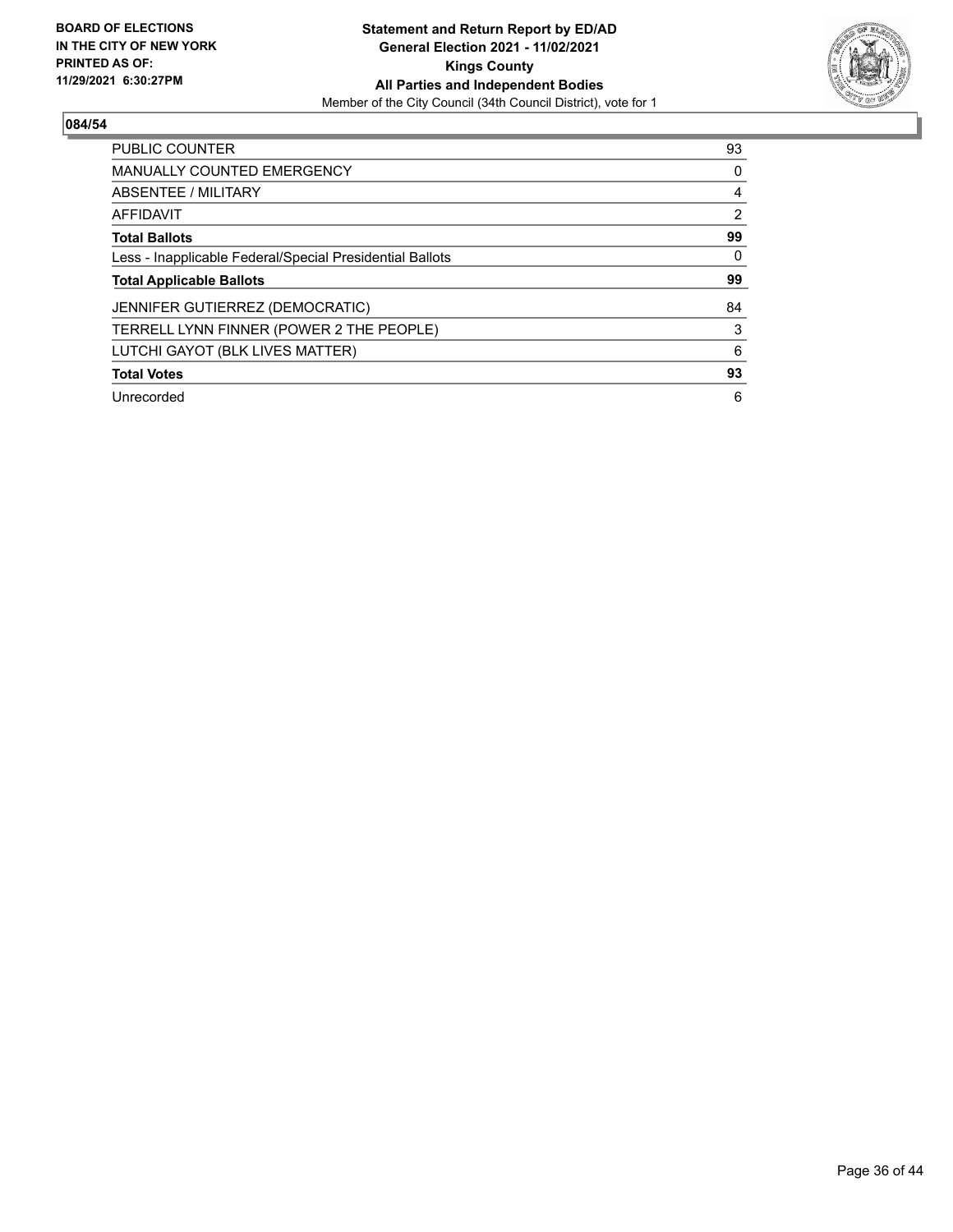**BOARD OF ELECTIONS IN THE CITY OF NEW YORK PRINTED AS OF: 11/29/2021 6:30:27PM**

**Statement and Return Report by ED/AD General Election 2021 - 11/02/2021 Kings County All Parties and Independent Bodies**

Member of the City Council (34th Council District), vote for 1

**084/54**

| | |
|---|---|
| PUBLIC COUNTER | 93 |
| MANUALLY COUNTED EMERGENCY | 0 |
| ABSENTEE / MILITARY | 4 |
| AFFIDAVIT | 2 |
| **Total Ballots** | **99** |
| Less - Inapplicable Federal/Special Presidential Ballots | 0 |
| **Total Applicable Ballots** | **99** |
| JENNIFER GUTIERREZ (DEMOCRATIC) | 84 |
| TERRELL LYNN FINNER (POWER 2 THE PEOPLE) | 3 |
| LUTCHI GAYOT (BLK LIVES MATTER) | 6 |
| **Total Votes** | **93** |
| Unrecorded | 6 |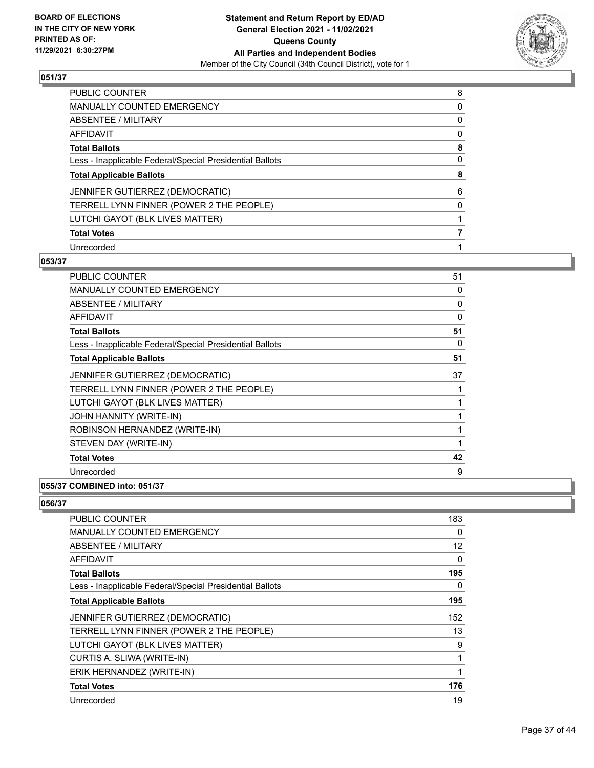**BOARD OF ELECTIONS IN THE CITY OF NEW YORK PRINTED AS OF: 11/29/2021 6:30:27PM**

**Statement and Return Report by ED/AD General Election 2021 - 11/02/2021 Queens County All Parties and Independent Bodies**

Member of the City Council (34th Council District), vote for 1

## 051/37

| | |
|---|---|
| PUBLIC COUNTER | 8 |
| MANUALLY COUNTED EMERGENCY | 0 |
| ABSENTEE / MILITARY | 0 |
| AFFIDAVIT | 0 |
| **Total Ballots** | **8** |
| Less - Inapplicable Federal/Special Presidential Ballots | 0 |
| **Total Applicable Ballots** | **8** |
| JENNIFER GUTIERREZ (DEMOCRATIC) | 6 |
| TERRELL LYNN FINNER (POWER 2 THE PEOPLE) | 0 |
| LUTCHI GAYOT (BLK LIVES MATTER) | 1 |
| **Total Votes** | **7** |
| Unrecorded | 1 |

## 053/37

| | |
|---|---|
| PUBLIC COUNTER | 51 |
| MANUALLY COUNTED EMERGENCY | 0 |
| ABSENTEE / MILITARY | 0 |
| AFFIDAVIT | 0 |
| **Total Ballots** | **51** |
| Less - Inapplicable Federal/Special Presidential Ballots | 0 |
| **Total Applicable Ballots** | **51** |
| JENNIFER GUTIERREZ (DEMOCRATIC) | 37 |
| TERRELL LYNN FINNER (POWER 2 THE PEOPLE) | 1 |
| LUTCHI GAYOT (BLK LIVES MATTER) | 1 |
| JOHN HANNITY (WRITE-IN) | 1 |
| ROBINSON HERNANDEZ (WRITE-IN) | 1 |
| STEVEN DAY (WRITE-IN) | 1 |
| **Total Votes** | **42** |
| Unrecorded | 9 |

## 055/37 COMBINED into: 051/37

## 056/37

| | |
|---|---|
| PUBLIC COUNTER | 183 |
| MANUALLY COUNTED EMERGENCY | 0 |
| ABSENTEE / MILITARY | 12 |
| AFFIDAVIT | 0 |
| **Total Ballots** | **195** |
| Less - Inapplicable Federal/Special Presidential Ballots | 0 |
| **Total Applicable Ballots** | **195** |
| JENNIFER GUTIERREZ (DEMOCRATIC) | 152 |
| TERRELL LYNN FINNER (POWER 2 THE PEOPLE) | 13 |
| LUTCHI GAYOT (BLK LIVES MATTER) | 9 |
| CURTIS A. SLIWA (WRITE-IN) | 1 |
| ERIK HERNANDEZ (WRITE-IN) | 1 |
| **Total Votes** | **176** |
| Unrecorded | 19 |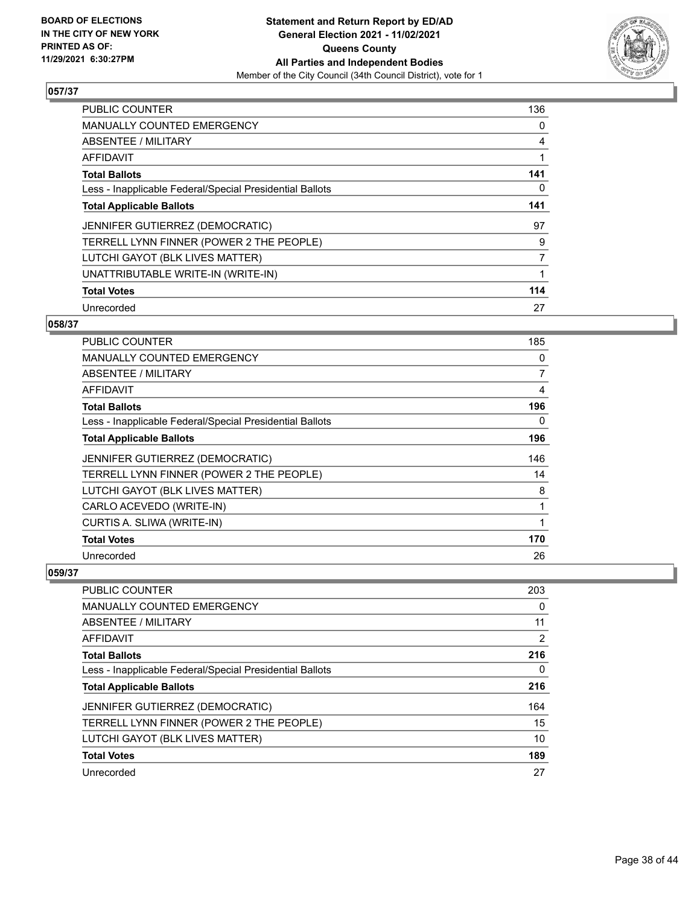**Statement and Return Report by ED/AD**
**General Election 2021 - 11/02/2021**
**Queens County**
**All Parties and Independent Bodies**
Member of the City Council (34th Council District), vote for 1

BOARD OF ELECTIONS
IN THE CITY OF NEW YORK
PRINTED AS OF:
11/29/2021 6:30:27PM

## 057/37

| | |
|---|---|
| PUBLIC COUNTER | 136 |
| MANUALLY COUNTED EMERGENCY | 0 |
| ABSENTEE / MILITARY | 4 |
| AFFIDAVIT | 1 |
| **Total Ballots** | **141** |
| Less - Inapplicable Federal/Special Presidential Ballots | 0 |
| **Total Applicable Ballots** | **141** |
| JENNIFER GUTIERREZ (DEMOCRATIC) | 97 |
| TERRELL LYNN FINNER (POWER 2 THE PEOPLE) | 9 |
| LUTCHI GAYOT (BLK LIVES MATTER) | 7 |
| UNATTRIBUTABLE WRITE-IN (WRITE-IN) | 1 |
| **Total Votes** | **114** |
| Unrecorded | 27 |

## 058/37

| | |
|---|---|
| PUBLIC COUNTER | 185 |
| MANUALLY COUNTED EMERGENCY | 0 |
| ABSENTEE / MILITARY | 7 |
| AFFIDAVIT | 4 |
| **Total Ballots** | **196** |
| Less - Inapplicable Federal/Special Presidential Ballots | 0 |
| **Total Applicable Ballots** | **196** |
| JENNIFER GUTIERREZ (DEMOCRATIC) | 146 |
| TERRELL LYNN FINNER (POWER 2 THE PEOPLE) | 14 |
| LUTCHI GAYOT (BLK LIVES MATTER) | 8 |
| CARLO ACEVEDO (WRITE-IN) | 1 |
| CURTIS A. SLIWA (WRITE-IN) | 1 |
| **Total Votes** | **170** |
| Unrecorded | 26 |

## 059/37

| | |
|---|---|
| PUBLIC COUNTER | 203 |
| MANUALLY COUNTED EMERGENCY | 0 |
| ABSENTEE / MILITARY | 11 |
| AFFIDAVIT | 2 |
| **Total Ballots** | **216** |
| Less - Inapplicable Federal/Special Presidential Ballots | 0 |
| **Total Applicable Ballots** | **216** |
| JENNIFER GUTIERREZ (DEMOCRATIC) | 164 |
| TERRELL LYNN FINNER (POWER 2 THE PEOPLE) | 15 |
| LUTCHI GAYOT (BLK LIVES MATTER) | 10 |
| **Total Votes** | **189** |
| Unrecorded | 27 |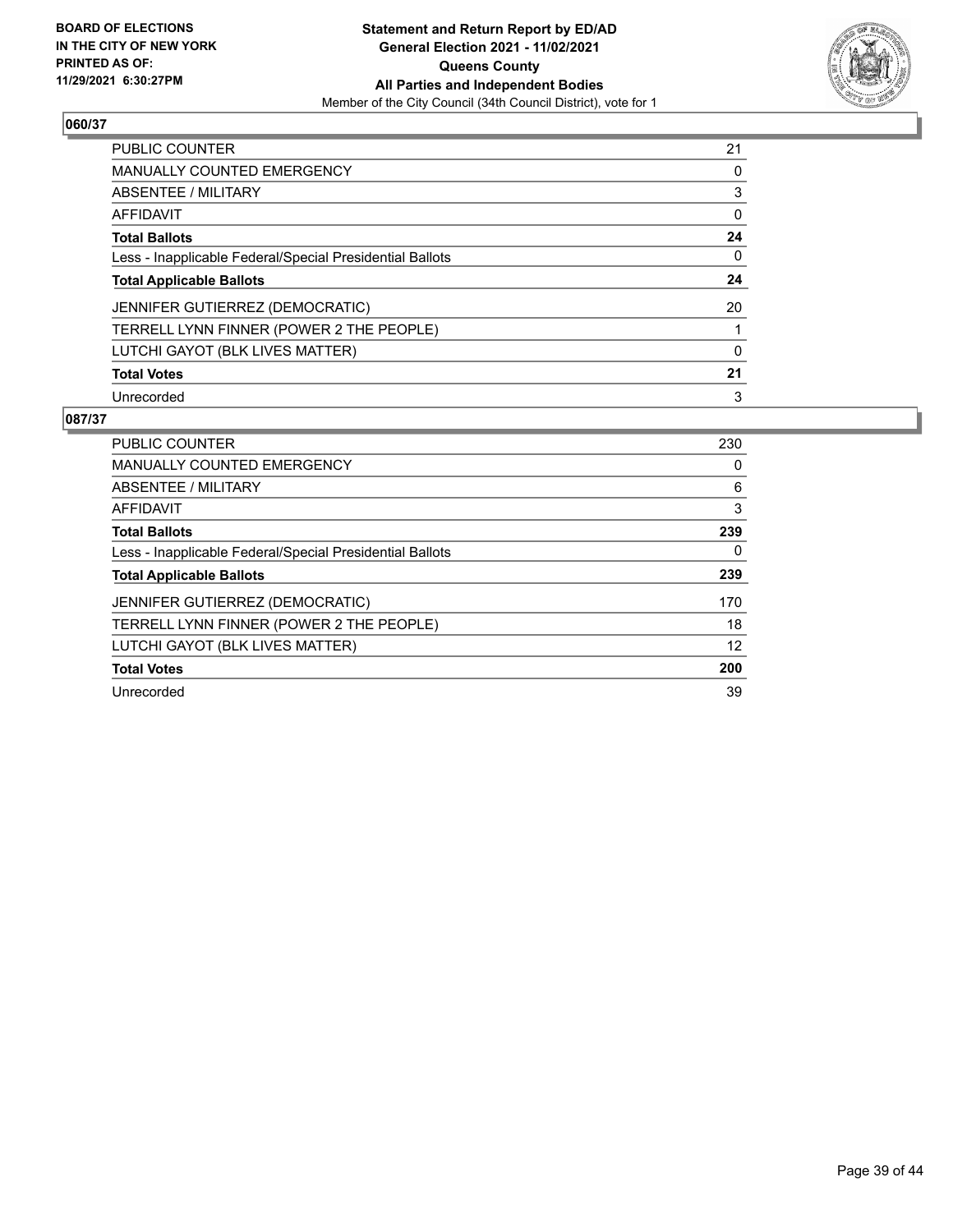BOARD OF ELECTIONS
IN THE CITY OF NEW YORK
PRINTED AS OF:
11/29/2021 6:30:27PM

**Statement and Return Report by ED/AD**
**General Election 2021 - 11/02/2021**
**Queens County**
**All Parties and Independent Bodies**
Member of the City Council (34th Council District), vote for 1

### 060/37

| | |
|---|---|
| PUBLIC COUNTER | 21 |
| MANUALLY COUNTED EMERGENCY | 0 |
| ABSENTEE / MILITARY | 3 |
| AFFIDAVIT | 0 |
| **Total Ballots** | **24** |
| Less - Inapplicable Federal/Special Presidential Ballots | 0 |
| **Total Applicable Ballots** | **24** |
| JENNIFER GUTIERREZ (DEMOCRATIC) | 20 |
| TERRELL LYNN FINNER (POWER 2 THE PEOPLE) | 1 |
| LUTCHI GAYOT (BLK LIVES MATTER) | 0 |
| **Total Votes** | **21** |
| Unrecorded | 3 |

### 087/37

| | |
|---|---|
| PUBLIC COUNTER | 230 |
| MANUALLY COUNTED EMERGENCY | 0 |
| ABSENTEE / MILITARY | 6 |
| AFFIDAVIT | 3 |
| **Total Ballots** | **239** |
| Less - Inapplicable Federal/Special Presidential Ballots | 0 |
| **Total Applicable Ballots** | **239** |
| JENNIFER GUTIERREZ (DEMOCRATIC) | 170 |
| TERRELL LYNN FINNER (POWER 2 THE PEOPLE) | 18 |
| LUTCHI GAYOT (BLK LIVES MATTER) | 12 |
| **Total Votes** | **200** |
| Unrecorded | 39 |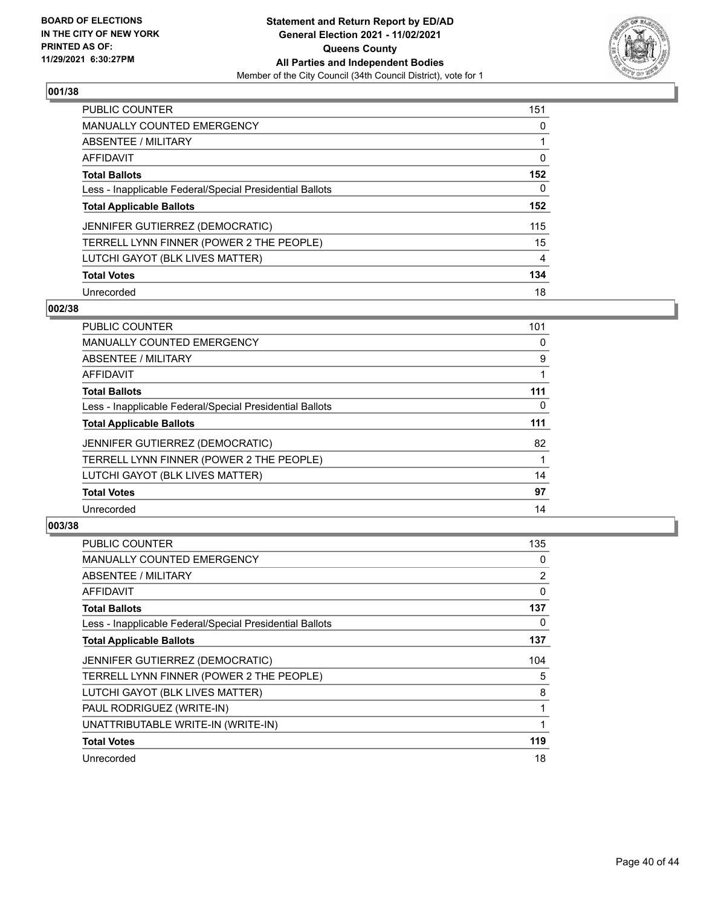**BOARD OF ELECTIONS IN THE CITY OF NEW YORK PRINTED AS OF: 11/29/2021 6:30:27PM**

**Statement and Return Report by ED/AD General Election 2021 - 11/02/2021 Queens County All Parties and Independent Bodies**

Member of the City Council (34th Council District), vote for 1

### 001/38

| | |
|---|---|
| PUBLIC COUNTER | 151 |
| MANUALLY COUNTED EMERGENCY | 0 |
| ABSENTEE / MILITARY | 1 |
| AFFIDAVIT | 0 |
| **Total Ballots** | **152** |
| Less - Inapplicable Federal/Special Presidential Ballots | 0 |
| **Total Applicable Ballots** | **152** |
| JENNIFER GUTIERREZ (DEMOCRATIC) | 115 |
| TERRELL LYNN FINNER (POWER 2 THE PEOPLE) | 15 |
| LUTCHI GAYOT (BLK LIVES MATTER) | 4 |
| **Total Votes** | **134** |
| Unrecorded | 18 |

### 002/38

| | |
|---|---|
| PUBLIC COUNTER | 101 |
| MANUALLY COUNTED EMERGENCY | 0 |
| ABSENTEE / MILITARY | 9 |
| AFFIDAVIT | 1 |
| **Total Ballots** | **111** |
| Less - Inapplicable Federal/Special Presidential Ballots | 0 |
| **Total Applicable Ballots** | **111** |
| JENNIFER GUTIERREZ (DEMOCRATIC) | 82 |
| TERRELL LYNN FINNER (POWER 2 THE PEOPLE) | 1 |
| LUTCHI GAYOT (BLK LIVES MATTER) | 14 |
| **Total Votes** | **97** |
| Unrecorded | 14 |

### 003/38

| | |
|---|---|
| PUBLIC COUNTER | 135 |
| MANUALLY COUNTED EMERGENCY | 0 |
| ABSENTEE / MILITARY | 2 |
| AFFIDAVIT | 0 |
| **Total Ballots** | **137** |
| Less - Inapplicable Federal/Special Presidential Ballots | 0 |
| **Total Applicable Ballots** | **137** |
| JENNIFER GUTIERREZ (DEMOCRATIC) | 104 |
| TERRELL LYNN FINNER (POWER 2 THE PEOPLE) | 5 |
| LUTCHI GAYOT (BLK LIVES MATTER) | 8 |
| PAUL RODRIGUEZ (WRITE-IN) | 1 |
| UNATTRIBUTABLE WRITE-IN (WRITE-IN) | 1 |
| **Total Votes** | **119** |
| Unrecorded | 18 |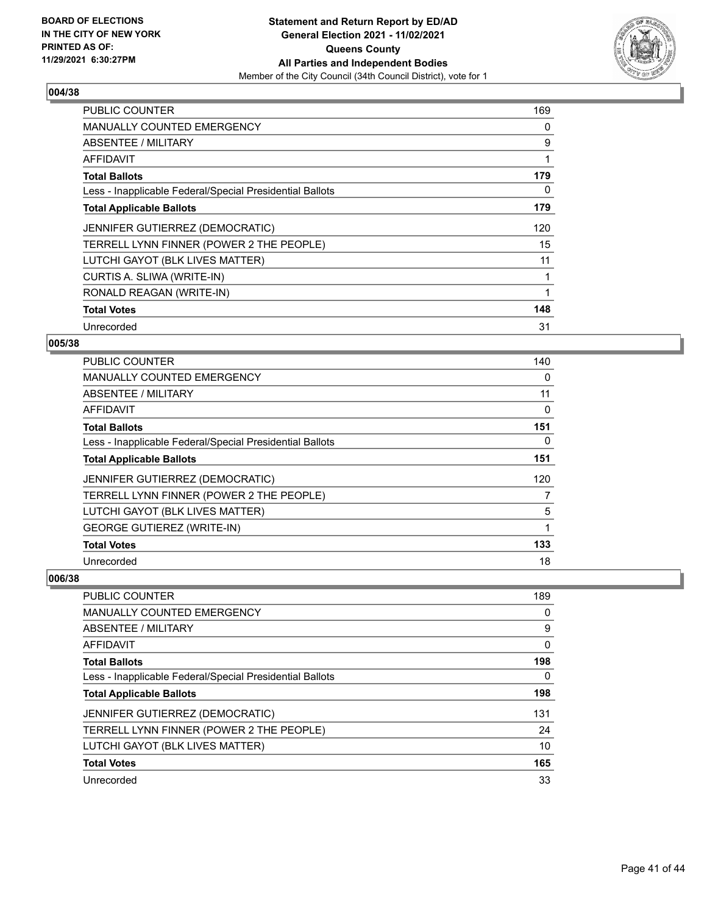## 004/38

| | |
|---|---|
| PUBLIC COUNTER | 169 |
| MANUALLY COUNTED EMERGENCY | 0 |
| ABSENTEE / MILITARY | 9 |
| AFFIDAVIT | 1 |
| **Total Ballots** | **179** |
| Less - Inapplicable Federal/Special Presidential Ballots | 0 |
| **Total Applicable Ballots** | **179** |
| JENNIFER GUTIERREZ (DEMOCRATIC) | 120 |
| TERRELL LYNN FINNER (POWER 2 THE PEOPLE) | 15 |
| LUTCHI GAYOT (BLK LIVES MATTER) | 11 |
| CURTIS A. SLIWA (WRITE-IN) | 1 |
| RONALD REAGAN (WRITE-IN) | 1 |
| **Total Votes** | **148** |
| Unrecorded | 31 |

## 005/38

| | |
|---|---|
| PUBLIC COUNTER | 140 |
| MANUALLY COUNTED EMERGENCY | 0 |
| ABSENTEE / MILITARY | 11 |
| AFFIDAVIT | 0 |
| **Total Ballots** | **151** |
| Less - Inapplicable Federal/Special Presidential Ballots | 0 |
| **Total Applicable Ballots** | **151** |
| JENNIFER GUTIERREZ (DEMOCRATIC) | 120 |
| TERRELL LYNN FINNER (POWER 2 THE PEOPLE) | 7 |
| LUTCHI GAYOT (BLK LIVES MATTER) | 5 |
| GEORGE GUTIEREZ (WRITE-IN) | 1 |
| **Total Votes** | **133** |
| Unrecorded | 18 |

## 006/38

| | |
|---|---|
| PUBLIC COUNTER | 189 |
| MANUALLY COUNTED EMERGENCY | 0 |
| ABSENTEE / MILITARY | 9 |
| AFFIDAVIT | 0 |
| **Total Ballots** | **198** |
| Less - Inapplicable Federal/Special Presidential Ballots | 0 |
| **Total Applicable Ballots** | **198** |
| JENNIFER GUTIERREZ (DEMOCRATIC) | 131 |
| TERRELL LYNN FINNER (POWER 2 THE PEOPLE) | 24 |
| LUTCHI GAYOT (BLK LIVES MATTER) | 10 |
| **Total Votes** | **165** |
| Unrecorded | 33 |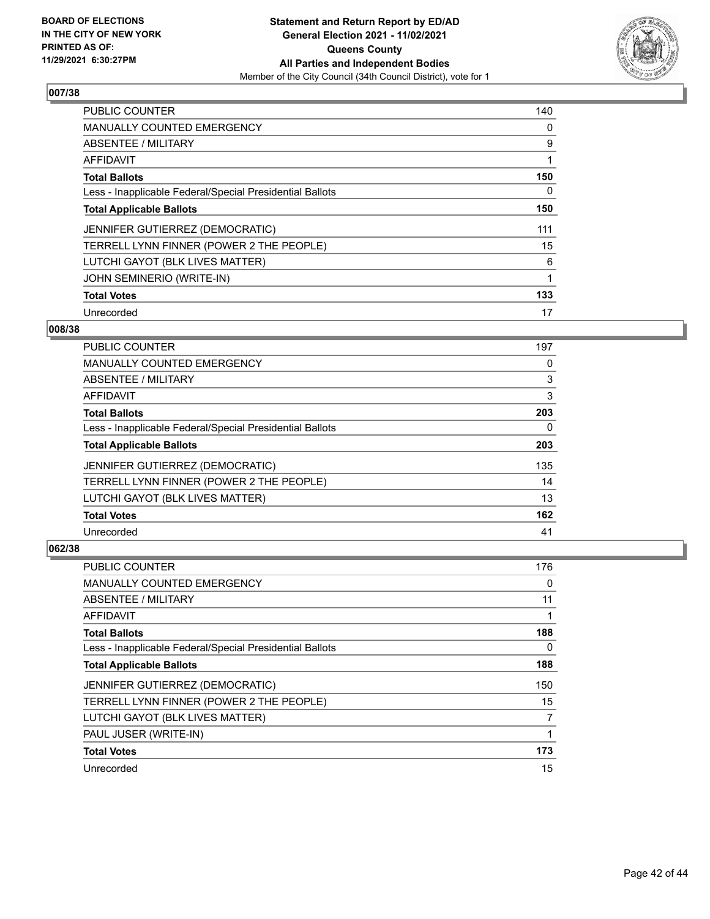**Statement and Return Report by ED/AD**
**General Election 2021 - 11/02/2021**
**Queens County**
**All Parties and Independent Bodies**
Member of the City Council (34th Council District), vote for 1

BOARD OF ELECTIONS
IN THE CITY OF NEW YORK
PRINTED AS OF:
11/29/2021 6:30:27PM

### 007/38

| | |
|---|---|
| PUBLIC COUNTER | 140 |
| MANUALLY COUNTED EMERGENCY | 0 |
| ABSENTEE / MILITARY | 9 |
| AFFIDAVIT | 1 |
| **Total Ballots** | **150** |
| Less - Inapplicable Federal/Special Presidential Ballots | 0 |
| **Total Applicable Ballots** | **150** |
| JENNIFER GUTIERREZ (DEMOCRATIC) | 111 |
| TERRELL LYNN FINNER (POWER 2 THE PEOPLE) | 15 |
| LUTCHI GAYOT (BLK LIVES MATTER) | 6 |
| JOHN SEMINERIO (WRITE-IN) | 1 |
| **Total Votes** | **133** |
| Unrecorded | 17 |

### 008/38

| | |
|---|---|
| PUBLIC COUNTER | 197 |
| MANUALLY COUNTED EMERGENCY | 0 |
| ABSENTEE / MILITARY | 3 |
| AFFIDAVIT | 3 |
| **Total Ballots** | **203** |
| Less - Inapplicable Federal/Special Presidential Ballots | 0 |
| **Total Applicable Ballots** | **203** |
| JENNIFER GUTIERREZ (DEMOCRATIC) | 135 |
| TERRELL LYNN FINNER (POWER 2 THE PEOPLE) | 14 |
| LUTCHI GAYOT (BLK LIVES MATTER) | 13 |
| **Total Votes** | **162** |
| Unrecorded | 41 |

### 062/38

| | |
|---|---|
| PUBLIC COUNTER | 176 |
| MANUALLY COUNTED EMERGENCY | 0 |
| ABSENTEE / MILITARY | 11 |
| AFFIDAVIT | 1 |
| **Total Ballots** | **188** |
| Less - Inapplicable Federal/Special Presidential Ballots | 0 |
| **Total Applicable Ballots** | **188** |
| JENNIFER GUTIERREZ (DEMOCRATIC) | 150 |
| TERRELL LYNN FINNER (POWER 2 THE PEOPLE) | 15 |
| LUTCHI GAYOT (BLK LIVES MATTER) | 7 |
| PAUL JUSER (WRITE-IN) | 1 |
| **Total Votes** | **173** |
| Unrecorded | 15 |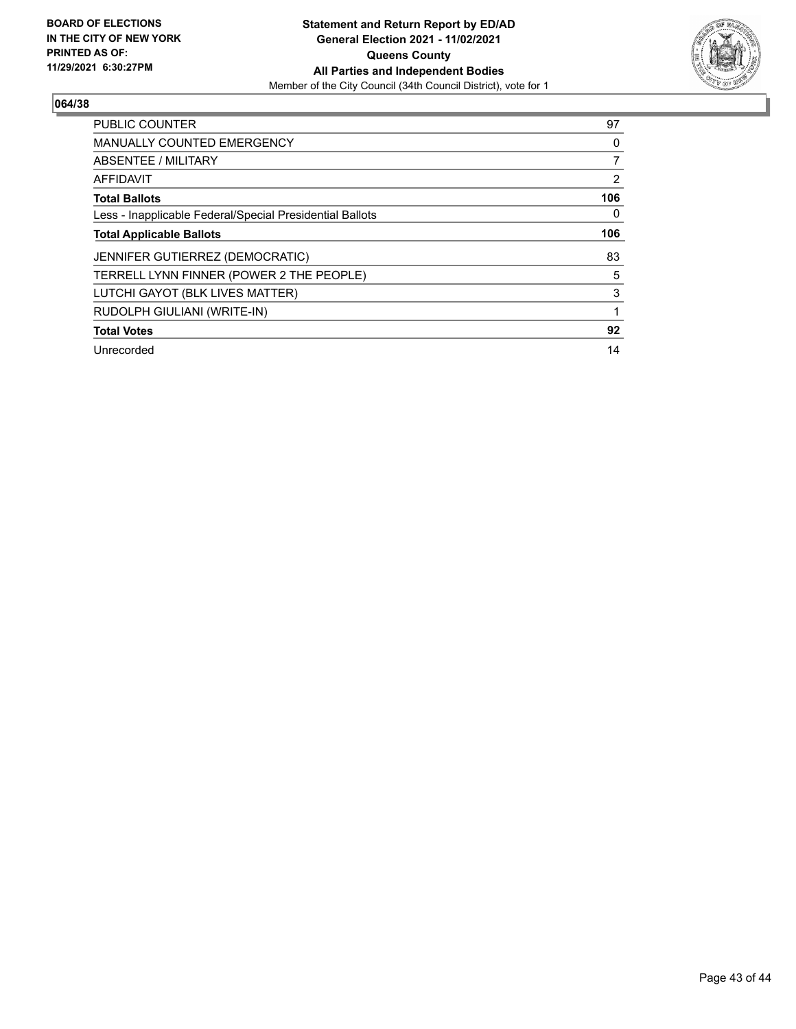**BOARD OF ELECTIONS IN THE CITY OF NEW YORK PRINTED AS OF: 11/29/2021 6:30:27PM**

**Statement and Return Report by ED/AD**
**General Election 2021 - 11/02/2021**
**Queens County**
**All Parties and Independent Bodies**
Member of the City Council (34th Council District), vote for 1

## 064/38

| | |
|---|---|
| PUBLIC COUNTER | 97 |
| MANUALLY COUNTED EMERGENCY | 0 |
| ABSENTEE / MILITARY | 7 |
| AFFIDAVIT | 2 |
| **Total Ballots** | **106** |
| Less - Inapplicable Federal/Special Presidential Ballots | 0 |
| **Total Applicable Ballots** | **106** |
| JENNIFER GUTIERREZ (DEMOCRATIC) | 83 |
| TERRELL LYNN FINNER (POWER 2 THE PEOPLE) | 5 |
| LUTCHI GAYOT (BLK LIVES MATTER) | 3 |
| RUDOLPH GIULIANI (WRITE-IN) | 1 |
| **Total Votes** | **92** |
| Unrecorded | 14 |